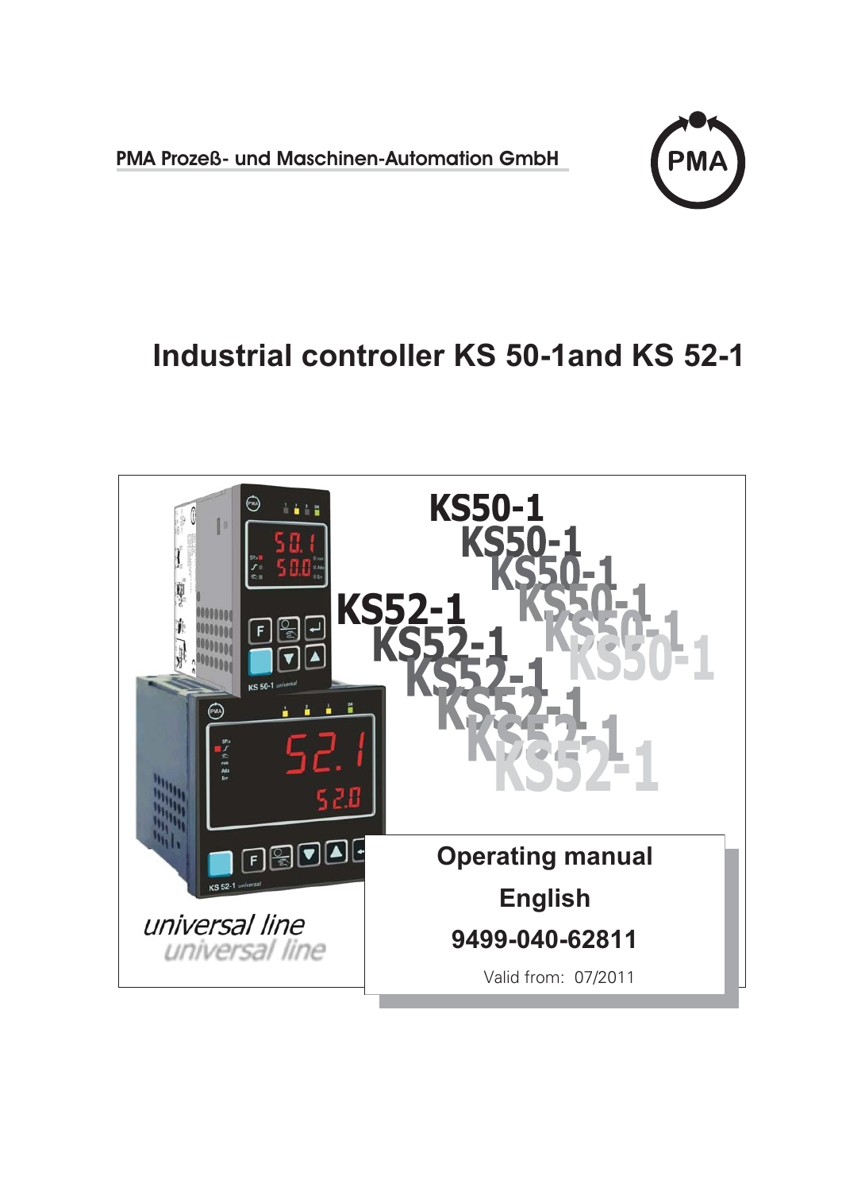PMA Prozeß- und Maschinen-Automation GmbH

# Industrial controller KS 50-1and KS 52-1

KS50-1

KS52-1

*universal line*

**Operating manual**

**English**

**9499-040-62811**

Valid from: 07/2011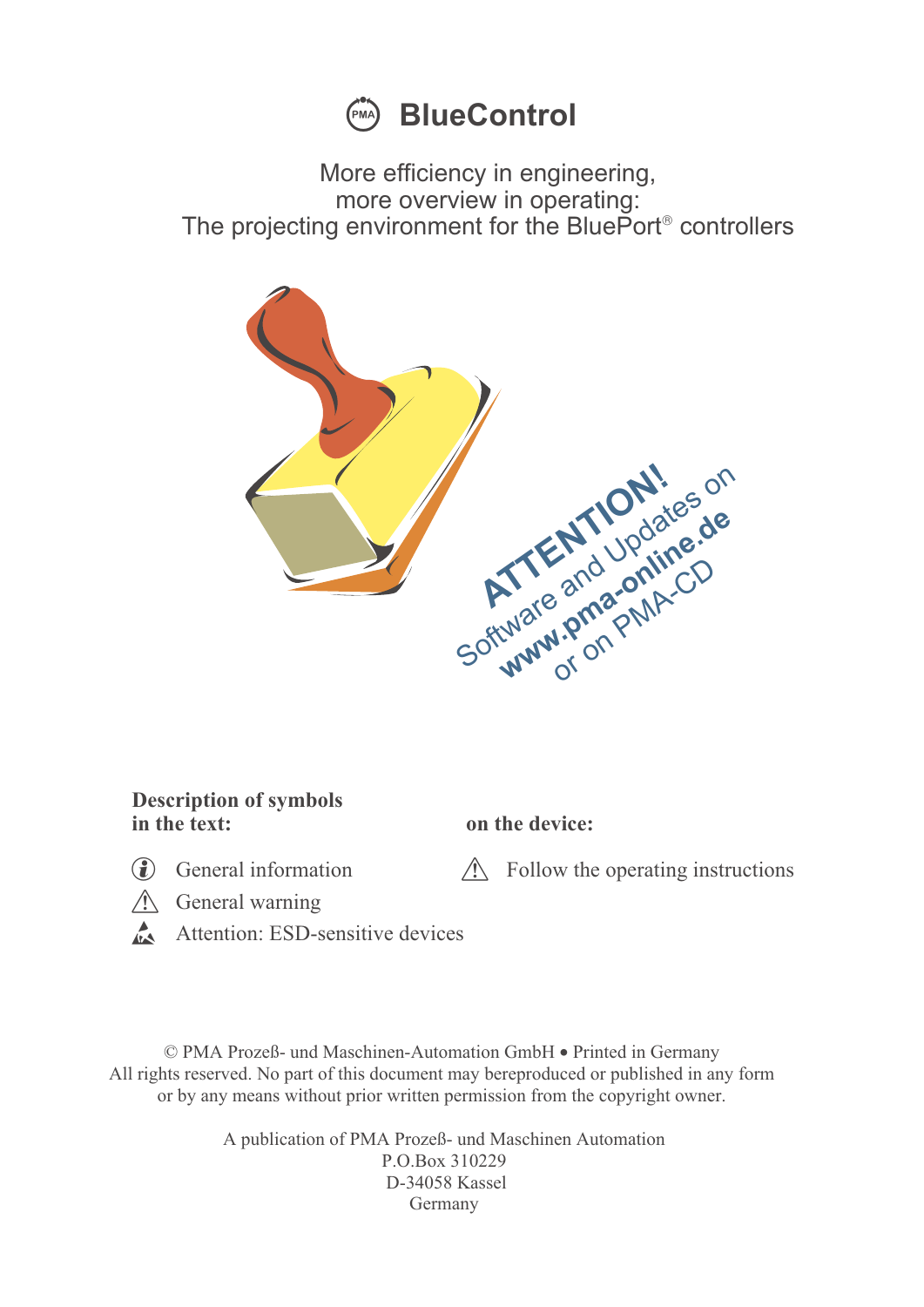# BlueControl

More efficiency in engineering,
more overview in operating:
The projecting environment for the BluePort® controllers

**ATTENTION!**
Software and Updates on
**www.pma-online.de**
or on PMA-CD

**Description of symbols in the text:**

- ⓘ General information
- ⚠ General warning
- Attention: ESD-sensitive devices

**on the device:**

- ⚠ Follow the operating instructions

© PMA Prozeß- und Maschinen-Automation GmbH • Printed in Germany
All rights reserved. No part of this document may bereproduced or published in any form or by any means without prior written permission from the copyright owner.

A publication of PMA Prozeß- und Maschinen Automation
P.O.Box 310229
D-34058 Kassel
Germany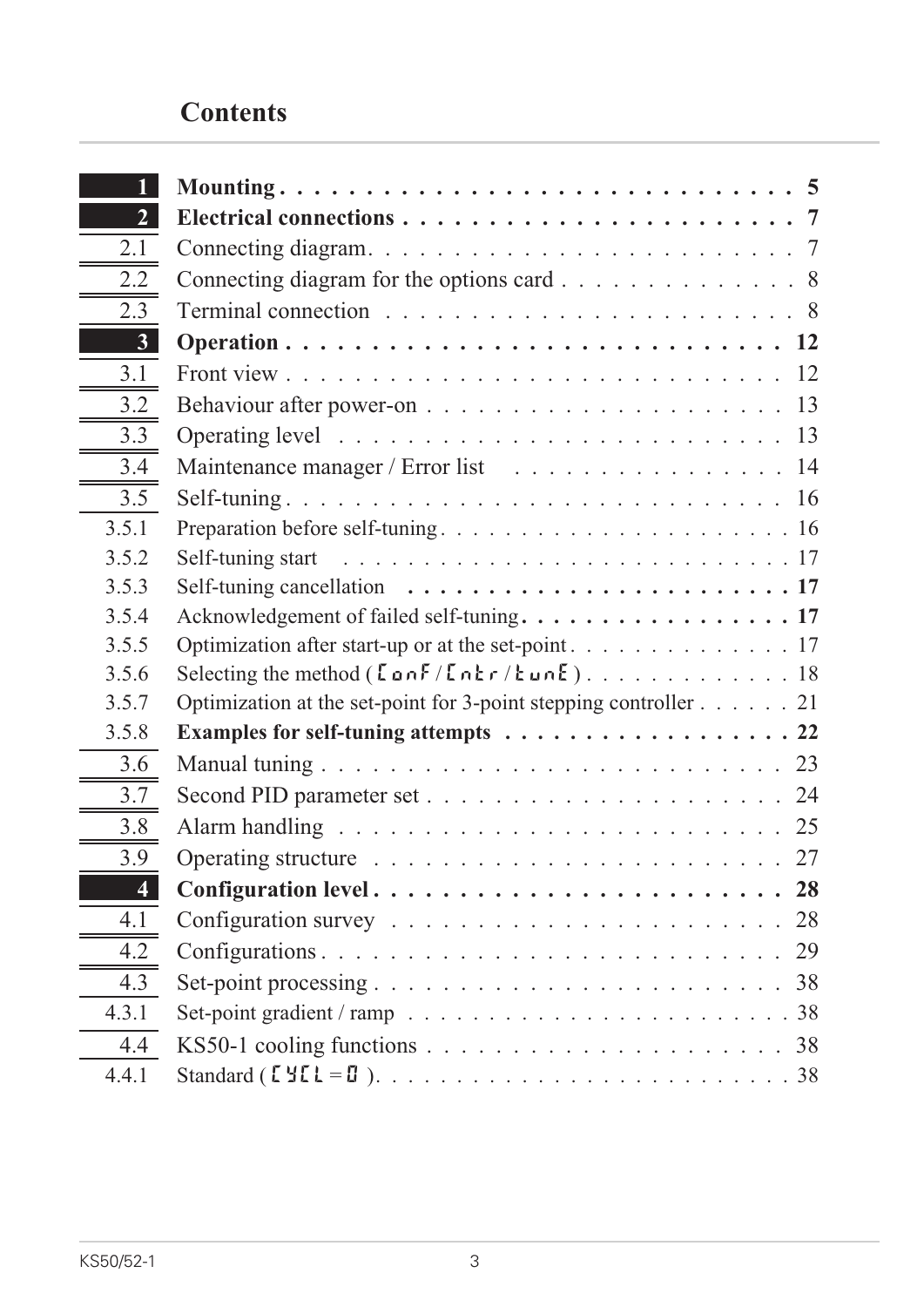# Contents

| | | |
|---|---|---|
| **1** | **Mounting** | **5** |
| **2** | **Electrical connections** | **7** |
| 2.1 | Connecting diagram | 7 |
| 2.2 | Connecting diagram for the options card | 8 |
| 2.3 | Terminal connection | 8 |
| **3** | **Operation** | **12** |
| 3.1 | Front view | 12 |
| 3.2 | Behaviour after power-on | 13 |
| 3.3 | Operating level | 13 |
| 3.4 | Maintenance manager / Error list | 14 |
| 3.5 | Self-tuning | 16 |
| 3.5.1 | Preparation before self-tuning | 16 |
| 3.5.2 | Self-tuning start | 17 |
| 3.5.3 | Self-tuning cancellation | **17** |
| 3.5.4 | Acknowledgement of failed self-tuning | **17** |
| 3.5.5 | Optimization after start-up or at the set-point | 17 |
| 3.5.6 | Selecting the method ( ConF / Cntr / tunE ) | 18 |
| 3.5.7 | Optimization at the set-point for 3-point stepping controller | 21 |
| 3.5.8 | **Examples for self-tuning attempts** | **22** |
| 3.6 | Manual tuning | 23 |
| 3.7 | Second PID parameter set | 24 |
| 3.8 | Alarm handling | 25 |
| 3.9 | Operating structure | 27 |
| **4** | **Configuration level** | **28** |
| 4.1 | Configuration survey | 28 |
| 4.2 | Configurations | 29 |
| 4.3 | Set-point processing | 38 |
| 4.3.1 | Set-point gradient / ramp | 38 |
| 4.4 | KS50-1 cooling functions | 38 |
| 4.4.1 | Standard ( CYCL = 0 ) | 38 |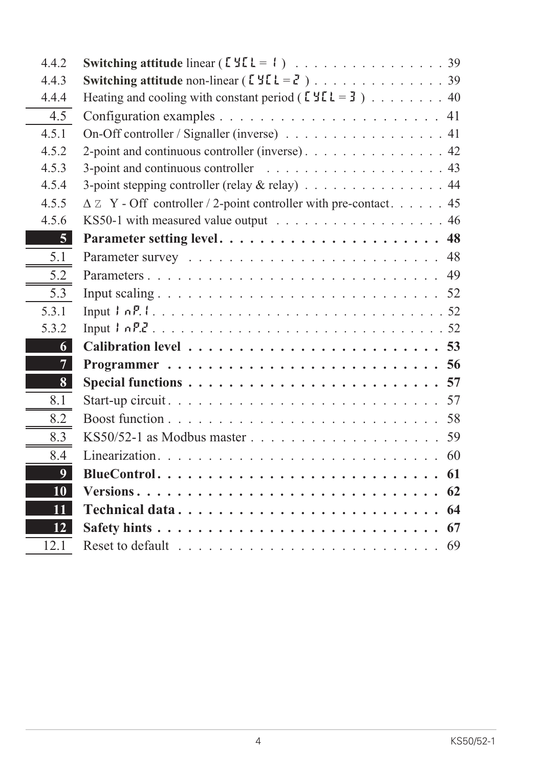| | | |
|---|---|---|
| 4.4.2 | **Switching attitude** linear ( CYCL = 1 ) | 39 |
| 4.4.3 | **Switching attitude** non-linear ( CYCL = 2 ) | 39 |
| 4.4.4 | Heating and cooling with constant period ( CYCL = 3 ) | 40 |
| 4.5 | Configuration examples | 41 |
| 4.5.1 | On-Off controller / Signaller (inverse) | 41 |
| 4.5.2 | 2-point and continuous controller (inverse) | 42 |
| 4.5.3 | 3-point and continuous controller | 43 |
| 4.5.4 | 3-point stepping controller (relay & relay) | 44 |
| 4.5.5 | Δ Z Y - Off controller / 2-point controller with pre-contact | 45 |
| 4.5.6 | KS50-1 with measured value output | 46 |
| **5** | **Parameter setting level** | **48** |
| 5.1 | Parameter survey | 48 |
| 5.2 | Parameters | 49 |
| 5.3 | Input scaling | 52 |
| 5.3.1 | Input InP.1 | 52 |
| 5.3.2 | Input InP.2 | 52 |
| **6** | **Calibration level** | **53** |
| **7** | **Programmer** | **56** |
| **8** | **Special functions** | **57** |
| 8.1 | Start-up circuit | 57 |
| 8.2 | Boost function | 58 |
| 8.3 | KS50/52-1 as Modbus master | 59 |
| 8.4 | Linearization | 60 |
| **9** | **BlueControl** | **61** |
| **10** | **Versions** | **62** |
| **11** | **Technical data** | **64** |
| **12** | **Safety hints** | **67** |
| 12.1 | Reset to default | 69 |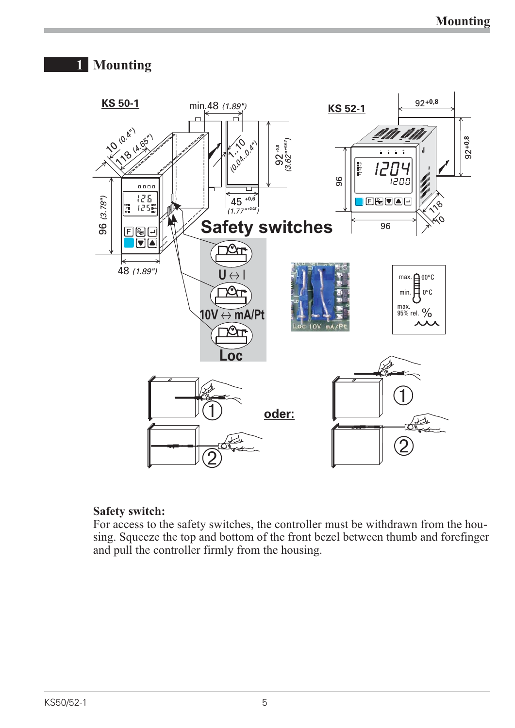# 1 Mounting

KS 50-1

KS 52-1

Safety switches

U ↔ I

10V ↔ mA/Pt

Loc

oder:

**Safety switch:**
For access to the safety switches, the controller must be withdrawn from the housing. Squeeze the top and bottom of the front bezel between thumb and forefinger and pull the controller firmly from the housing.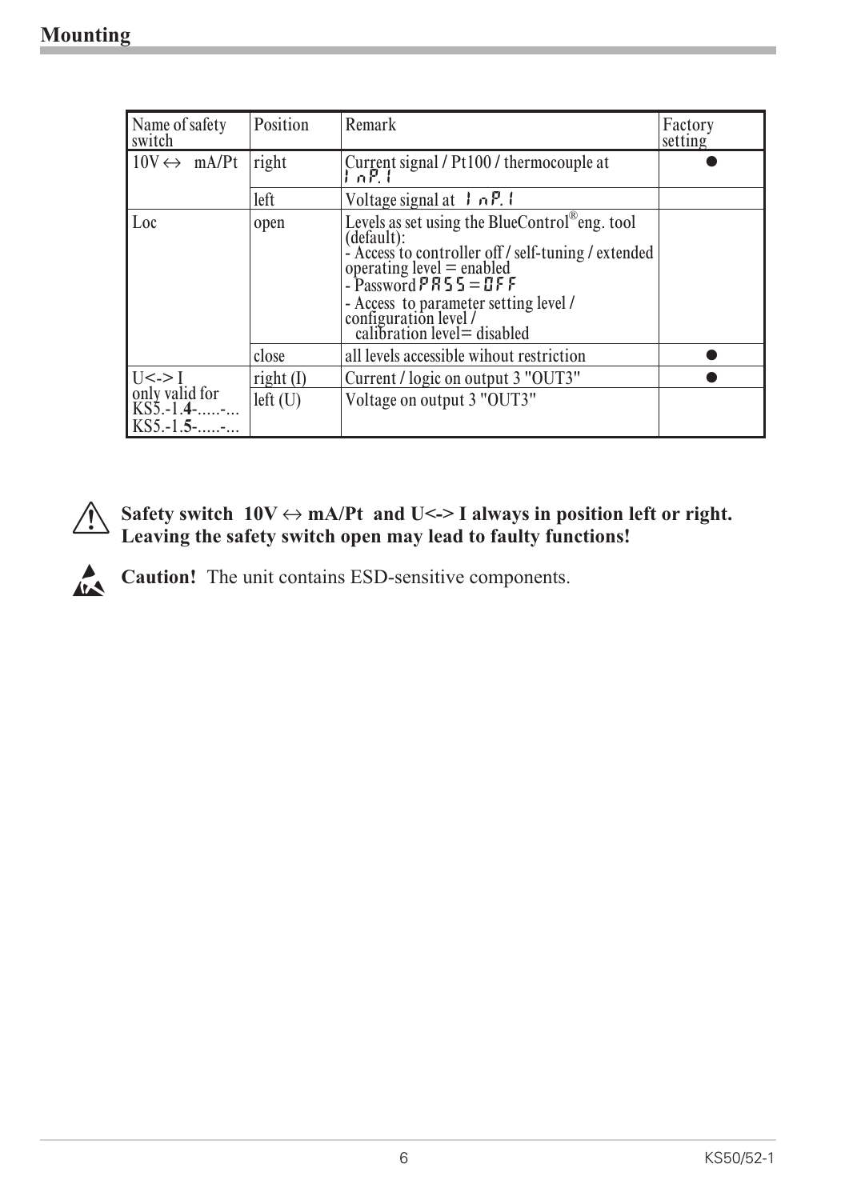## Mounting

| Name of safety switch | Position | Remark | Factory setting |
|---|---|---|---|
| 10V ↔ mA/Pt | right | Current signal / Pt100 / thermocouple at InP.1 | ● |
| | left | Voltage signal at InP.1 | |
| Loc | open | Levels as set using the BlueControl® eng. tool (default):<br>- Access to controller off / self-tuning / extended operating level = enabled<br>- Password PASS = OFF<br>- Access to parameter setting level / configuration level / calibration level= disabled | |
| | close | all levels accessible wihout restriction | ● |
| U<-> I only valid for KS5.-1.**4**-.....-... KS5.-1.**5**-.....-... | right (I) | Current / logic on output 3 "OUT3" | ● |
| | left (U) | Voltage on output 3 "OUT3" | |

**Safety switch 10V ↔ mA/Pt and U<-> I always in position left or right. Leaving the safety switch open may lead to faulty functions!**

**Caution!** The unit contains ESD-sensitive components.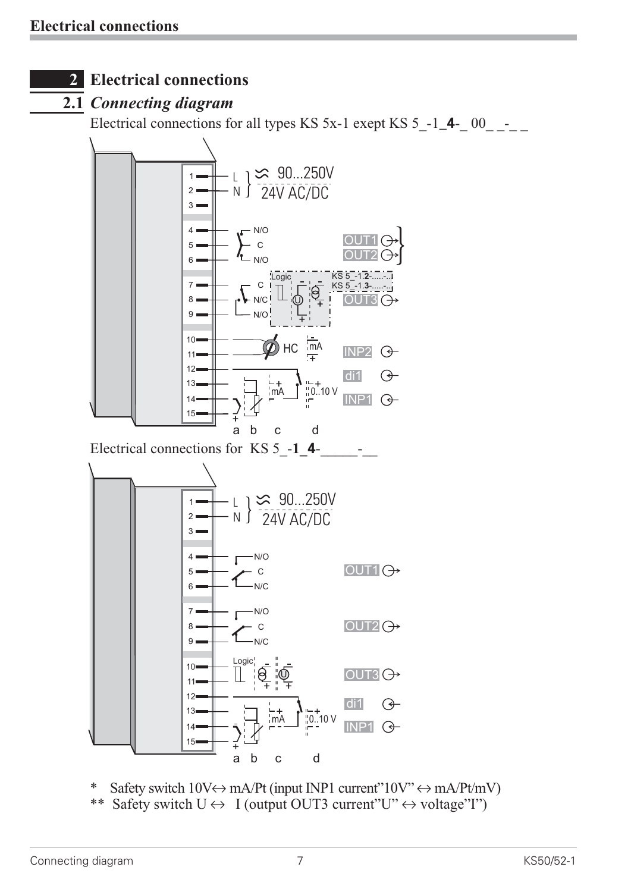## 2 Electrical connections

### 2.1 *Connecting diagram*

Electrical connections for all types KS 5x-1 exept KS 5_-1_**4**-_ 00_ _-_ _

Electrical connections for KS 5_-**1**_**4**-_____-__

\* Safety switch 10V↔ mA/Pt (input INP1 current"10V" ↔ mA/Pt/mV)

\*\* Safety switch U ↔ I (output OUT3 current"U" ↔ voltage"I")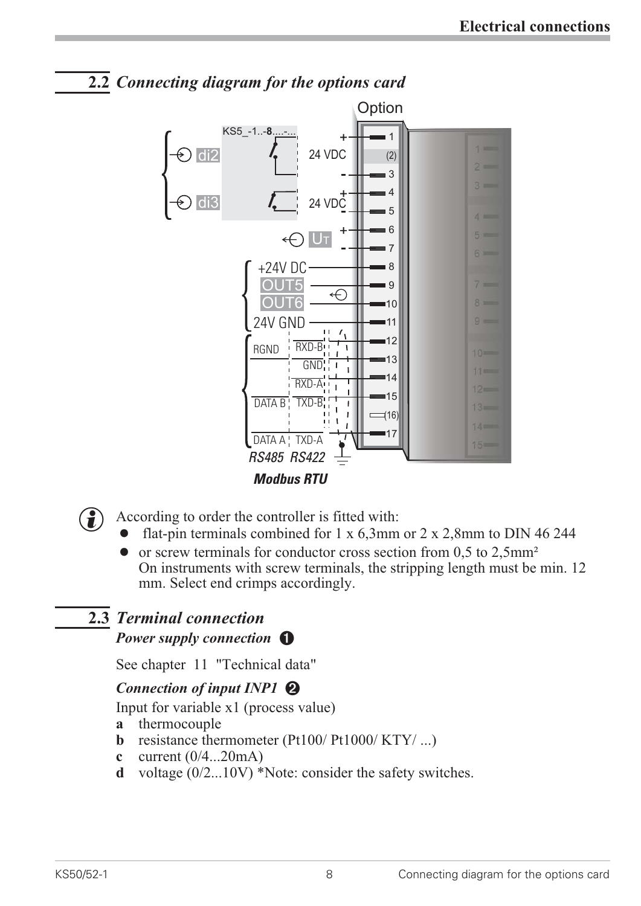## 2.2 *Connecting diagram for the options card*

According to order the controller is fitted with:

- flat-pin terminals combined for 1 x 6,3mm or 2 x 2,8mm to DIN 46 244
- or screw terminals for conductor cross section from 0,5 to 2,5mm²
  On instruments with screw terminals, the stripping length must be min. 12 mm. Select end crimps accordingly.

## 2.3 *Terminal connection*

### *Power supply connection* ❶

See chapter 11 "Technical data"

### *Connection of input INP1* ❷

Input for variable x1 (process value)

**a** thermocouple
**b** resistance thermometer (Pt100/ Pt1000/ KTY/ ...)
**c** current (0/4...20mA)
**d** voltage (0/2...10V) *Note: consider the safety switches.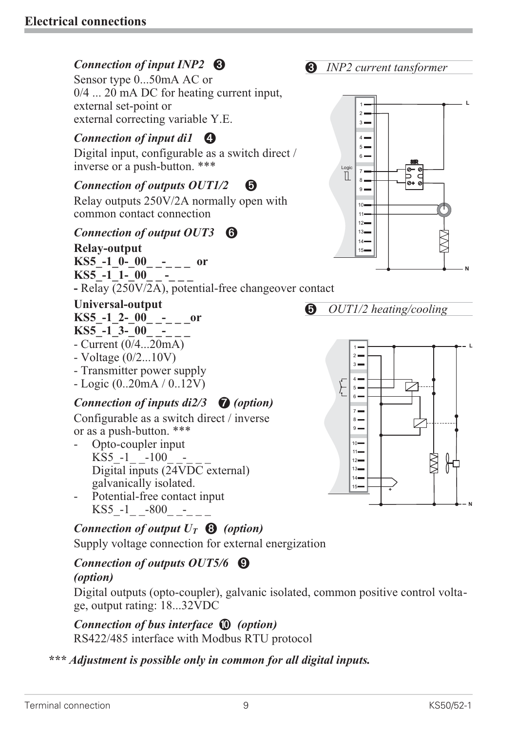## Electrical connections

### *Connection of input INP2* ❸

Sensor type 0...50mA AC or
0/4 ... 20 mA DC for heating current input,
external set-point or
external correcting variable Y.E.

### *Connection of input di1* ❹

Digital input, configurable as a switch direct / inverse or a push-button. ***

### *Connection of outputs OUT1/2* ❺

Relay outputs 250V/2A normally open with common contact connection

### *Connection of output OUT3* ❻

**Relay-output**
**KS5_-1_0-_00_ _-_ _ _ or**
**KS5_-1_1-_00_ _-_ _ _**
**-** Relay (250V/2A), potential-free changeover contact

**Universal-output**
**KS5_-1_2-_00_ _-_ _ _or**
**KS5_-1_3-_00_ _-_ _ _**

- Current (0/4...20mA)
- Voltage (0/2...10V)
- Transmitter power supply
- Logic (0..20mA / 0..12V)

### *Connection of inputs di2/3* ❼ *(option)*

Configurable as a switch direct / inverse or as a push-button. ***

- Opto-coupler input
  KS5_-1_ _-100_ _-_ _ _
  Digital inputs (24VDC external) galvanically isolated.
- Potential-free contact input
  KS5_-1_ _-800_ _-_ _ _

### *Connection of output $U_T$* ❽ *(option)*

Supply voltage connection for external energization

### *Connection of outputs OUT5/6* ❾ *(option)*

Digital outputs (opto-coupler), galvanic isolated, common positive control voltage, output rating: 18...32VDC

### *Connection of bus interface* ❿ *(option)*

RS422/485 interface with Modbus RTU protocol

***\*\*\* Adjustment is possible only in common for all digital inputs.***

❸ *INP2 current tansformer*

❺ *OUT1/2 heating/cooling*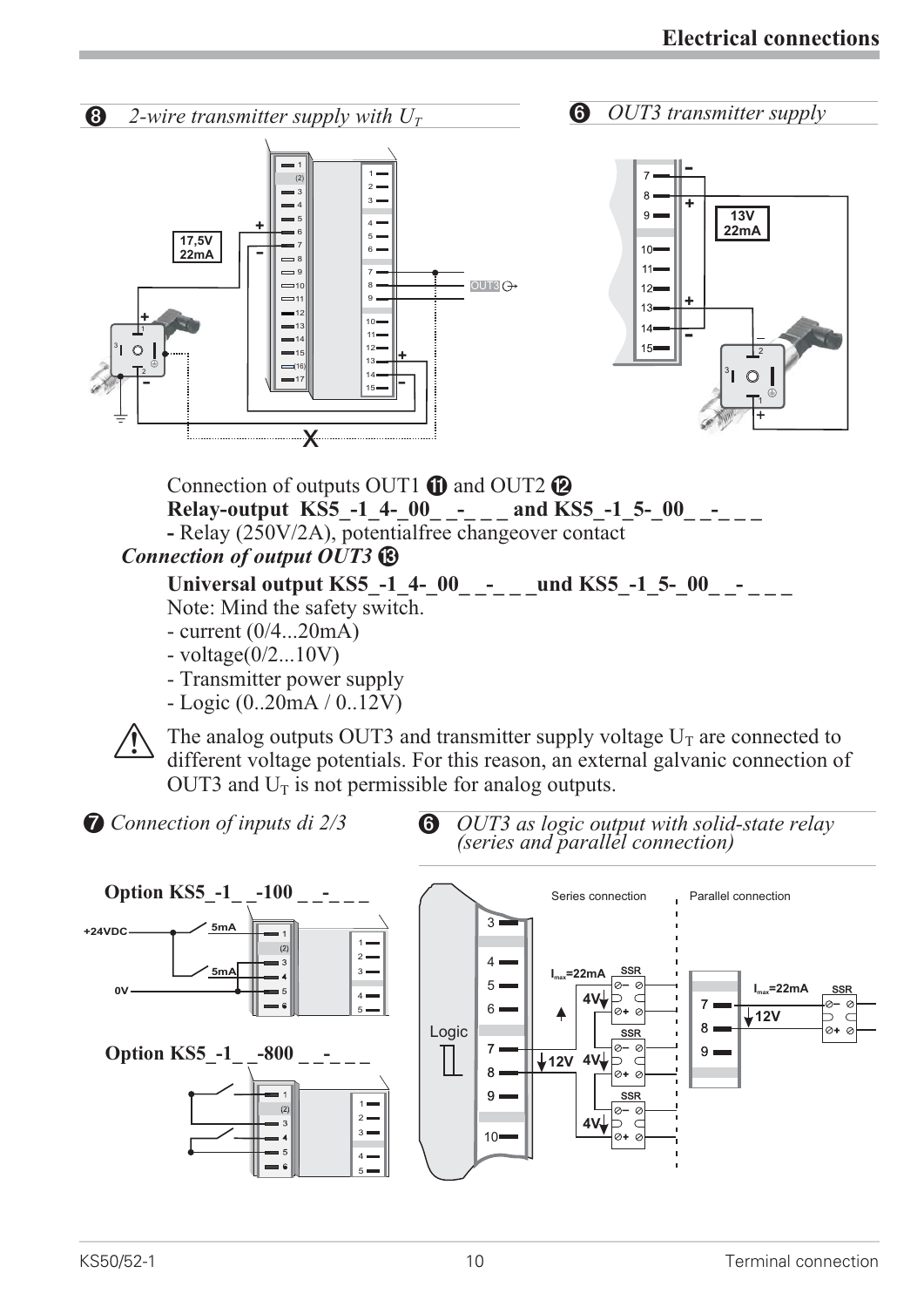## 8 2-wire transmitter supply with $U_T$

## 6 OUT3 transmitter supply

Connection of outputs OUT1 11 and OUT2 12

**Relay-output KS5_-1_4-_00_ _-_ _ _ and KS5_-1_5-_00_ _-_ _ _**

**-** Relay (250V/2A), potentialfree changeover contact

### *Connection of output OUT3* 13

**Universal output KS5_-1_4-_00_ _-_ _ _und KS5_-1_5-_00_ _- _ _ _**

Note: Mind the safety switch.

- current (0/4...20mA)
- voltage(0/2...10V)
- Transmitter power supply
- Logic (0..20mA / 0..12V)

⚠ The analog outputs OUT3 and transmitter supply voltage $U_T$ are connected to different voltage potentials. For this reason, an external galvanic connection of OUT3 and $U_T$ is not permissible for analog outputs.

## 7 Connection of inputs di 2/3

**Option KS5_-1_ _-100 _ _-_ _ _**

**Option KS5_-1_ _-800 _ _-_ _ _**

## 6 OUT3 as logic output with solid-state relay (series and parallel connection)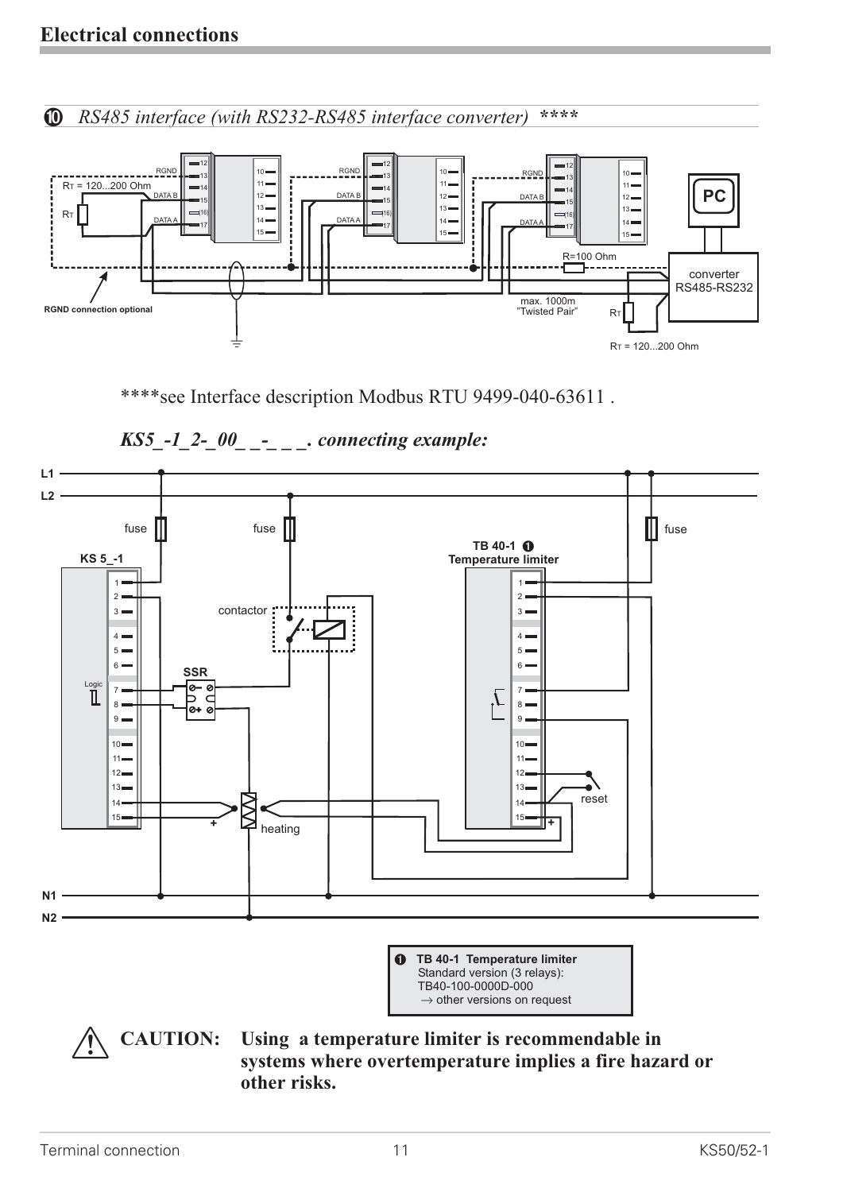## Electrical connections

### ⑩ *RS485 interface (with RS232-RS485 interface converter) *****

****see Interface description Modbus RTU 9499-040-63611 .

### *KS5_-1_2-_00_ _-_ _ _. connecting example:*

❶ **TB 40-1 Temperature limiter**
Standard version (3 relays):
TB40-100-0000D-000
→ other versions on request

**CAUTION: Using a temperature limiter is recommendable in systems where overtemperature implies a fire hazard or other risks.**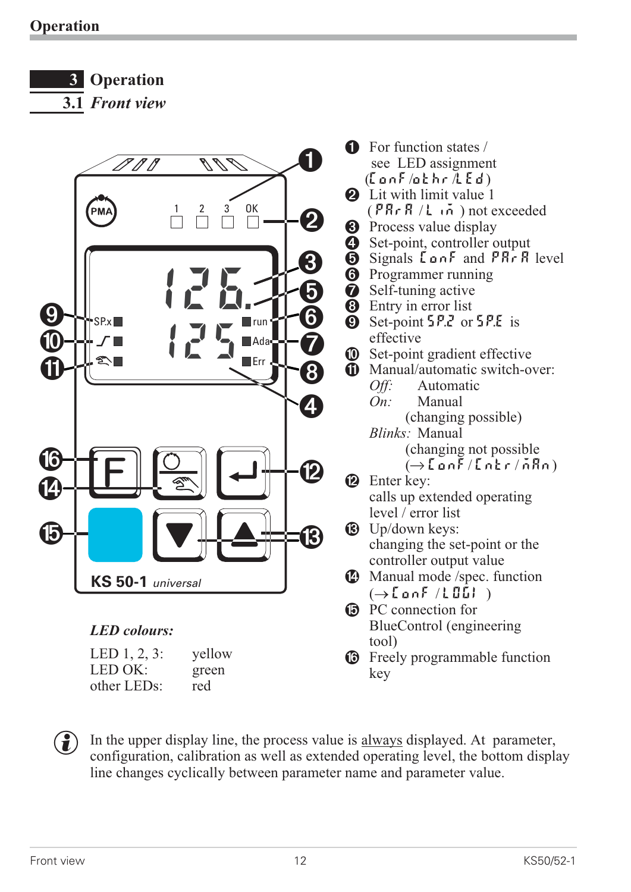# 3 Operation

## 3.1 *Front view*

LED colours:

| | |
|---|---|
| LED 1, 2, 3: | yellow |
| LED OK: | green |
| other LEDs: | red |

1. For function states / see LED assignment (ConF/othr/LEd)
2. Lit with limit value 1 (PArA / Lim ) not exceeded
3. Process value display
4. Set-point, controller output
5. Signals ConF and PArA level
6. Programmer running
7. Self-tuning active
8. Entry in error list
9. Set-point SP.2 or SP.E is effective
10. Set-point gradient effective
11. Manual/automatic switch-over:
    *Off:* Automatic
    *On:* Manual (changing possible)
    *Blinks:* Manual (changing not possible (→ConF/Cntr/mAn)
12. Enter key: calls up extended operating level / error list
13. Up/down keys: changing the set-point or the controller output value
14. Manual mode /spec. function (→ConF /LOGI )
15. PC connection for BlueControl (engineering tool)
16. Freely programmable function key

In the upper display line, the process value is always displayed. At parameter, configuration, calibration as well as extended operating level, the bottom display line changes cyclically between parameter name and parameter value.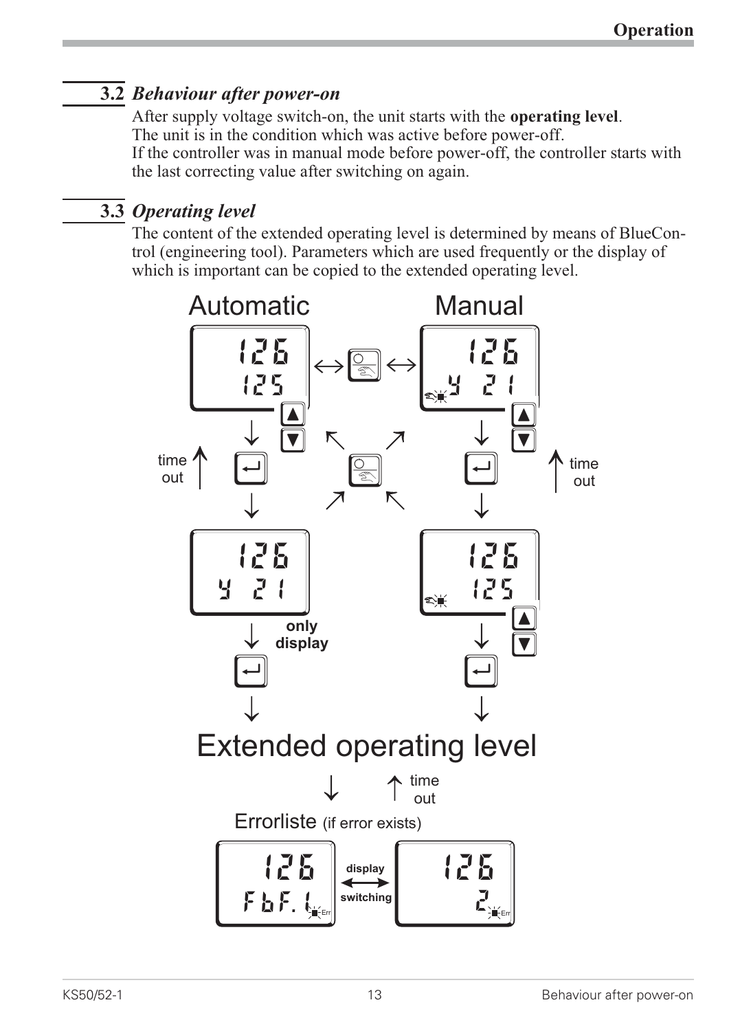## 3.2 *Behaviour after power-on*

After supply voltage switch-on, the unit starts with the **operating level**.
The unit is in the condition which was active before power-off.
If the controller was in manual mode before power-off, the controller starts with the last correcting value after switching on again.

## 3.3 *Operating level*

The content of the extended operating level is determined by means of BlueControl (engineering tool). Parameters which are used frequently or the display of which is important can be copied to the extended operating level.

Automatic　　Manual

time out　　only display　　time out

Extended operating level

time out

Errorliste (if error exists)

display switching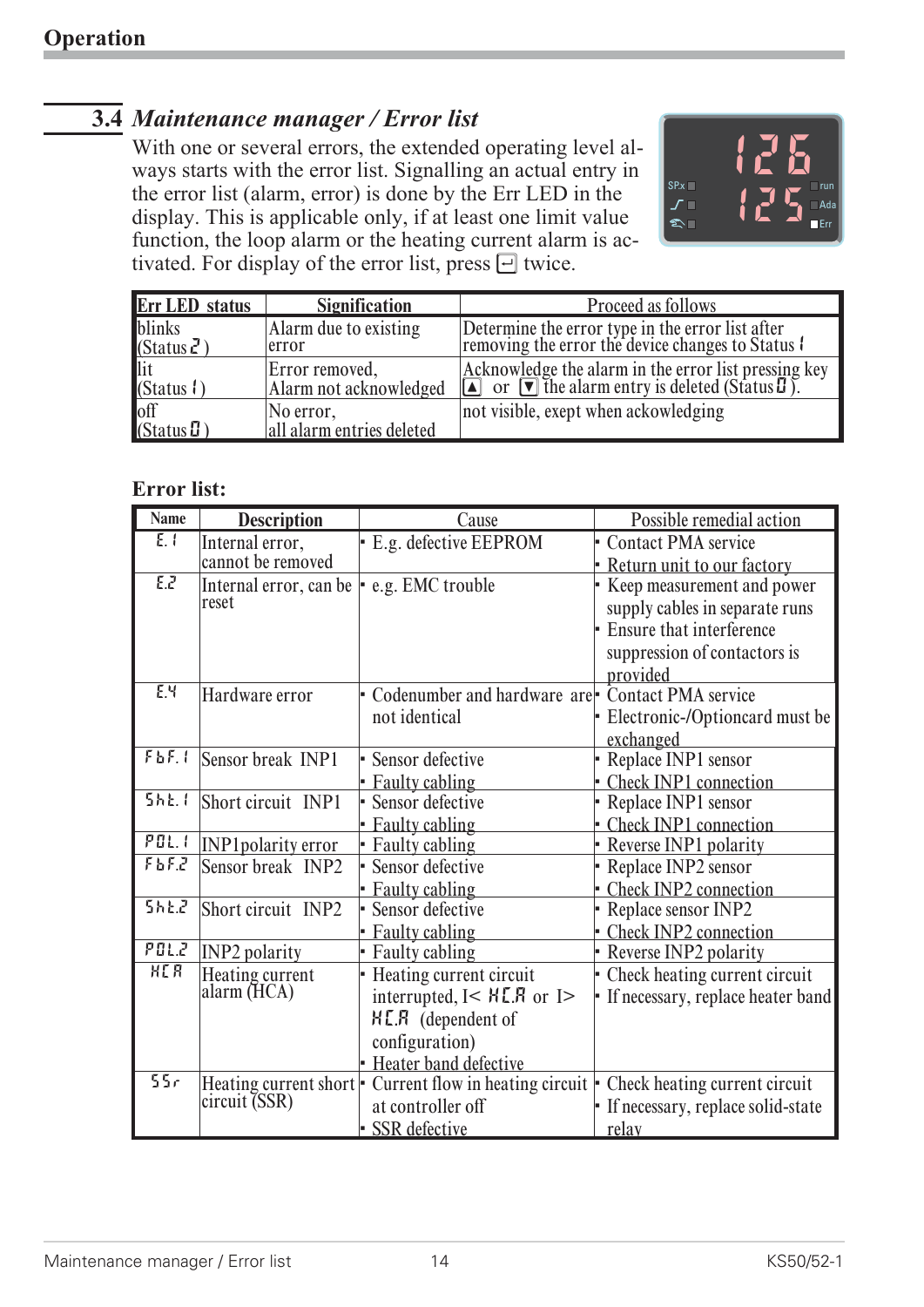## 3.4 *Maintenance manager / Error list*

With one or several errors, the extended operating level always starts with the error list. Signalling an actual entry in the error list (alarm, error) is done by the Err LED in the display. This is applicable only, if at least one limit value function, the loop alarm or the heating current alarm is activated. For display of the error list, press ⏎ twice.

| Err LED status | Signification | Proceed as follows |
|---|---|---|
| blinks (Status 2) | Alarm due to existing error | Determine the error type in the error list after removing the error the device changes to Status 1 |
| lit (Status 1) | Error removed, Alarm not acknowledged | Acknowledge the alarm in the error list pressing key ▲ or ▼ the alarm entry is deleted (Status 0). |
| off (Status 0) | No error, all alarm entries deleted | not visible, exept when ackowledging |

**Error list:**

| Name | Description | Cause | Possible remedial action |
|---|---|---|---|
| E.1 | Internal error, cannot be removed | • E.g. defective EEPROM | • Contact PMA service<br>• Return unit to our factory |
| E.2 | Internal error, can be reset | • e.g. EMC trouble | • Keep measurement and power supply cables in separate runs<br>• Ensure that interference suppression of contactors is provided |
| E.4 | Hardware error | • Codenumber and hardware are not identical | • Contact PMA service<br>• Electronic-/Optioncard must be exchanged |
| FbF.1 | Sensor break INP1 | • Sensor defective<br>• Faulty cabling | • Replace INP1 sensor<br>• Check INP1 connection |
| Sht.1 | Short circuit INP1 | • Sensor defective<br>• Faulty cabling | • Replace INP1 sensor<br>• Check INP1 connection |
| POL.1 | INP1polarity error | • Faulty cabling | • Reverse INP1 polarity |
| FbF.2 | Sensor break INP2 | • Sensor defective<br>• Faulty cabling | • Replace INP2 sensor<br>• Check INP2 connection |
| Sht.2 | Short circuit INP2 | • Sensor defective<br>• Faulty cabling | • Replace sensor INP2<br>• Check INP2 connection |
| POL.2 | INP2 polarity | • Faulty cabling | • Reverse INP2 polarity |
| HCA | Heating current alarm (HCA) | • Heating current circuit interrupted, I< HC.A or I> HC.A (dependent of configuration)<br>• Heater band defective | • Check heating current circuit<br>• If necessary, replace heater band |
| SSr | Heating current short circuit (SSR) | • Current flow in heating circuit at controller off<br>• SSR defective | • Check heating current circuit<br>• If necessary, replace solid-state relay |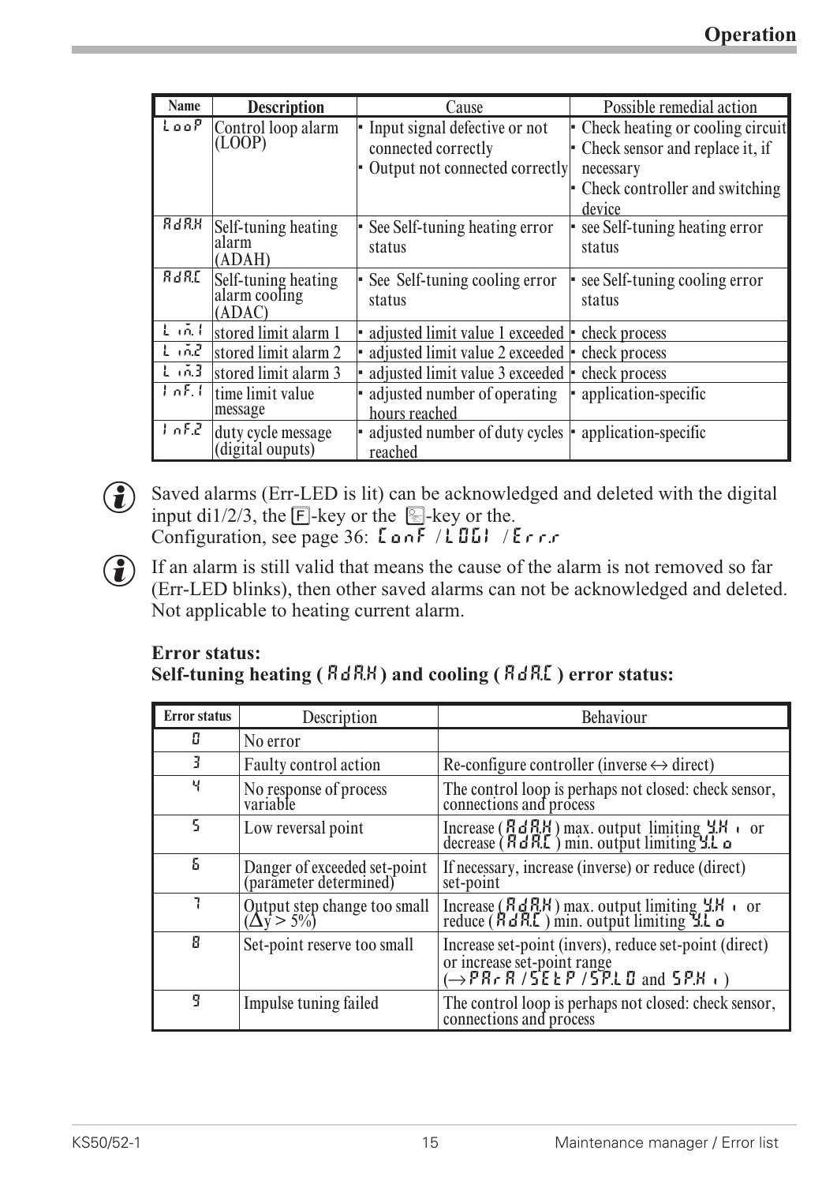| Name | Description | Cause | Possible remedial action |
|---|---|---|---|
| LooP | Control loop alarm (LOOP) | • Input signal defective or not connected correctly<br>• Output not connected correctly | • Check heating or cooling circuit<br>• Check sensor and replace it, if necessary<br>• Check controller and switching device |
| AdA.H | Self-tuning heating alarm (ADAH) | • See Self-tuning heating error status | • see Self-tuning heating error status |
| AdA.C | Self-tuning heating alarm cooling (ADAC) | • See Self-tuning cooling error status | • see Self-tuning cooling error status |
| Lim.1 | stored limit alarm 1 | • adjusted limit value 1 exceeded | • check process |
| Lim.2 | stored limit alarm 2 | • adjusted limit value 2 exceeded | • check process |
| Lim.3 | stored limit alarm 3 | • adjusted limit value 3 exceeded | • check process |
| InF.1 | time limit value message | • adjusted number of operating hours reached | • application-specific |
| InF.2 | duty cycle message (digital ouputs) | • adjusted number of duty cycles reached | • application-specific |

Saved alarms (Err-LED is lit) can be acknowledged and deleted with the digital input di1/2/3, the [F]-key or the [loop]-key or the.
Configuration, see page 36: ConF / LOGI / Err.r

If an alarm is still valid that means the cause of the alarm is not removed so far (Err-LED blinks), then other saved alarms can not be acknowledged and deleted. Not applicable to heating current alarm.

**Error status:**
**Self-tuning heating ( AdA.H ) and cooling ( AdA.C ) error status:**

| Error status | Description | Behaviour |
|---|---|---|
| 0 | No error | |
| 3 | Faulty control action | Re-configure controller (inverse ↔ direct) |
| 4 | No response of process variable | The control loop is perhaps not closed: check sensor, connections and process |
| 5 | Low reversal point | Increase ( AdA.H ) max. output limiting Y.Hi or decrease ( AdA.C ) min. output limiting Y.Lo |
| 6 | Danger of exceeded set-point (parameter determined) | If necessary, increase (inverse) or reduce (direct) set-point |
| 7 | Output step change too small ($\Delta y > 5\%$) | Increase ( AdA.H ) max. output limiting Y.Hi or reduce ( AdA.C ) min. output limiting Y.Lo |
| 8 | Set-point reserve too small | Increase set-point (invers), reduce set-point (direct) or increase set-point range (→ PArA / SEtP / SP.LO and SP.Hi ) |
| 9 | Impulse tuning failed | The control loop is perhaps not closed: check sensor, connections and process |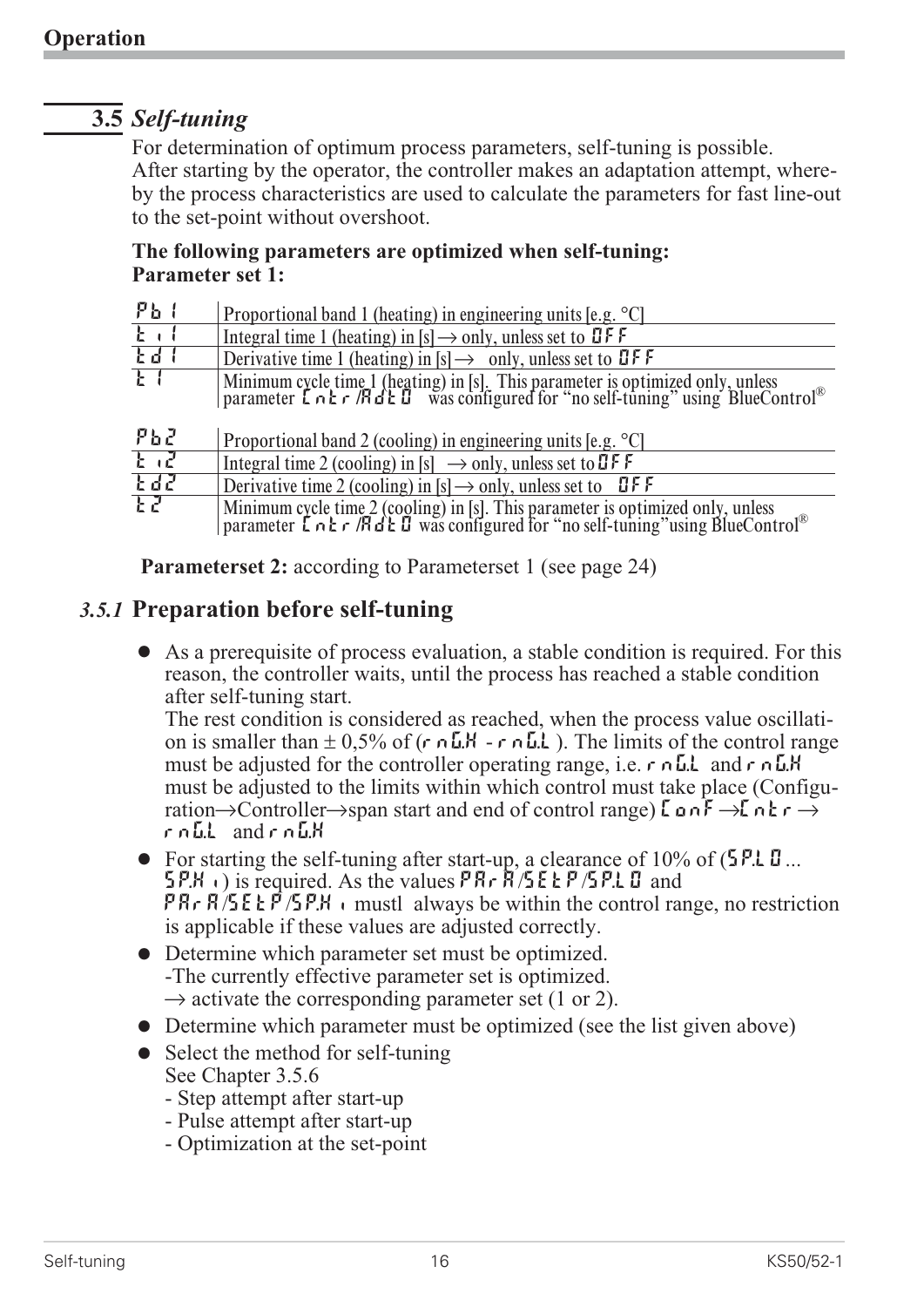## 3.5 *Self-tuning*

For determination of optimum process parameters, self-tuning is possible.
After starting by the operator, the controller makes an adaptation attempt, whereby the process characteristics are used to calculate the parameters for fast line-out to the set-point without overshoot.

**The following parameters are optimized when self-tuning:**
**Parameter set 1:**

| | |
|---|---|
| Pb 1 | Proportional band 1 (heating) in engineering units [e.g. °C] |
| ti 1 | Integral time 1 (heating) in [s] → only, unless set to OFF |
| td 1 | Derivative time 1 (heating) in [s] → only, unless set to OFF |
| t 1 | Minimum cycle time 1 (heating) in [s]. This parameter is optimized only, unless parameter Cntr/AdtO was configured for "no self-tuning" using BlueControl® |
| Pb2 | Proportional band 2 (cooling) in engineering units [e.g. °C] |
| ti2 | Integral time 2 (cooling) in [s] → only, unless set to OFF |
| td2 | Derivative time 2 (cooling) in [s] → only, unless set to OFF |
| t 2 | Minimum cycle time 2 (cooling) in [s]. This parameter is optimized only, unless parameter Cntr/AdtO was configured for "no self-tuning" using BlueControl® |

**Parameterset 2:** according to Parameterset 1 (see page 24)

### *3.5.1* Preparation before self-tuning

- As a prerequisite of process evaluation, a stable condition is required. For this reason, the controller waits, until the process has reached a stable condition after self-tuning start.
  The rest condition is considered as reached, when the process value oscillation is smaller than ± 0,5% of (rnG.H - rnG.L ). The limits of the control range must be adjusted for the controller operating range, i.e. rnG.L and rnG.H must be adjusted to the limits within which control must take place (Configuration→Controller→span start and end of control range) ConF →Cntr → rnG.L and rnG.H
- For starting the self-tuning after start-up, a clearance of 10% of (SP.LO ... SP.Hi) is required. As the values PArA/SEtP/SP.LO and PArA/SEtP/SP.Hi mustl always be within the control range, no restriction is applicable if these values are adjusted correctly.
- Determine which parameter set must be optimized.
  -The currently effective parameter set is optimized.
  → activate the corresponding parameter set (1 or 2).
- Determine which parameter must be optimized (see the list given above)
- Select the method for self-tuning
  See Chapter 3.5.6
  - Step attempt after start-up
  - Pulse attempt after start-up
  - Optimization at the set-point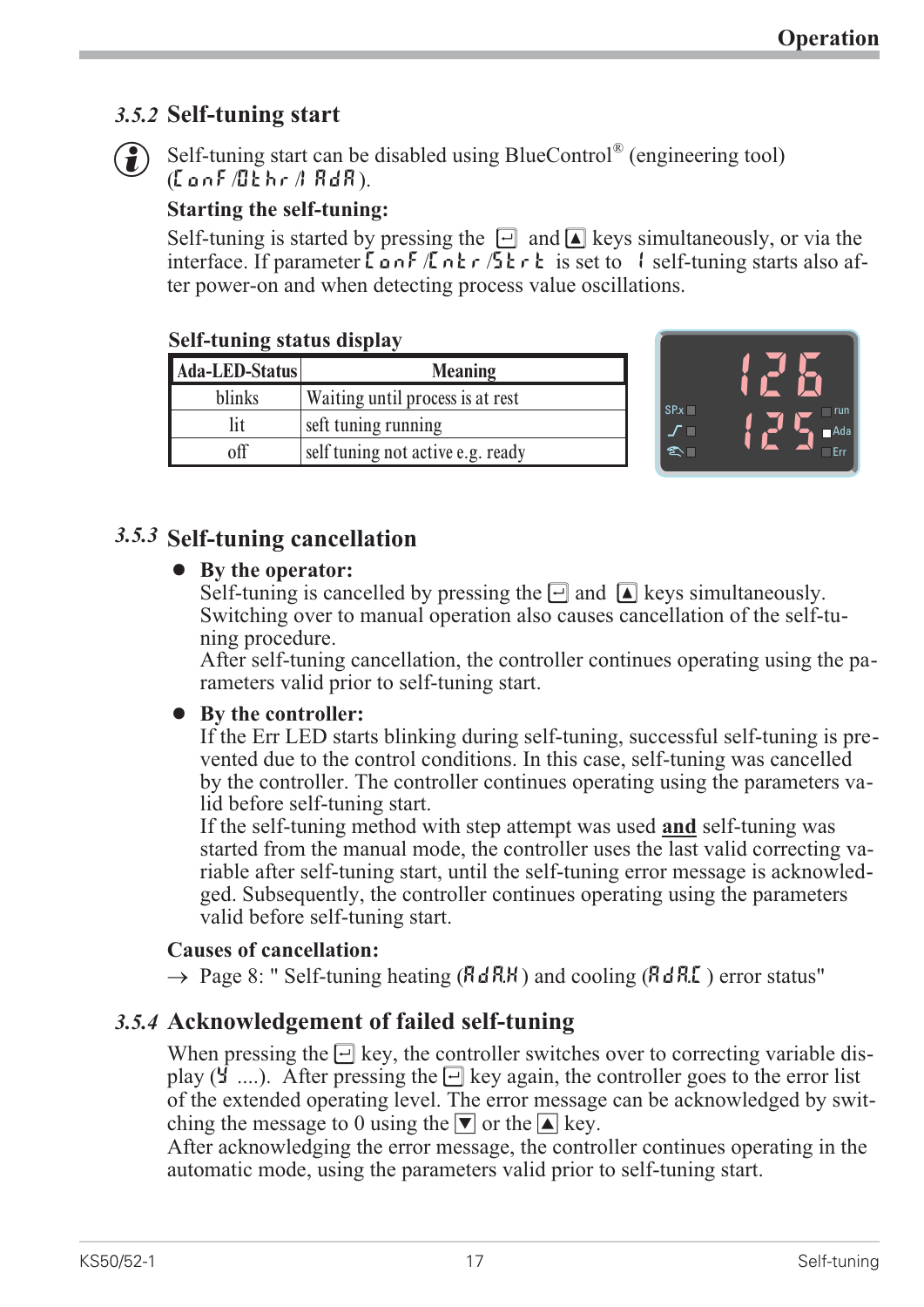### 3.5.2 Self-tuning start

Self-tuning start can be disabled using BlueControl® (engineering tool) (ConF /Othr /I AdA ).

**Starting the self-tuning:**

Self-tuning is started by pressing the ⏎ and ▲ keys simultaneously, or via the interface. If parameter ConF /Cntr /Strt is set to 1 self-tuning starts also after power-on and when detecting process value oscillations.

**Self-tuning status display**

| Ada-LED-Status | Meaning |
|---|---|
| blinks | Waiting until process is at rest |
| lit | seft tuning running |
| off | self tuning not active e.g. ready |

### 3.5.3 Self-tuning cancellation

- **By the operator:**
  Self-tuning is cancelled by pressing the ⏎ and ▲ keys simultaneously. Switching over to manual operation also causes cancellation of the self-tuning procedure.
  After self-tuning cancellation, the controller continues operating using the parameters valid prior to self-tuning start.
- **By the controller:**
  If the Err LED starts blinking during self-tuning, successful self-tuning is prevented due to the control conditions. In this case, self-tuning was cancelled by the controller. The controller continues operating using the parameters valid before self-tuning start.
  If the self-tuning method with step attempt was used **and** self-tuning was started from the manual mode, the controller uses the last valid correcting variable after self-tuning start, until the self-tuning error message is acknowledged. Subsequently, the controller continues operating using the parameters valid before self-tuning start.

**Causes of cancellation:**

→ Page 8: " Self-tuning heating (AdA.H) and cooling (AdA.C ) error status"

### 3.5.4 Acknowledgement of failed self-tuning

When pressing the ⏎ key, the controller switches over to correcting variable display (Y ....). After pressing the ⏎ key again, the controller goes to the error list of the extended operating level. The error message can be acknowledged by switching the message to 0 using the ▼ or the ▲ key.
After acknowledging the error message, the controller continues operating in the automatic mode, using the parameters valid prior to self-tuning start.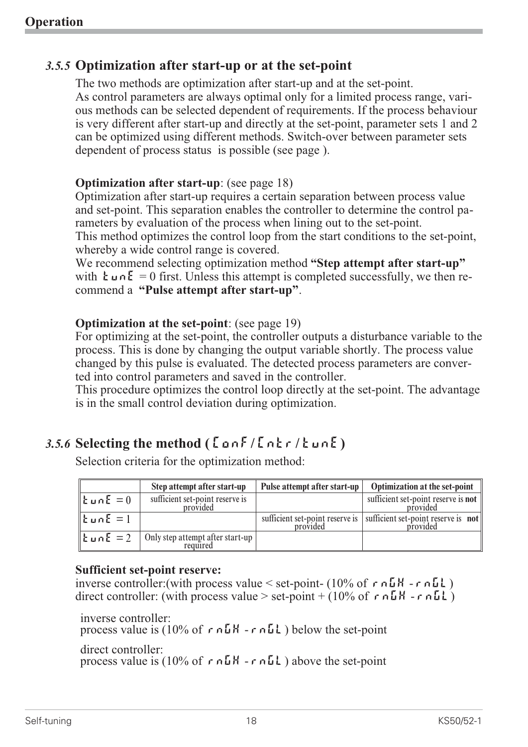### 3.5.5 Optimization after start-up or at the set-point

The two methods are optimization after start-up and at the set-point.
As control parameters are always optimal only for a limited process range, various methods can be selected dependent of requirements. If the process behaviour is very different after start-up and directly at the set-point, parameter sets 1 and 2 can be optimized using different methods. Switch-over between parameter sets dependent of process status is possible (see page ).

**Optimization after start-up**: (see page 18)
Optimization after start-up requires a certain separation between process value and set-point. This separation enables the controller to determine the control parameters by evaluation of the process when lining out to the set-point.
This method optimizes the control loop from the start conditions to the set-point, whereby a wide control range is covered.
We recommend selecting optimization method **"Step attempt after start-up"** with tunE = 0 first. Unless this attempt is completed successfully, we then recommend a **"Pulse attempt after start-up"**.

**Optimization at the set-point**: (see page 19)
For optimizing at the set-point, the controller outputs a disturbance variable to the process. This is done by changing the output variable shortly. The process value changed by this pulse is evaluated. The detected process parameters are converted into control parameters and saved in the controller.
This procedure optimizes the control loop directly at the set-point. The advantage is in the small control deviation during optimization.

### 3.5.6 Selecting the method ( ConF / Cntr / tunE )

Selection criteria for the optimization method:

| | Step attempt after start-up | Pulse attempt after start-up | Optimization at the set-point |
|---|---|---|---|
| tunE = 0 | sufficient set-point reserve is provided | | sufficient set-point reserve is **not** provided |
| tunE = 1 | | sufficient set-point reserve is provided | sufficient set-point reserve is **not** provided |
| tunE = 2 | Only step attempt after start-up required | | |

**Sufficient set-point reserve:**
inverse controller:(with process value < set-point- (10% of rnGH - rnGL )
direct controller: (with process value > set-point + (10% of rnGH - rnGL )

inverse controller:
process value is (10% of rnGH - rnGL ) below the set-point

direct controller:
process value is (10% of rnGH - rnGL ) above the set-point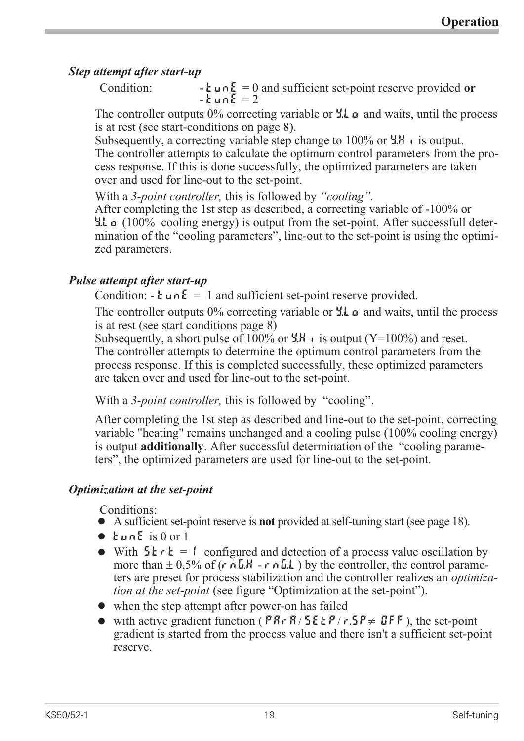### Step attempt after start-up

Condition: - tunE = 0 and sufficient set-point reserve provided **or** - tunE = 2

The controller outputs 0% correcting variable or Y.Lo and waits, until the process is at rest (see start-conditions on page 8).
Subsequently, a correcting variable step change to 100% or Y.Hi is output.
The controller attempts to calculate the optimum control parameters from the process response. If this is done successfully, the optimized parameters are taken over and used for line-out to the set-point.

With a *3-point controller,* this is followed by *"cooling".*
After completing the 1st step as described, a correcting variable of -100% or Y.Lo (100% cooling energy) is output from the set-point. After successfull determination of the "cooling parameters", line-out to the set-point is using the optimized parameters.

### Pulse attempt after start-up

Condition: - tunE = 1 and sufficient set-point reserve provided.

The controller outputs 0% correcting variable or Y.Lo and waits, until the process is at rest (see start conditions page 8)
Subsequently, a short pulse of 100% or Y.Hi is output (Y=100%) and reset.
The controller attempts to determine the optimum control parameters from the process response. If this is completed successfully, these optimized parameters are taken over and used for line-out to the set-point.

With a *3-point controller,* this is followed by "cooling".

After completing the 1st step as described and line-out to the set-point, correcting variable "heating" remains unchanged and a cooling pulse (100% cooling energy) is output **additionally**. After successful determination of the "cooling parameters", the optimized parameters are used for line-out to the set-point.

### Optimization at the set-point

Conditions:

- A sufficient set-point reserve is **not** provided at self-tuning start (see page 18).
- tunE is 0 or 1
- With Strt = 1 configured and detection of a process value oscillation by more than ± 0,5% of (rnG.H - rnG.L ) by the controller, the control parameters are preset for process stabilization and the controller realizes an *optimization at the set-point* (see figure "Optimization at the set-point").
- when the step attempt after power-on has failed
- with active gradient function ( PArA / SEtP / r.SP ≠ OFF ), the set-point gradient is started from the process value and there isn't a sufficient set-point reserve.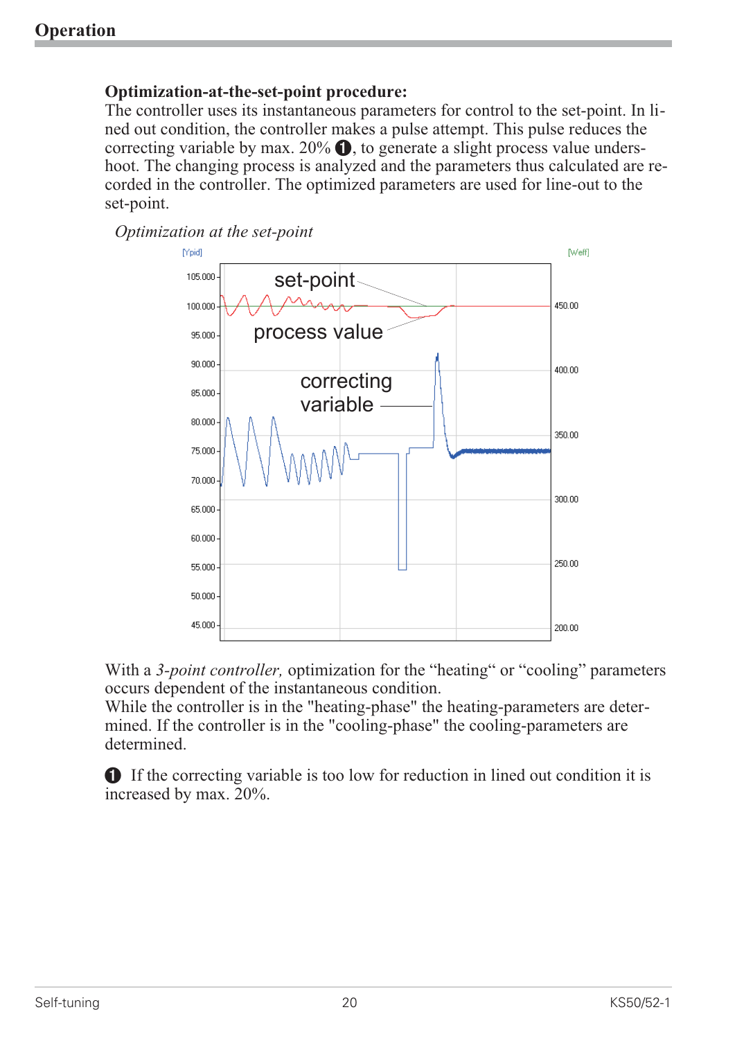**Optimization-at-the-set-point procedure:**
The controller uses its instantaneous parameters for control to the set-point. In lined out condition, the controller makes a pulse attempt. This pulse reduces the correcting variable by max. 20% ❶, to generate a slight process value undershoot. The changing process is analyzed and the parameters thus calculated are recorded in the controller. The optimized parameters are used for line-out to the set-point.

*Optimization at the set-point*

With a *3-point controller,* optimization for the “heating“ or “cooling” parameters occurs dependent of the instantaneous condition.
While the controller is in the "heating-phase" the heating-parameters are determined. If the controller is in the "cooling-phase" the cooling-parameters are determined.

❶ If the correcting variable is too low for reduction in lined out condition it is increased by max. 20%.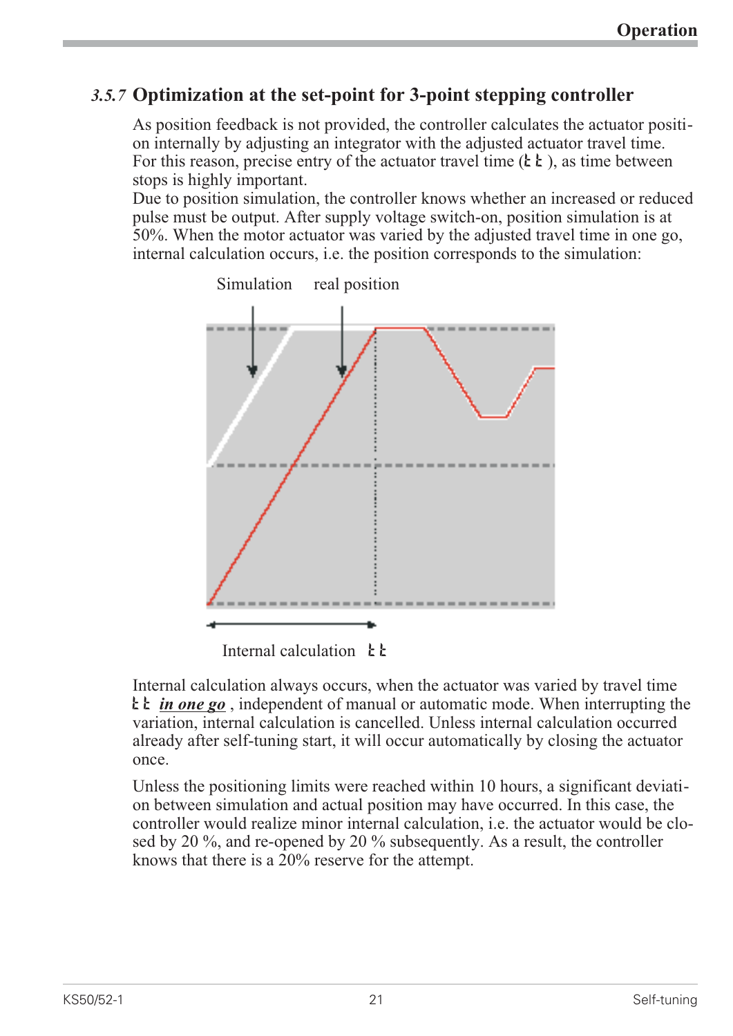## 3.5.7 Optimization at the set-point for 3-point stepping controller

As position feedback is not provided, the controller calculates the actuator position internally by adjusting an integrator with the adjusted actuator travel time. For this reason, precise entry of the actuator travel time (tt), as time between stops is highly important.
Due to position simulation, the controller knows whether an increased or reduced pulse must be output. After supply voltage switch-on, position simulation is at 50%. When the motor actuator was varied by the adjusted travel time in one go, internal calculation occurs, i.e. the position corresponds to the simulation:

Simulation real position

Internal calculation tt

Internal calculation always occurs, when the actuator was varied by travel time tt ***in one go***, independent of manual or automatic mode. When interrupting the variation, internal calculation is cancelled. Unless internal calculation occurred already after self-tuning start, it will occur automatically by closing the actuator once.

Unless the positioning limits were reached within 10 hours, a significant deviation between simulation and actual position may have occurred. In this case, the controller would realize minor internal calculation, i.e. the actuator would be closed by 20 %, and re-opened by 20 % subsequently. As a result, the controller knows that there is a 20% reserve for the attempt.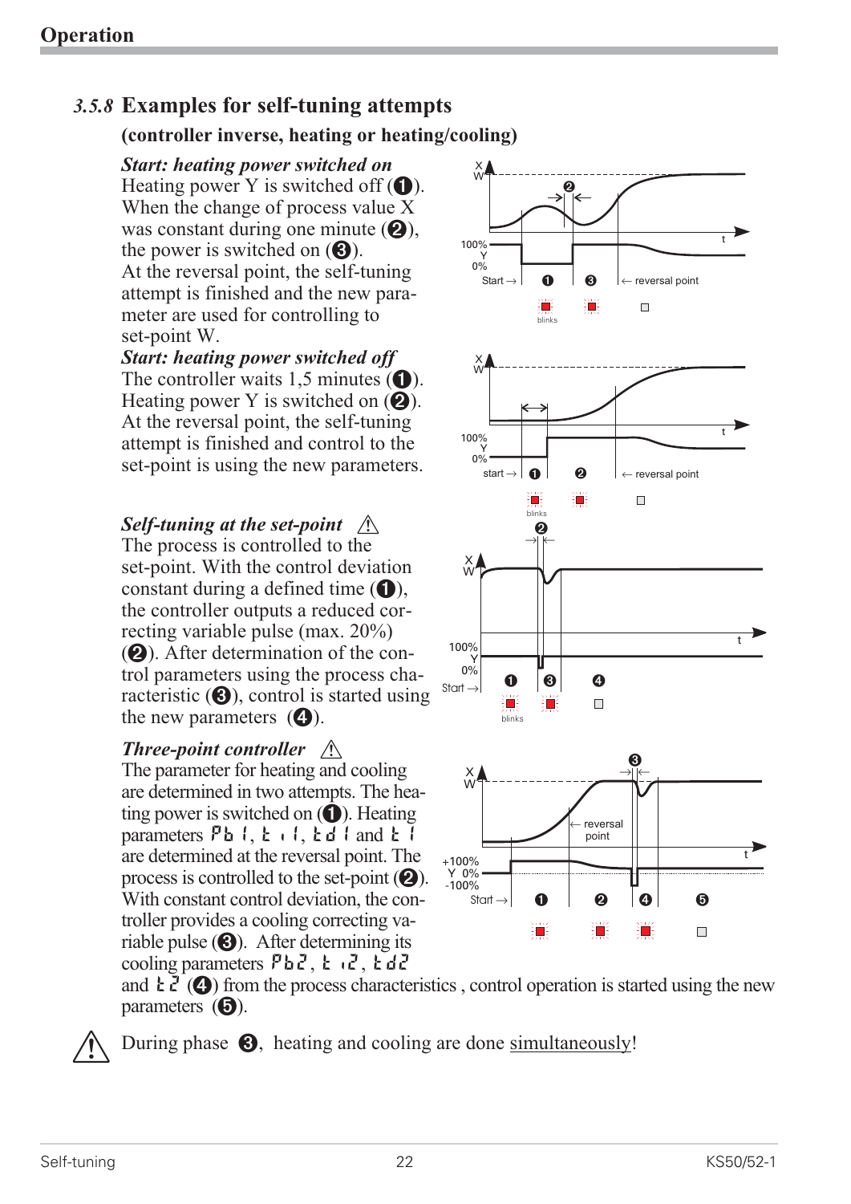## 3.5.8 Examples for self-tuning attempts

**(controller inverse, heating or heating/cooling)**

***Start: heating power switched on***
Heating power Y is switched off (❶). When the change of process value X was constant during one minute (❷), the power is switched on (❸).
At the reversal point, the self-tuning attempt is finished and the new parameter are used for controlling to set-point W.

***Start: heating power switched off***
The controller waits 1,5 minutes (❶). Heating power Y is switched on (❷). At the reversal point, the self-tuning attempt is finished and control to the set-point is using the new parameters.

***Self-tuning at the set-point*** ⚠
The process is controlled to the set-point. With the control deviation constant during a defined time (❶), the controller outputs a reduced correcting variable pulse (max. 20%) (❷). After determination of the control parameters using the process characteristic (❸), control is started using the new parameters (❹).

***Three-point controller*** ⚠
The parameter for heating and cooling are determined in two attempts. The heating power is switched on (❶). Heating parameters Pb1, ti1, td1 and t1 are determined at the reversal point. The process is controlled to the set-point (❷). With constant control deviation, the controller provides a cooling correcting variable pulse (❸). After determining its cooling parameters Pb2, ti2, td2 and t2 (❹) from the process characteristics , control operation is started using the new parameters (❺).

⚠ During phase ❸, heating and cooling are done simultaneously!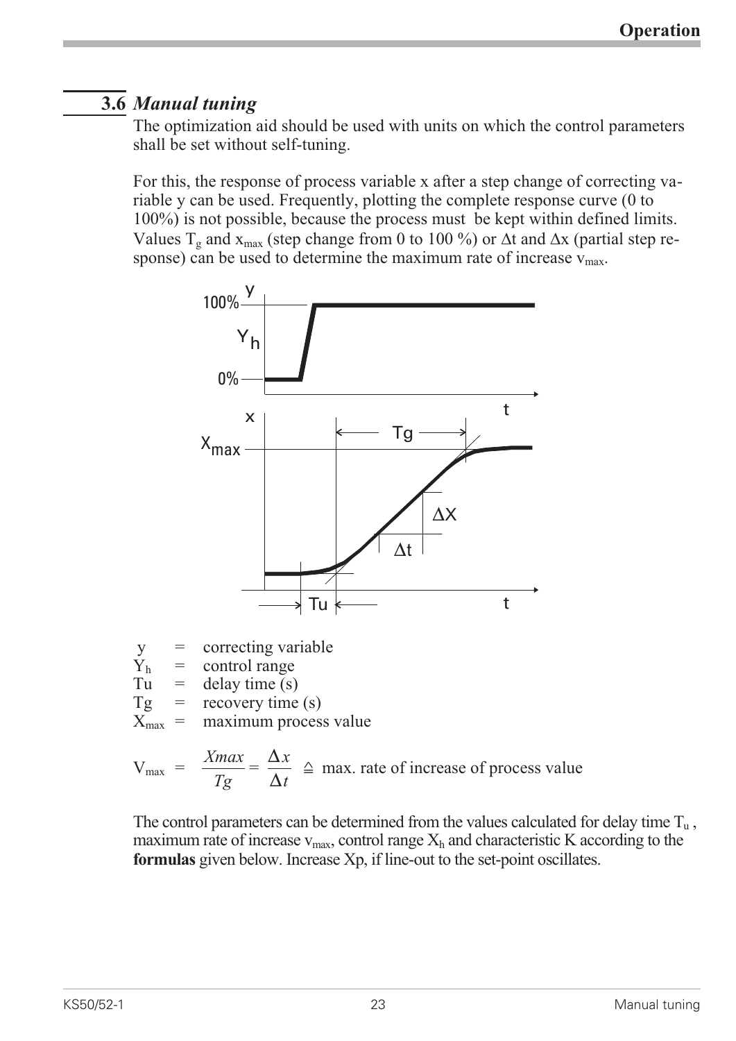## 3.6 *Manual tuning*

The optimization aid should be used with units on which the control parameters shall be set without self-tuning.

For this, the response of process variable x after a step change of correcting variable y can be used. Frequently, plotting the complete response curve (0 to 100%) is not possible, because the process must be kept within defined limits. Values $T_g$ and $x_{max}$ (step change from 0 to 100 %) or $\Delta t$ and $\Delta x$ (partial step response) can be used to determine the maximum rate of increase $v_{max}$.

| | | |
|---|---|---|
| y | = | correcting variable |
| $Y_h$ | = | control range |
| Tu | = | delay time (s) |
| Tg | = | recovery time (s) |
| $X_{max}$ | = | maximum process value |

$$V_{max} = \frac{Xmax}{Tg} = \frac{\Delta x}{\Delta t} \triangleq \text{max. rate of increase of process value}$$

The control parameters can be determined from the values calculated for delay time $T_u$, maximum rate of increase $v_{max}$, control range $X_h$ and characteristic K according to the **formulas** given below. Increase Xp, if line-out to the set-point oscillates.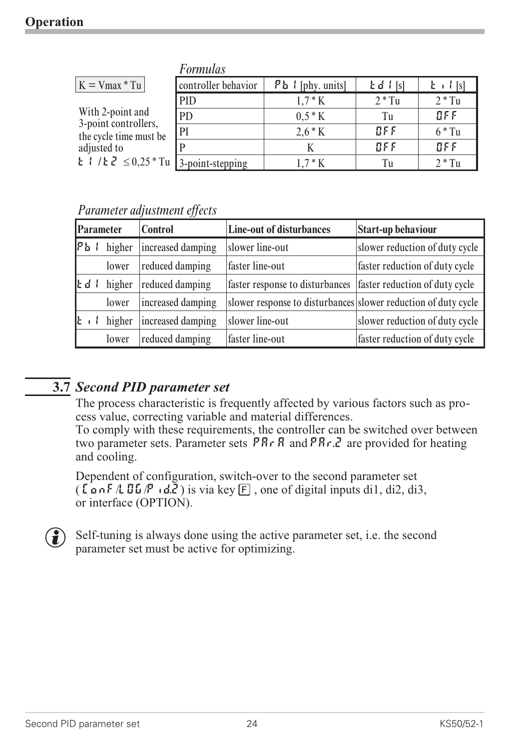## Operation

*Formulas*

K = Vmax * Tu

With 2-point and 3-point controllers, the cycle time must be adjusted to t1 / t2 ≤ 0,25 * Tu

| controller behavior | Pb1 [phy. units] | td1 [s] | ti1 [s] |
|---|---|---|---|
| PID | 1,7 * K | 2 * Tu | 2 * Tu |
| PD | 0,5 * K | Tu | OFF |
| PI | 2,6 * K | OFF | 6 * Tu |
| P | K | OFF | OFF |
| 3-point-stepping | 1,7 * K | Tu | 2 * Tu |

*Parameter adjustment effects*

| Parameter | | Control | Line-out of disturbances | Start-up behaviour |
|---|---|---|---|---|
| Pb1 | higher | increased damping | slower line-out | slower reduction of duty cycle |
| | lower | reduced damping | faster line-out | faster reduction of duty cycle |
| td1 | higher | reduced damping | faster response to disturbances | faster reduction of duty cycle |
| | lower | increased damping | slower response to disturbances | slower reduction of duty cycle |
| ti1 | higher | increased damping | slower line-out | slower reduction of duty cycle |
| | lower | reduced damping | faster line-out | faster reduction of duty cycle |

### 3.7 *Second PID parameter set*

The process characteristic is frequently affected by various factors such as process value, correcting variable and material differences.
To comply with these requirements, the controller can be switched over between two parameter sets. Parameter sets PAr A and PAr.2 are provided for heating and cooling.

Dependent of configuration, switch-over to the second parameter set (ConF/LOG/Pid.2) is via key F, one of digital inputs di1, di2, di3, or interface (OPTION).

Self-tuning is always done using the active parameter set, i.e. the second parameter set must be active for optimizing.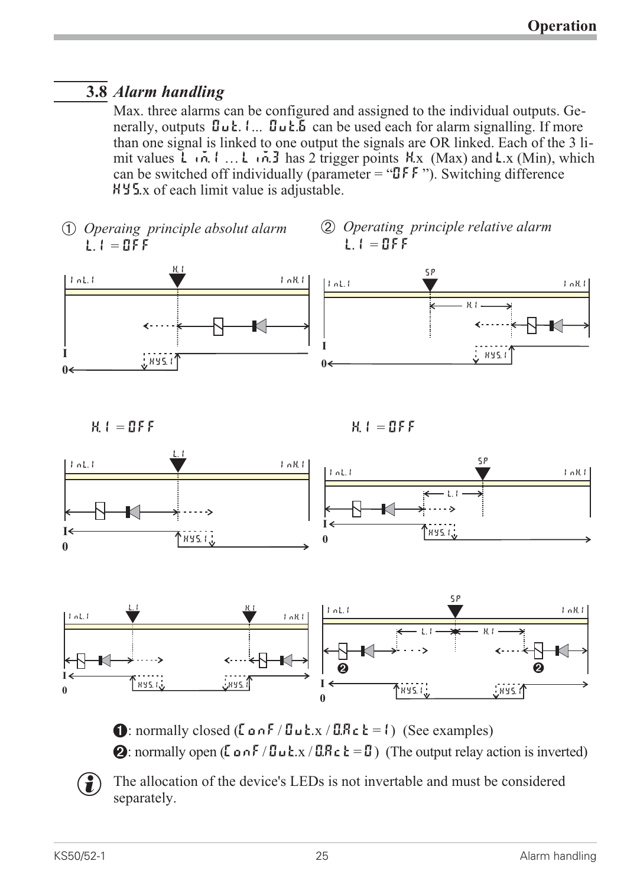## 3.8 *Alarm handling*

Max. three alarms can be configured and assigned to the individual outputs. Generally, outputs Out.1 ... Out.6 can be used each for alarm signalling. If more than one signal is linked to one output the signals are OR linked. Each of the 3 limit values Lim.1 … Lim.3 has 2 trigger points H.x (Max) and L.x (Min), which can be switched off individually (parameter = "OFF"). Switching difference HYS.x of each limit value is adjustable.

① *Operaing principle absolut alarm*
L.1 = OFF

② *Operating principle relative alarm*
L.1 = OFF

H.1 = OFF

H.1 = OFF

❶: normally closed (ConF / Out.x / O.Act = 1) (See examples)

❷: normally open (ConF / Out.x / O.Act = 0) (The output relay action is inverted)

The allocation of the device's LEDs is not invertable and must be considered separately.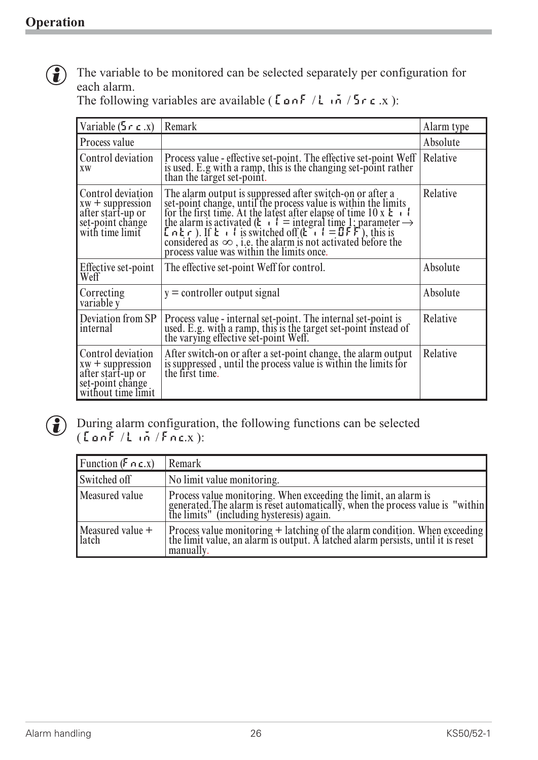## Operation

The variable to be monitored can be selected separately per configuration for each alarm.
The following variables are available ( ConF / Lim / Src.x ):

| Variable (Src.x) | Remark | Alarm type |
|---|---|---|
| Process value | | Absolute |
| Control deviation xw | Process value - effective set-point. The effective set-point Weff is used. E.g with a ramp, this is the changing set-point rather than the target set-point. | Relative |
| Control deviation xw + suppression after start-up or set-point change with time limit | The alarm output is suppressed after switch-on or after a set-point change, until the process value is within the limits for the first time. At the latest after elapse of time 10 x ti1 the alarm is activated (ti1 = integral time 1; parameter → Cntr ). If ti1 is switched off (ti1 = OFF ), this is considered as $\infty$ , i.e. the alarm is not activated before the process value was within the limits once. | Relative |
| Effective set-point Weff | The effective set-point Weff for control. | Absolute |
| Correcting variable y | y = controller output signal | Absolute |
| Deviation from SP internal | Process value - internal set-point. The internal set-point is used. E.g. with a ramp, this is the target set-point instead of the varying effective set-point Weff. | Relative |
| Control deviation xw + suppression after start-up or set-point change without time limit | After switch-on or after a set-point change, the alarm output is suppressed , until the process value is within the limits for the first time. | Relative |

During alarm configuration, the following functions can be selected ( ConF / Lim / Fnc.x ):

| Function (Fnc.x) | Remark |
|---|---|
| Switched off | No limit value monitoring. |
| Measured value | Process value monitoring. When exceeding the limit, an alarm is generated.The alarm is reset automatically, when the process value is "within the limits" (including hysteresis) again. |
| Measured value + latch | Process value monitoring + latching of the alarm condition. When exceeding the limit value, an alarm is output. A latched alarm persists, until it is reset manually. |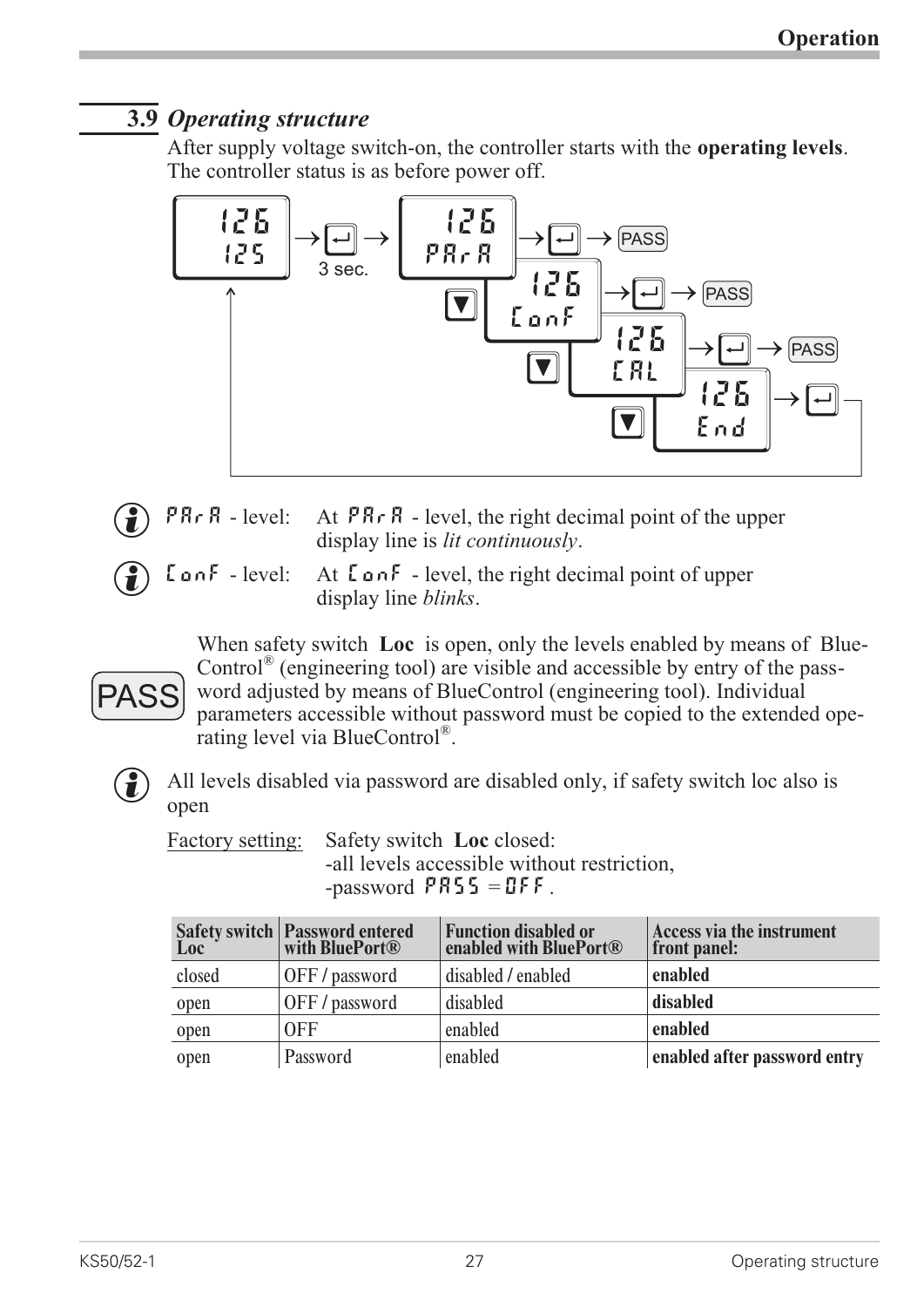## 3.9 *Operating structure*

After supply voltage switch-on, the controller starts with the **operating levels**. The controller status is as before power off.

PArA - level: At PArA - level, the right decimal point of the upper display line is *lit continuously*.

ConF - level: At ConF - level, the right decimal point of upper display line *blinks*.

When safety switch **Loc** is open, only the levels enabled by means of BlueControl® (engineering tool) are visible and accessible by entry of the password adjusted by means of BlueControl (engineering tool). Individual parameters accessible without password must be copied to the extended operating level via BlueControl®.

All levels disabled via password are disabled only, if safety switch loc also is open

Factory setting: Safety switch **Loc** closed:
-all levels accessible without restriction,
-password PASS = OFF .

| Safety switch Loc | Password entered with BluePort® | Function disabled or enabled with BluePort® | Access via the instrument front panel: |
|---|---|---|---|
| closed | OFF / password | disabled / enabled | **enabled** |
| open | OFF / password | disabled | **disabled** |
| open | OFF | enabled | **enabled** |
| open | Password | enabled | **enabled after password entry** |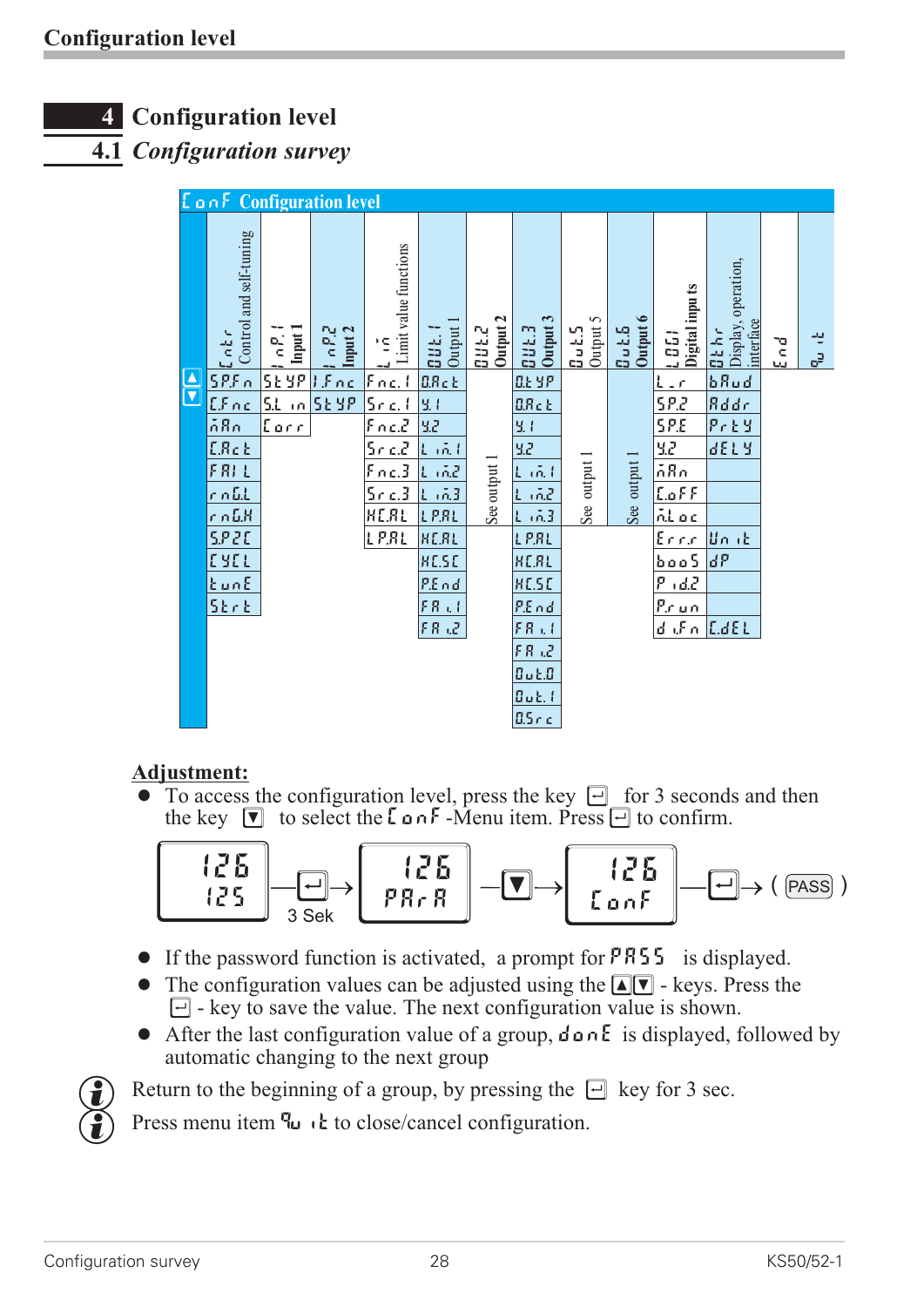# 4 Configuration level

## 4.1 *Configuration survey*

**ConF Configuration level**

| CntR Control and self-tuning | InP.1 Input 1 | InP.2 Input 2 | Lim Limit value functions | Out.1 Output 1 | Out.2 Output 2 | Out.3 Output 3 | Out.5 Output 5 | Out.6 Output 6 | LOGI Digital inputs | OthR Display, operation, interface | End | quit |
|---|---|---|---|---|---|---|---|---|---|---|---|---|
| SP.Fn | StYP | I.Fnc | Fnc.1 | O.Act | See output 1 | O.tYP | See output 1 | See output 1 | L-r | bAud | | |
| C.Fnc | S.Lin | StYP | Src.1 | Y.1 | | O.Act | | | SP.2 | Addr | | |
| mAn | Corr | | Fnc.2 | Y.2 | | Y.1 | | | SP.E | PrtY | | |
| C.Act | | | Src.2 | Lim.1 | | Y.2 | | | Y.2 | dELY | | |
| FAIL | | | Fnc.3 | Lim.2 | | Lim.1 | | | mAn | | | |
| rnG.L | | | Src.3 | Lim.3 | | Lim.2 | | | C.oFF | | | |
| rnG.H | | | HC.AL | LP.AL | | Lim.3 | | | m.Loc | | | |
| SP.2C | | | LP.AL | HC.AL | | LP.AL | | | Err.r | Unit | | |
| CYCL | | | | HC.SC | | HC.AL | | | booS | dP | | |
| tunE | | | | P.End | | HC.SC | | | Pid.2 | | | |
| Strt | | | | FAi.1 | | P.End | | | P.run | | | |
| | | | | FAi.2 | | FAi.1 | | | di.Fn | C.dEL | | |
| | | | | | | FAi.2 | | | | | | |
| | | | | | | Out.0 | | | | | | |
| | | | | | | Out.1 | | | | | | |
| | | | | | | O.Src | | | | | | |

**Adjustment:**

- To access the configuration level, press the key ↵ for 3 seconds and then the key ▼ to select the ConF -Menu item. Press ↵ to confirm.

126 / 125 —↵ 3 Sek→ 126 / PArA —▼→ 126 / ConF —↵→ ( PASS )

- If the password function is activated, a prompt for PASS is displayed.
- The configuration values can be adjusted using the ▲▼ - keys. Press the ↵ - key to save the value. The next configuration value is shown.
- After the last configuration value of a group, donE is displayed, followed by automatic changing to the next group

ⓘ Return to the beginning of a group, by pressing the ↵ key for 3 sec.

ⓘ Press menu item quit to close/cancel configuration.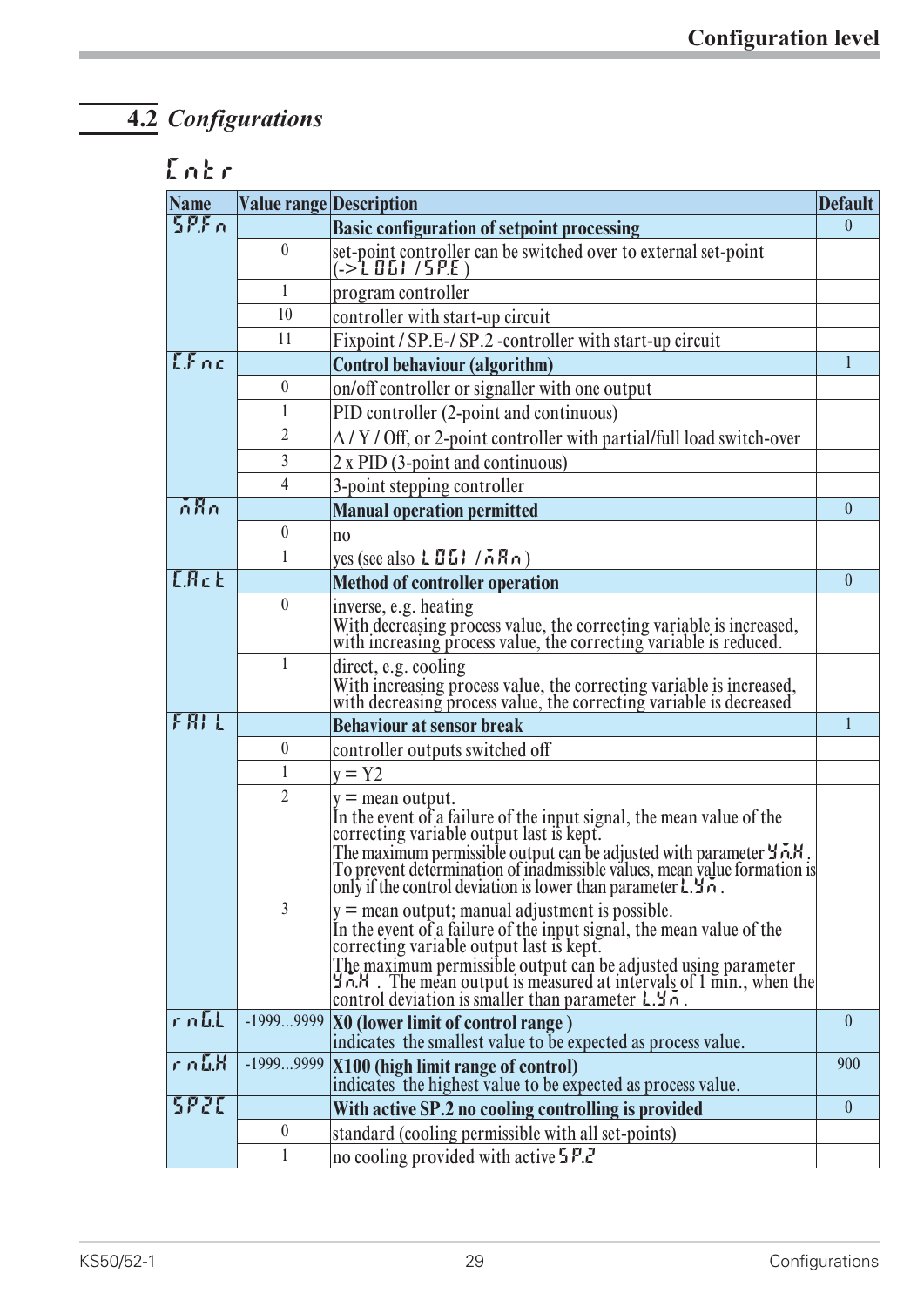## 4.2 *Configurations*

### Cntr

| Name | Value range | Description | Default |
|---|---|---|---|
| SP.Fn | | **Basic configuration of setpoint processing** | 0 |
| | 0 | set-point controller can be switched over to external set-point (-> LOGI / SP.E ) | |
| | 1 | program controller | |
| | 10 | controller with start-up circuit | |
| | 11 | Fixpoint / SP.E-/ SP.2 -controller with start-up circuit | |
| C.Fnc | | **Control behaviour (algorithm)** | 1 |
| | 0 | on/off controller or signaller with one output | |
| | 1 | PID controller (2-point and continuous) | |
| | 2 | Δ / Y / Off, or 2-point controller with partial/full load switch-over | |
| | 3 | 2 x PID (3-point and continuous) | |
| | 4 | 3-point stepping controller | |
| mAn | | **Manual operation permitted** | 0 |
| | 0 | no | |
| | 1 | yes (see also LOGI / mAn ) | |
| C.Act | | **Method of controller operation** | 0 |
| | 0 | inverse, e.g. heating<br>With decreasing process value, the correcting variable is increased, with increasing process value, the correcting variable is reduced. | |
| | 1 | direct, e.g. cooling<br>With increasing process value, the correcting variable is increased, with decreasing process value, the correcting variable is decreased | |
| FAIL | | **Behaviour at sensor break** | 1 |
| | 0 | controller outputs switched off | |
| | 1 | y = Y2 | |
| | 2 | y = mean output.<br>In the event of a failure of the input signal, the mean value of the correcting variable output last is kept.<br>The maximum permissible output can be adjusted with parameter Ym.H .<br>To prevent determination of inadmissible values, mean value formation is only if the control deviation is lower than parameter L.Ym . | |
| | 3 | y = mean output; manual adjustment is possible.<br>In the event of a failure of the input signal, the mean value of the correcting variable output last is kept.<br>The maximum permissible output can be adjusted using parameter Ym.H . The mean output is measured at intervals of 1 min., when the control deviation is smaller than parameter L.Ym . | |
| rnG.L | -1999...9999 | **X0 (lower limit of control range )**<br>indicates the smallest value to be expected as process value. | 0 |
| rnG.H | -1999...9999 | **X100 (high limit range of control)**<br>indicates the highest value to be expected as process value. | 900 |
| SP2C | | **With active SP.2 no cooling controlling is provided** | 0 |
| | 0 | standard (cooling permissible with all set-points) | |
| | 1 | no cooling provided with active SP.2 | |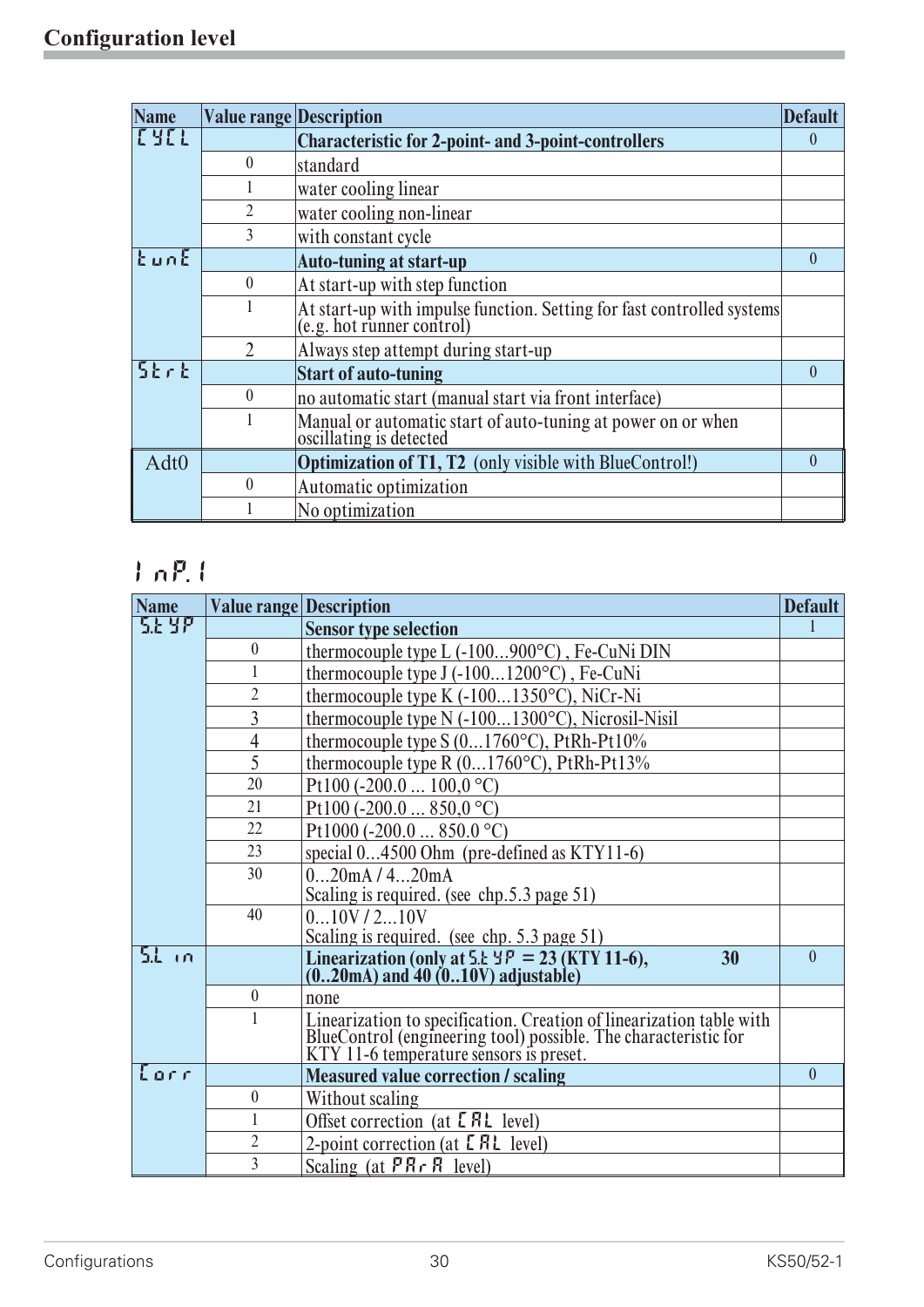## Configuration level

| Name | Value range | Description | Default |
|---|---|---|---|
| CYCL | | **Characteristic for 2-point- and 3-point-controllers** | 0 |
| | 0 | standard | |
| | 1 | water cooling linear | |
| | 2 | water cooling non-linear | |
| | 3 | with constant cycle | |
| tunE | | **Auto-tuning at start-up** | 0 |
| | 0 | At start-up with step function | |
| | 1 | At start-up with impulse function. Setting for fast controlled systems (e.g. hot runner control) | |
| | 2 | Always step attempt during start-up | |
| Strt | | **Start of auto-tuning** | 0 |
| | 0 | no automatic start (manual start via front interface) | |
| | 1 | Manual or automatic start of auto-tuning at power on or when oscillating is detected | |
| Adt0 | | **Optimization of T1, T2** (only visible with BlueControl!) | 0 |
| | 0 | Automatic optimization | |
| | 1 | No optimization | |

## InP.1

| Name | Value range | Description | Default |
|---|---|---|---|
| S.tYP | | **Sensor type selection** | 1 |
| | 0 | thermocouple type L (-100...900°C) , Fe-CuNi DIN | |
| | 1 | thermocouple type J (-100...1200°C) , Fe-CuNi | |
| | 2 | thermocouple type K (-100...1350°C), NiCr-Ni | |
| | 3 | thermocouple type N (-100...1300°C), Nicrosil-Nisil | |
| | 4 | thermocouple type S (0...1760°C), PtRh-Pt10% | |
| | 5 | thermocouple type R (0...1760°C), PtRh-Pt13% | |
| | 20 | Pt100 (-200.0 ... 100,0 °C) | |
| | 21 | Pt100 (-200.0 ... 850,0 °C) | |
| | 22 | Pt1000 (-200.0 ... 850.0 °C) | |
| | 23 | special 0...4500 Ohm (pre-defined as KTY11-6) | |
| | 30 | 0...20mA / 4...20mA<br>Scaling is required. (see chp.5.3 page 51) | |
| | 40 | 0...10V / 2...10V<br>Scaling is required. (see chp. 5.3 page 51) | |
| S.Lin | | **Linearization (only at S.tYP = 23 (KTY 11-6), 30 (0..20mA) and 40 (0..10V) adjustable)** | 0 |
| | 0 | none | |
| | 1 | Linearization to specification. Creation of linearization table with BlueControl (engineering tool) possible. The characteristic for KTY 11-6 temperature sensors is preset. | |
| Corr | | **Measured value correction / scaling** | 0 |
| | 0 | Without scaling | |
| | 1 | Offset correction (at CAL level) | |
| | 2 | 2-point correction (at CAL level) | |
| | 3 | Scaling (at PAr A level) | |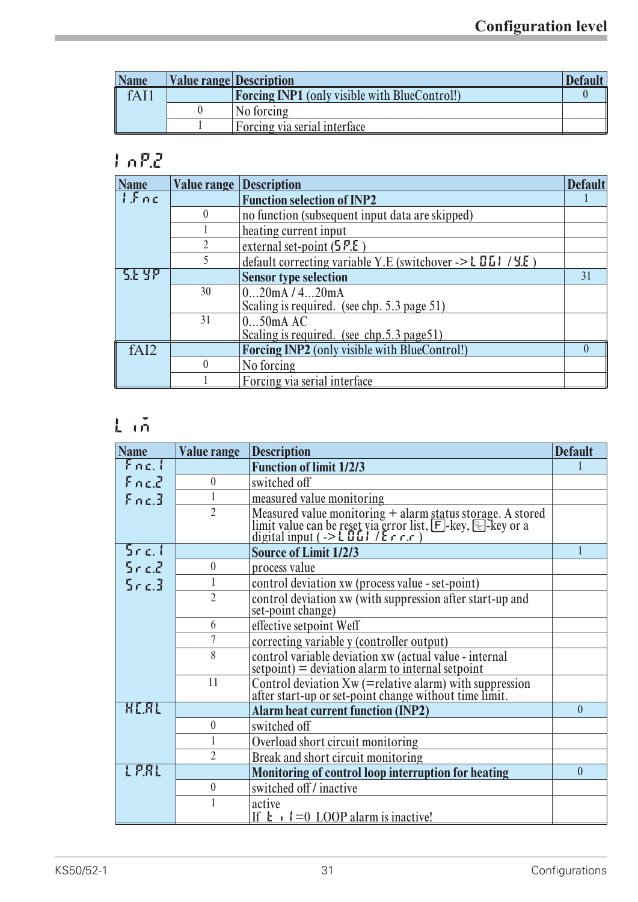| Name | Value range | Description | Default |
|---|---|---|---|
| fAI1 | | **Forcing INP1** (only visible with BlueControl!) | 0 |
| | 0 | No forcing | |
| | 1 | Forcing via serial interface | |

## InP.2

| Name | Value range | Description | Default |
|---|---|---|---|
| I.Fnc | | **Function selection of INP2** | 1 |
| | 0 | no function (subsequent input data are skipped) | |
| | 1 | heating current input | |
| | 2 | external set-point (SP.E ) | |
| | 5 | default correcting variable Y.E (switchover -> LOGI / Y.E ) | |
| S.tYP | | **Sensor type selection** | 31 |
| | 30 | 0...20mA / 4...20mA<br>Scaling is required. (see chp. 5.3 page 51) | |
| | 31 | 0...50mA AC<br>Scaling is required. (see chp.5.3 page51) | |
| fAI2 | | **Forcing INP2** (only visible with BlueControl!) | 0 |
| | 0 | No forcing | |
| | 1 | Forcing via serial interface | |

## Lim

| Name | Value range | Description | Default |
|---|---|---|---|
| Fnc.1<br>Fnc.2<br>Fnc.3 | | **Function of limit 1/2/3** | 1 |
| | 0 | switched off | |
| | 1 | measured value monitoring | |
| | 2 | Measured value monitoring + alarm status storage. A stored limit value can be reset via error list, [F]-key, [ ]-key or a digital input ( -> LOGI / Err.r ) | |
| Src.1<br>Src.2<br>Src.3 | | **Source of Limit 1/2/3** | 1 |
| | 0 | process value | |
| | 1 | control deviation xw (process value - set-point) | |
| | 2 | control deviation xw (with suppression after start-up and set-point change) | |
| | 6 | effective setpoint Weff | |
| | 7 | correcting variable y (controller output) | |
| | 8 | control variable deviation xw (actual value - internal setpoint) = deviation alarm to internal setpoint | |
| | 11 | Control deviation Xw (=relative alarm) with suppression after start-up or set-point change without time limit. | |
| HC.AL | | **Alarm heat current function (INP2)** | 0 |
| | 0 | switched off | |
| | 1 | Overload short circuit monitoring | |
| | 2 | Break and short circuit monitoring | |
| LP.AL | | **Monitoring of control loop interruption for heating** | 0 |
| | 0 | switched off / inactive | |
| | 1 | active<br>If ti1=0 LOOP alarm is inactive! | |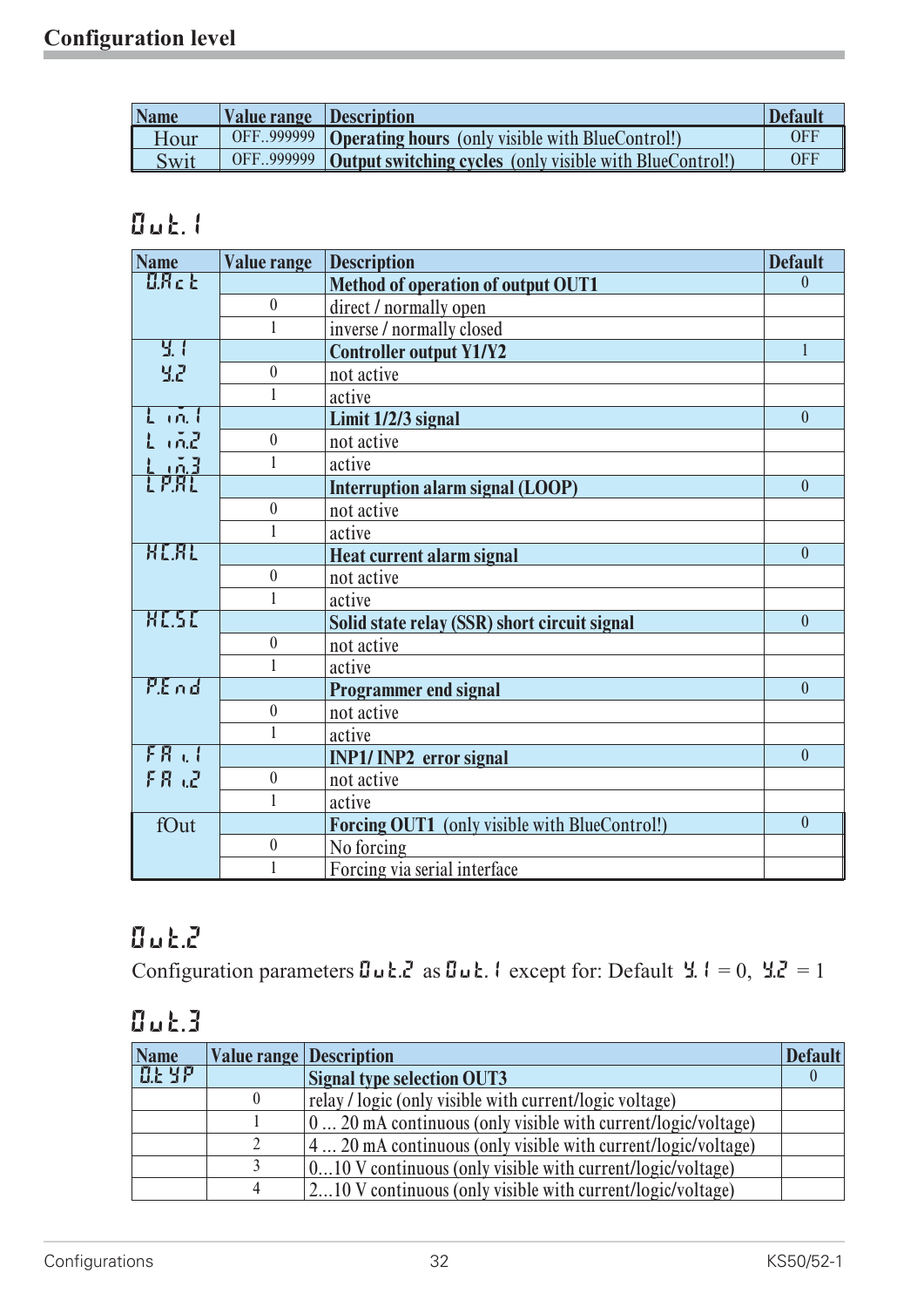## Configuration level

| Name | Value range | Description | Default |
|---|---|---|---|
| Hour | OFF..999999 | **Operating hours** (only visible with BlueControl!) | OFF |
| Swit | OFF..999999 | **Output switching cycles** (only visible with BlueControl!) | OFF |

## Out.1

| Name | Value range | Description | Default |
|---|---|---|---|
| O.Act | | **Method of operation of output OUT1** | 0 |
| | 0 | direct / normally open | |
| | 1 | inverse / normally closed | |
| Y.1<br>Y.2 | | **Controller output Y1/Y2** | 1 |
| | 0 | not active | |
| | 1 | active | |
| Lim.1<br>Lim.2<br>Lim.3 | | **Limit 1/2/3 signal** | 0 |
| | 0 | not active | |
| | 1 | active | |
| LP.AL | | **Interruption alarm signal (LOOP)** | 0 |
| | 0 | not active | |
| | 1 | active | |
| HC.AL | | **Heat current alarm signal** | 0 |
| | 0 | not active | |
| | 1 | active | |
| HC.SC | | **Solid state relay (SSR) short circuit signal** | 0 |
| | 0 | not active | |
| | 1 | active | |
| P.End | | **Programmer end signal** | 0 |
| | 0 | not active | |
| | 1 | active | |
| FAi.1<br>FAi.2 | | **INP1/ INP2 error signal** | 0 |
| | 0 | not active | |
| | 1 | active | |
| fOut | | **Forcing OUT1** (only visible with BlueControl!) | 0 |
| | 0 | No forcing | |
| | 1 | Forcing via serial interface | |

## Out.2

Configuration parameters Out.2 as Out.1 except for: Default Y.1 = 0, Y.2 = 1

## Out.3

| Name | Value range | Description | Default |
|---|---|---|---|
| O.tYP | | **Signal type selection OUT3** | 0 |
| | 0 | relay / logic (only visible with current/logic voltage) | |
| | 1 | 0 ... 20 mA continuous (only visible with current/logic/voltage) | |
| | 2 | 4 ... 20 mA continuous (only visible with current/logic/voltage) | |
| | 3 | 0...10 V continuous (only visible with current/logic/voltage) | |
| | 4 | 2...10 V continuous (only visible with current/logic/voltage) | |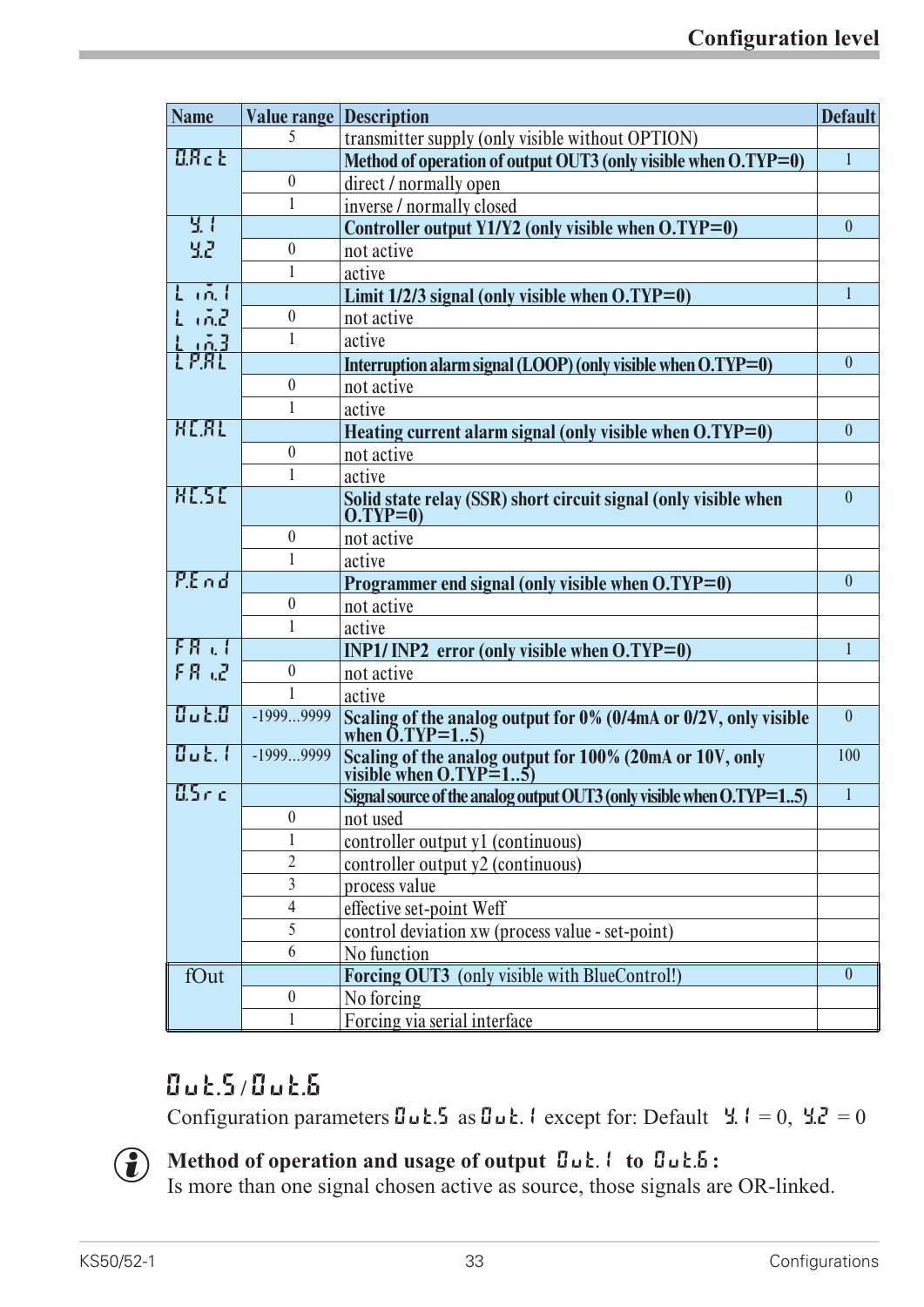| Name | Value range | Description | Default |
|---|---|---|---|
| | 5 | transmitter supply (only visible without OPTION) | |
| O.Act | | **Method of operation of output OUT3 (only visible when O.TYP=0)** | 1 |
| | 0 | direct / normally open | |
| | 1 | inverse / normally closed | |
| Y.1<br>Y.2 | | **Controller output Y1/Y2 (only visible when O.TYP=0)** | 0 |
| | 0 | not active | |
| | 1 | active | |
| Lim.1<br>Lim.2<br>Lim.3 | | **Limit 1/2/3 signal (only visible when O.TYP=0)** | 1 |
| | 0 | not active | |
| | 1 | active | |
| LP.AL | | **Interruption alarm signal (LOOP) (only visible when O.TYP=0)** | 0 |
| | 0 | not active | |
| | 1 | active | |
| HC.AL | | **Heating current alarm signal (only visible when O.TYP=0)** | 0 |
| | 0 | not active | |
| | 1 | active | |
| HC.SC | | **Solid state relay (SSR) short circuit signal (only visible when O.TYP=0)** | 0 |
| | 0 | not active | |
| | 1 | active | |
| P.End | | **Programmer end signal (only visible when O.TYP=0)** | 0 |
| | 0 | not active | |
| | 1 | active | |
| FAi.1<br>FAi.2 | | **INP1/ INP2 error (only visible when O.TYP=0)** | 1 |
| | 0 | not active | |
| | 1 | active | |
| Out.0 | -1999...9999 | **Scaling of the analog output for 0% (0/4mA or 0/2V, only visible when O.TYP=1..5)** | 0 |
| Out.1 | -1999...9999 | **Scaling of the analog output for 100% (20mA or 10V, only visible when O.TYP=1..5)** | 100 |
| O.Src | | **Signal source of the analog output OUT3 (only visible when O.TYP=1..5)** | 1 |
| | 0 | not used | |
| | 1 | controller output y1 (continuous) | |
| | 2 | controller output y2 (continuous) | |
| | 3 | process value | |
| | 4 | effective set-point Weff | |
| | 5 | control deviation xw (process value - set-point) | |
| | 6 | No function | |
| fOut | | **Forcing OUT3** (only visible with BlueControl!) | 0 |
| | 0 | No forcing | |
| | 1 | Forcing via serial interface | |

## Out.5 / Out.6

Configuration parameters Out.5 as Out.1 except for: Default Y.1 = 0, Y.2 = 0

**Method of operation and usage of output Out.1 to Out.6:**
Is more than one signal chosen active as source, those signals are OR-linked.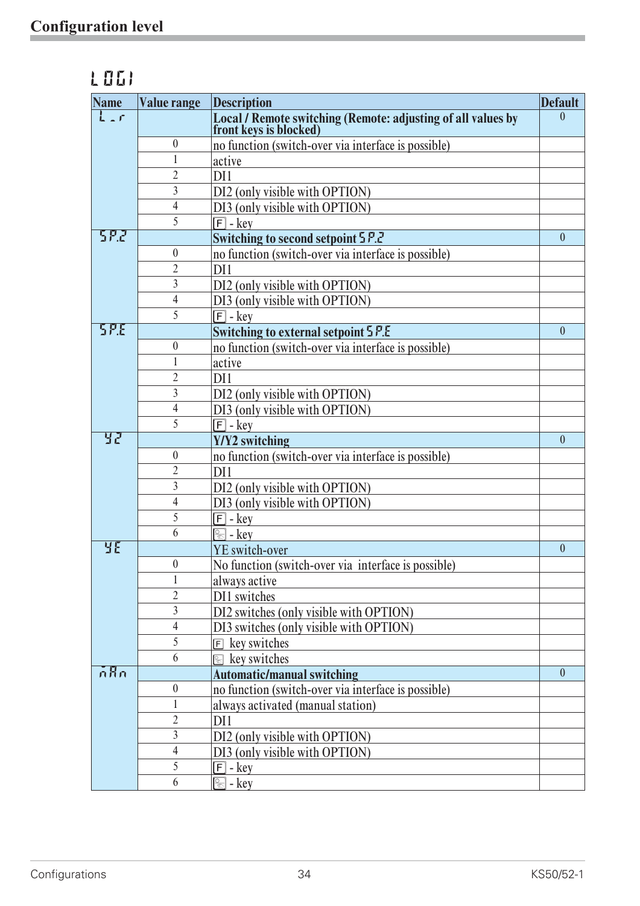## Configuration level

### LOGI

| Name | Value range | Description | Default |
|---|---|---|---|
| L-r | | **Local / Remote switching (Remote: adjusting of all values by front keys is blocked)** | 0 |
| | 0 | no function (switch-over via interface is possible) | |
| | 1 | active | |
| | 2 | DI1 | |
| | 3 | DI2 (only visible with OPTION) | |
| | 4 | DI3 (only visible with OPTION) | |
| | 5 | F - key | |
| SP.2 | | **Switching to second setpoint SP.2** | 0 |
| | 0 | no function (switch-over via interface is possible) | |
| | 2 | DI1 | |
| | 3 | DI2 (only visible with OPTION) | |
| | 4 | DI3 (only visible with OPTION) | |
| | 5 | F - key | |
| SP.E | | **Switching to external setpoint SP.E** | 0 |
| | 0 | no function (switch-over via interface is possible) | |
| | 1 | active | |
| | 2 | DI1 | |
| | 3 | DI2 (only visible with OPTION) | |
| | 4 | DI3 (only visible with OPTION) | |
| | 5 | F - key | |
| Y2 | | **Y/Y2 switching** | 0 |
| | 0 | no function (switch-over via interface is possible) | |
| | 2 | DI1 | |
| | 3 | DI2 (only visible with OPTION) | |
| | 4 | DI3 (only visible with OPTION) | |
| | 5 | F - key | |
| | 6 | (Auto/Manual) - key | |
| YE | | YE switch-over | 0 |
| | 0 | No function (switch-over via interface is possible) | |
| | 1 | always active | |
| | 2 | DI1 switches | |
| | 3 | DI2 switches (only visible with OPTION) | |
| | 4 | DI3 switches (only visible with OPTION) | |
| | 5 | F key switches | |
| | 6 | (Auto/Manual) key switches | |
| mAn | | **Automatic/manual switching** | 0 |
| | 0 | no function (switch-over via interface is possible) | |
| | 1 | always activated (manual station) | |
| | 2 | DI1 | |
| | 3 | DI2 (only visible with OPTION) | |
| | 4 | DI3 (only visible with OPTION) | |
| | 5 | F - key | |
| | 6 | (Auto/Manual) - key | |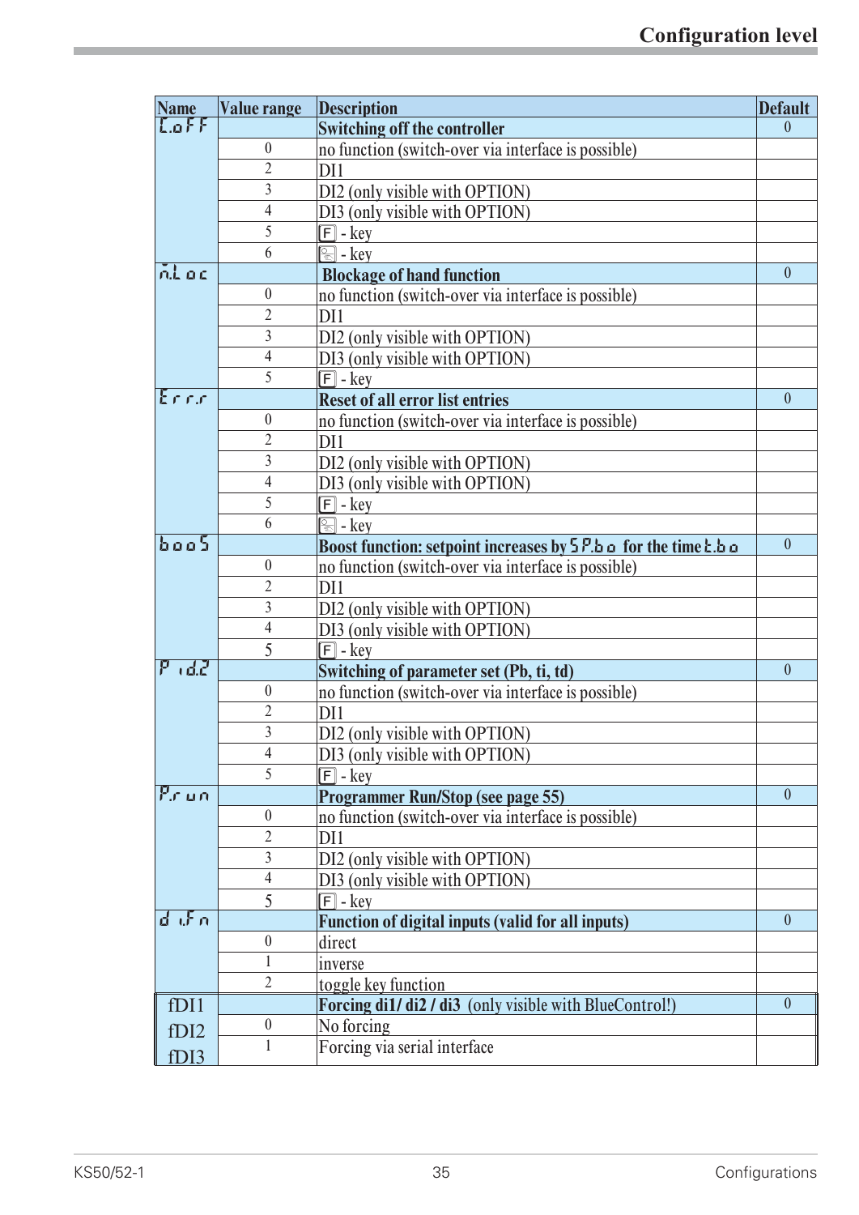| Name | Value range | Description | Default |
|---|---|---|---|
| C.oFF | | **Switching off the controller** | 0 |
| | 0 | no function (switch-over via interface is possible) | |
| | 2 | DI1 | |
| | 3 | DI2 (only visible with OPTION) | |
| | 4 | DI3 (only visible with OPTION) | |
| | 5 | F - key | |
| | 6 | [key symbol] - key | |
| m.Loc | | **Blockage of hand function** | 0 |
| | 0 | no function (switch-over via interface is possible) | |
| | 2 | DI1 | |
| | 3 | DI2 (only visible with OPTION) | |
| | 4 | DI3 (only visible with OPTION) | |
| | 5 | F - key | |
| Err.r | | **Reset of all error list entries** | 0 |
| | 0 | no function (switch-over via interface is possible) | |
| | 2 | DI1 | |
| | 3 | DI2 (only visible with OPTION) | |
| | 4 | DI3 (only visible with OPTION) | |
| | 5 | F - key | |
| | 6 | [key symbol] - key | |
| booS | | **Boost function: setpoint increases by SP.bo for the time t.bo** | 0 |
| | 0 | no function (switch-over via interface is possible) | |
| | 2 | DI1 | |
| | 3 | DI2 (only visible with OPTION) | |
| | 4 | DI3 (only visible with OPTION) | |
| | 5 | F - key | |
| Pid.2 | | **Switching of parameter set (Pb, ti, td)** | 0 |
| | 0 | no function (switch-over via interface is possible) | |
| | 2 | DI1 | |
| | 3 | DI2 (only visible with OPTION) | |
| | 4 | DI3 (only visible with OPTION) | |
| | 5 | F - key | |
| P.run | | **Programmer Run/Stop (see page 55)** | 0 |
| | 0 | no function (switch-over via interface is possible) | |
| | 2 | DI1 | |
| | 3 | DI2 (only visible with OPTION) | |
| | 4 | DI3 (only visible with OPTION) | |
| | 5 | F - key | |
| di.Fn | | **Function of digital inputs (valid for all inputs)** | 0 |
| | 0 | direct | |
| | 1 | inverse | |
| | 2 | toggle key function | |
| fDI1 fDI2 fDI3 | | **Forcing di1/ di2 / di3** (only visible with BlueControl!) | 0 |
| | 0 | No forcing | |
| | 1 | Forcing via serial interface | |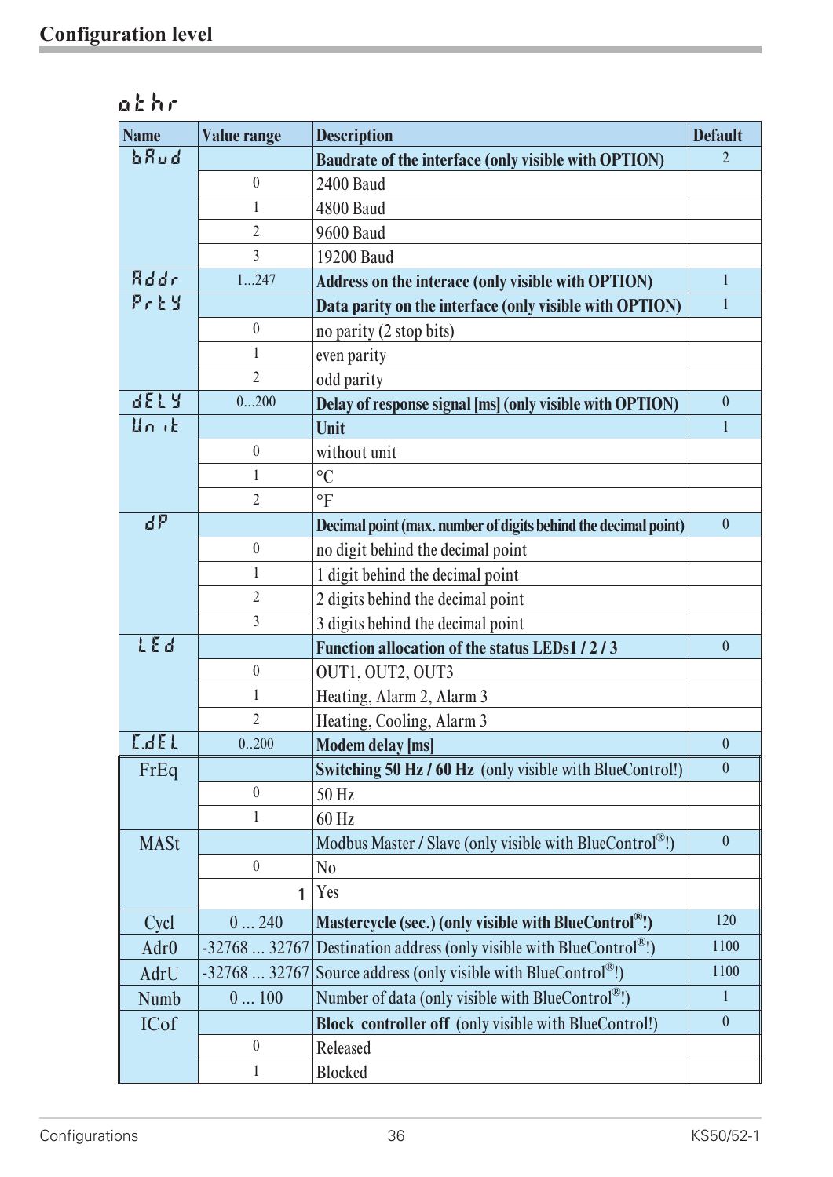## Configuration level

### othr

| Name | Value range | Description | Default |
|---|---|---|---|
| bAud | | **Baudrate of the interface (only visible with OPTION)** | 2 |
| | 0 | 2400 Baud | |
| | 1 | 4800 Baud | |
| | 2 | 9600 Baud | |
| | 3 | 19200 Baud | |
| Addr | 1...247 | **Address on the interace (only visible with OPTION)** | 1 |
| PrtY | | **Data parity on the interface (only visible with OPTION)** | 1 |
| | 0 | no parity (2 stop bits) | |
| | 1 | even parity | |
| | 2 | odd parity | |
| dELY | 0...200 | **Delay of response signal [ms] (only visible with OPTION)** | 0 |
| Unit | | **Unit** | 1 |
| | 0 | without unit | |
| | 1 | °C | |
| | 2 | °F | |
| dP | | **Decimal point (max. number of digits behind the decimal point)** | 0 |
| | 0 | no digit behind the decimal point | |
| | 1 | 1 digit behind the decimal point | |
| | 2 | 2 digits behind the decimal point | |
| | 3 | 3 digits behind the decimal point | |
| LEd | | **Function allocation of the status LEDs1 / 2 / 3** | 0 |
| | 0 | OUT1, OUT2, OUT3 | |
| | 1 | Heating, Alarm 2, Alarm 3 | |
| | 2 | Heating, Cooling, Alarm 3 | |
| C.dEL | 0..200 | **Modem delay [ms]** | 0 |
| FrEq | | **Switching 50 Hz / 60 Hz** (only visible with BlueControl!) | 0 |
| | 0 | 50 Hz | |
| | 1 | 60 Hz | |
| MASt | | Modbus Master / Slave (only visible with BlueControl®!) | 0 |
| | 0 | No | |
| | 1 | Yes | |
| Cycl | 0 ... 240 | **Mastercycle (sec.) (only visible with BlueControl®!)** | 120 |
| Adr0 | -32768 ... 32767 | Destination address (only visible with BlueControl®!) | 1100 |
| AdrU | -32768 ... 32767 | Source address (only visible with BlueControl®!) | 1100 |
| Numb | 0 ... 100 | Number of data (only visible with BlueControl®!) | 1 |
| ICof | | **Block controller off** (only visible with BlueControl!) | 0 |
| | 0 | Released | |
| | 1 | Blocked | |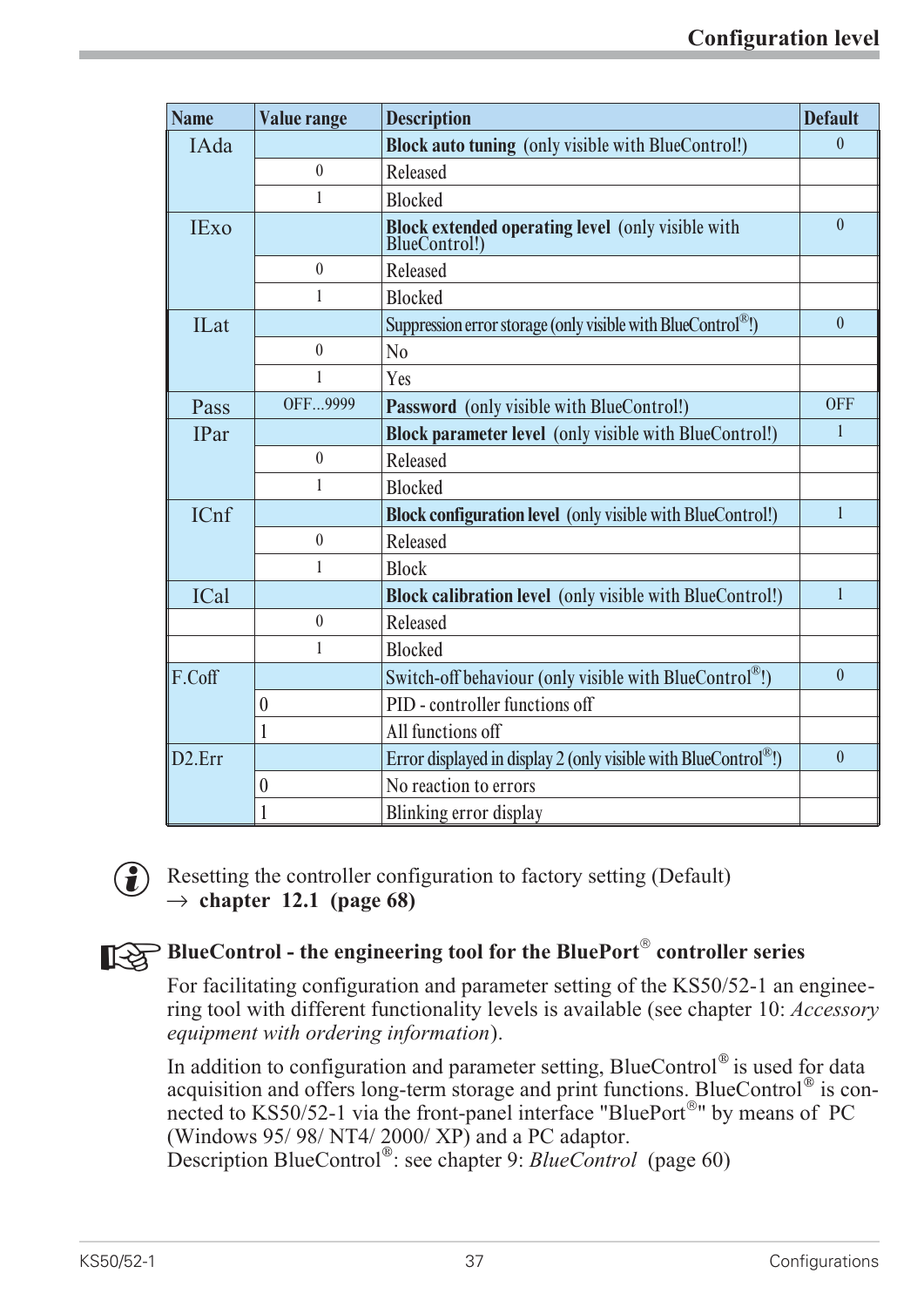| Name | Value range | Description | Default |
|---|---|---|---|
| IAda | | **Block auto tuning** (only visible with BlueControl!) | 0 |
| | 0 | Released | |
| | 1 | Blocked | |
| IExo | | **Block extended operating level** (only visible with BlueControl!) | 0 |
| | 0 | Released | |
| | 1 | Blocked | |
| ILat | | Suppression error storage (only visible with BlueControl®!) | 0 |
| | 0 | No | |
| | 1 | Yes | |
| Pass | OFF...9999 | **Password** (only visible with BlueControl!) | OFF |
| IPar | | **Block parameter level** (only visible with BlueControl!) | 1 |
| | 0 | Released | |
| | 1 | Blocked | |
| ICnf | | **Block configuration level** (only visible with BlueControl!) | 1 |
| | 0 | Released | |
| | 1 | Block | |
| ICal | | **Block calibration level** (only visible with BlueControl!) | 1 |
| | 0 | Released | |
| | 1 | Blocked | |
| F.Coff | | Switch-off behaviour (only visible with BlueControl®!) | 0 |
| | 0 | PID - controller functions off | |
| | 1 | All functions off | |
| D2.Err | | Error displayed in display 2 (only visible with BlueControl®!) | 0 |
| | 0 | No reaction to errors | |
| | 1 | Blinking error display | |

Resetting the controller configuration to factory setting (Default)
→ **chapter 12.1 (page 68)**

**BlueControl - the engineering tool for the BluePort® controller series**

For facilitating configuration and parameter setting of the KS50/52-1 an engineering tool with different functionality levels is available (see chapter 10: *Accessory equipment with ordering information*).

In addition to configuration and parameter setting, BlueControl® is used for data acquisition and offers long-term storage and print functions. BlueControl® is connected to KS50/52-1 via the front-panel interface "BluePort®" by means of PC (Windows 95/ 98/ NT4/ 2000/ XP) and a PC adaptor.
Description BlueControl®: see chapter 9: *BlueControl* (page 60)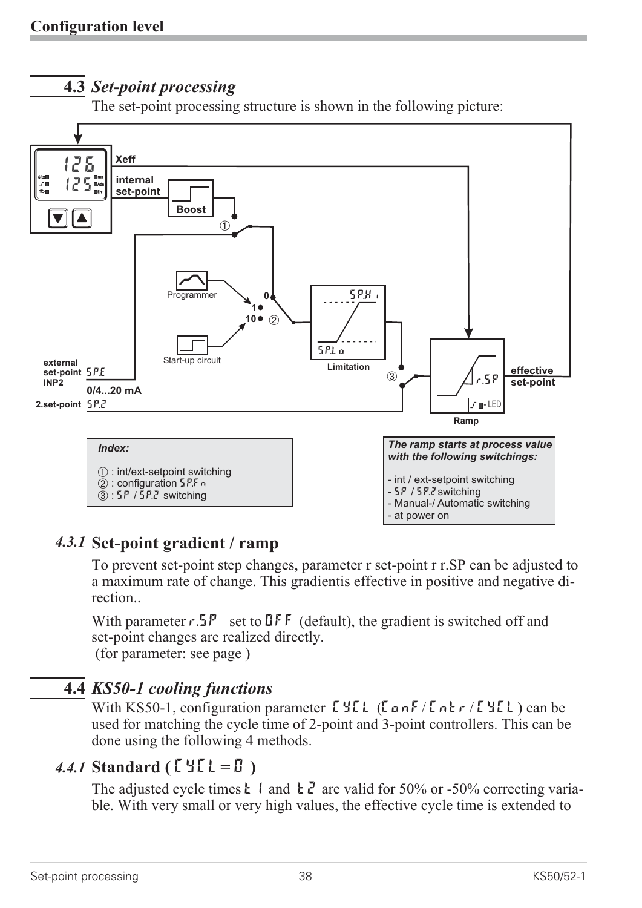## 4.3 *Set-point processing*

The set-point processing structure is shown in the following picture:

Xeff

internal set-point

Boost

Programmer

Start-up circuit

0
1
10

SP.Hi

SP.Lo

Limitation

r.SP

effective set-point

Ramp

external set-point INP2 SP.E

0/4...20 mA

2.set-point SP.2

*Index:*

① : int/ext-setpoint switching
② : configuration SP.Fn
③ : SP / SP.2 switching

***The ramp starts at process value with the following switchings:***

- int / ext-setpoint switching
- SP / SP.2 switching
- Manual-/ Automatic switching
- at power on

### *4.3.1* Set-point gradient / ramp

To prevent set-point step changes, parameter r set-point r r.SP can be adjusted to a maximum rate of change. This gradientis effective in positive and negative direction..

With parameter r.SP set to OFF (default), the gradient is switched off and set-point changes are realized directly.
(for parameter: see page )

## 4.4 *KS50-1 cooling functions*

With KS50-1, configuration parameter CYCL (ConF / Cntr / CYCL ) can be used for matching the cycle time of 2-point and 3-point controllers. This can be done using the following 4 methods.

### *4.4.1* Standard ( CYCL = 0 )

The adjusted cycle times t1 and t2 are valid for 50% or -50% correcting variable. With very small or very high values, the effective cycle time is extended to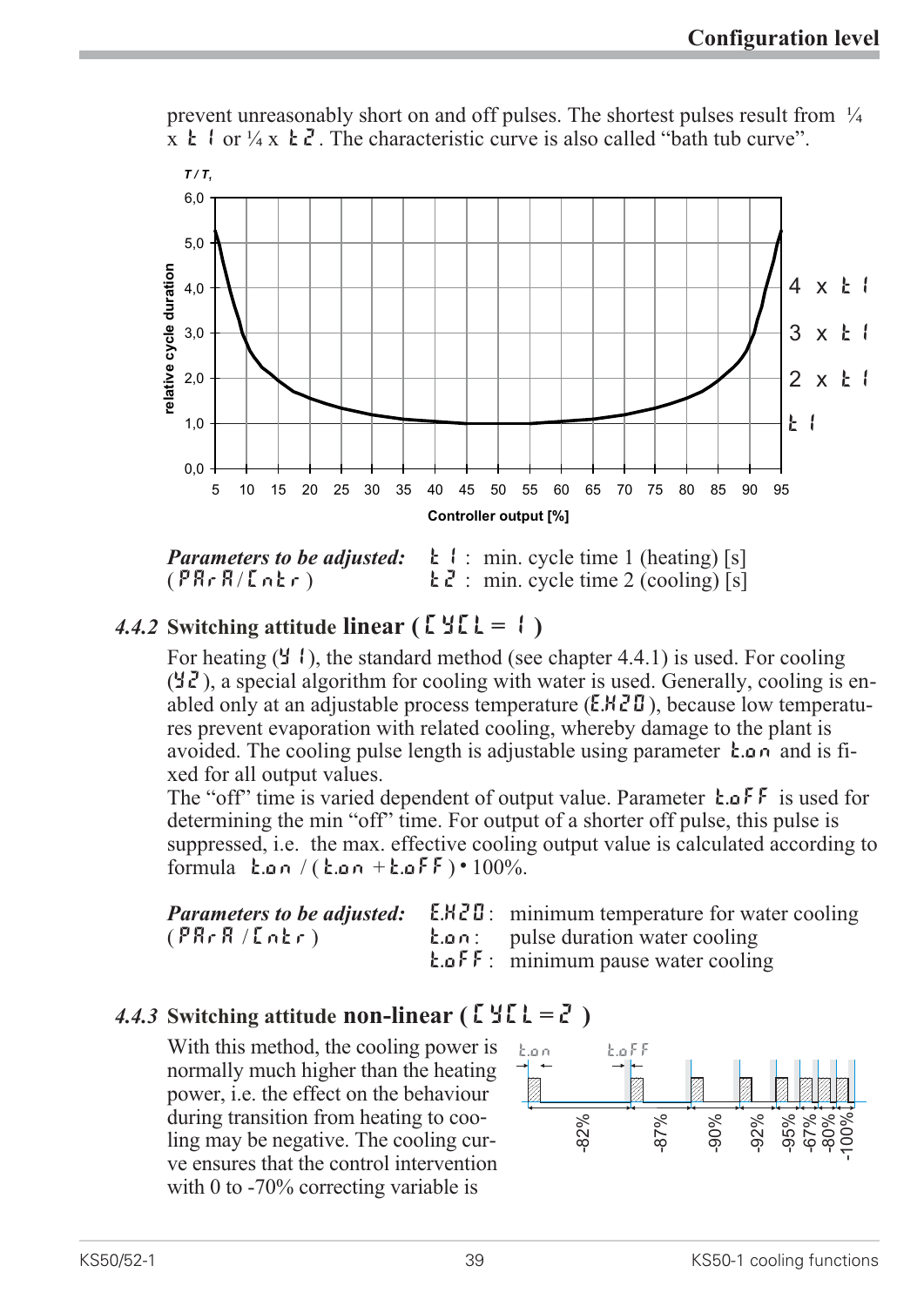prevent unreasonably short on and off pulses. The shortest pulses result from ¼ x t1 or ¼ x t2. The characteristic curve is also called "bath tub curve".

*Parameters to be adjusted:* (PArA/Cntr)
t1 : min. cycle time 1 (heating) [s]
t2 : min. cycle time 2 (cooling) [s]

### 4.4.2 Switching attitude linear ( CYCL = 1 )

For heating (Y1), the standard method (see chapter 4.4.1) is used. For cooling (Y2), a special algorithm for cooling with water is used. Generally, cooling is enabled only at an adjustable process temperature (E.H2O), because low temperatures prevent evaporation with related cooling, whereby damage to the plant is avoided. The cooling pulse length is adjustable using parameter t.on and is fixed for all output values.

The "off" time is varied dependent of output value. Parameter t.oFF is used for determining the min "off" time. For output of a shorter off pulse, this pulse is suppressed, i.e. the max. effective cooling output value is calculated according to formula t.on / ( t.on + t.oFF ) • 100%.

*Parameters to be adjusted:* (PArA / Cntr)
E.H2O : minimum temperature for water cooling
t.on : pulse duration water cooling
t.oFF : minimum pause water cooling

### 4.4.3 Switching attitude non-linear ( CYCL = 2 )

With this method, the cooling power is normally much higher than the heating power, i.e. the effect on the behaviour during transition from heating to cooling may be negative. The cooling curve ensures that the control intervention with 0 to -70% correcting variable is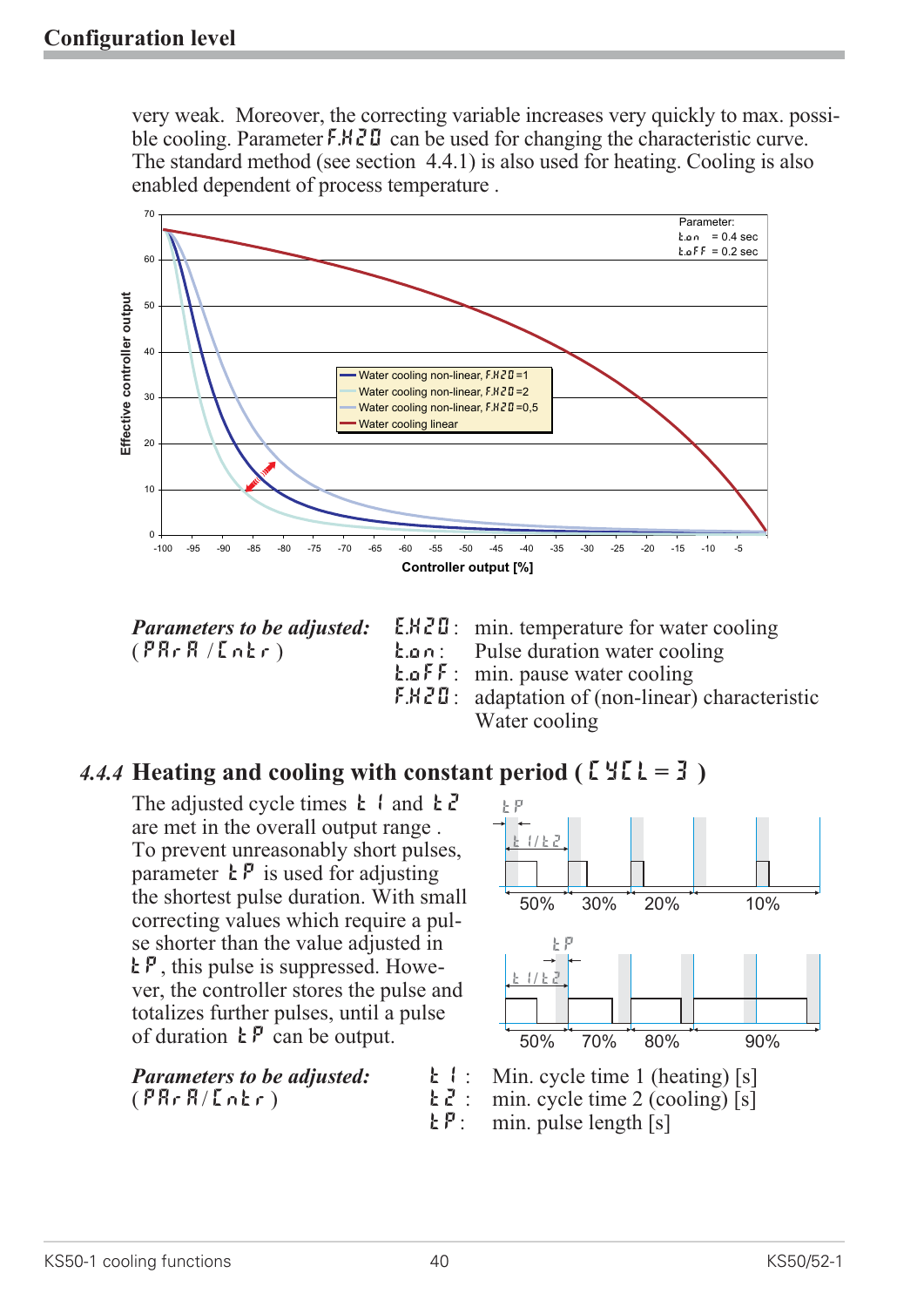very weak. Moreover, the correcting variable increases very quickly to max. possible cooling. Parameter F.H2O can be used for changing the characteristic curve. The standard method (see section 4.4.1) is also used for heating. Cooling is also enabled dependent of process temperature .

*Parameters to be adjusted:*
(PArA / Cntr)

| | |
|---|---|
| E.H2O : | min. temperature for water cooling |
| t.on : | Pulse duration water cooling |
| t.oFF : | min. pause water cooling |
| F.H2O : | adaptation of (non-linear) characteristic Water cooling |

### *4.4.4* Heating and cooling with constant period ( CYCL = 3 )

The adjusted cycle times t1 and t2 are met in the overall output range . To prevent unreasonably short pulses, parameter tP is used for adjusting the shortest pulse duration. With small correcting values which require a pulse shorter than the value adjusted in tP, this pulse is suppressed. However, the controller stores the pulse and totalizes further pulses, until a pulse of duration tP can be output.

*Parameters to be adjusted:*
(PArA/Cntr)

| | |
|---|---|
| t1 : | Min. cycle time 1 (heating) [s] |
| t2 : | min. cycle time 2 (cooling) [s] |
| tP : | min. pulse length [s] |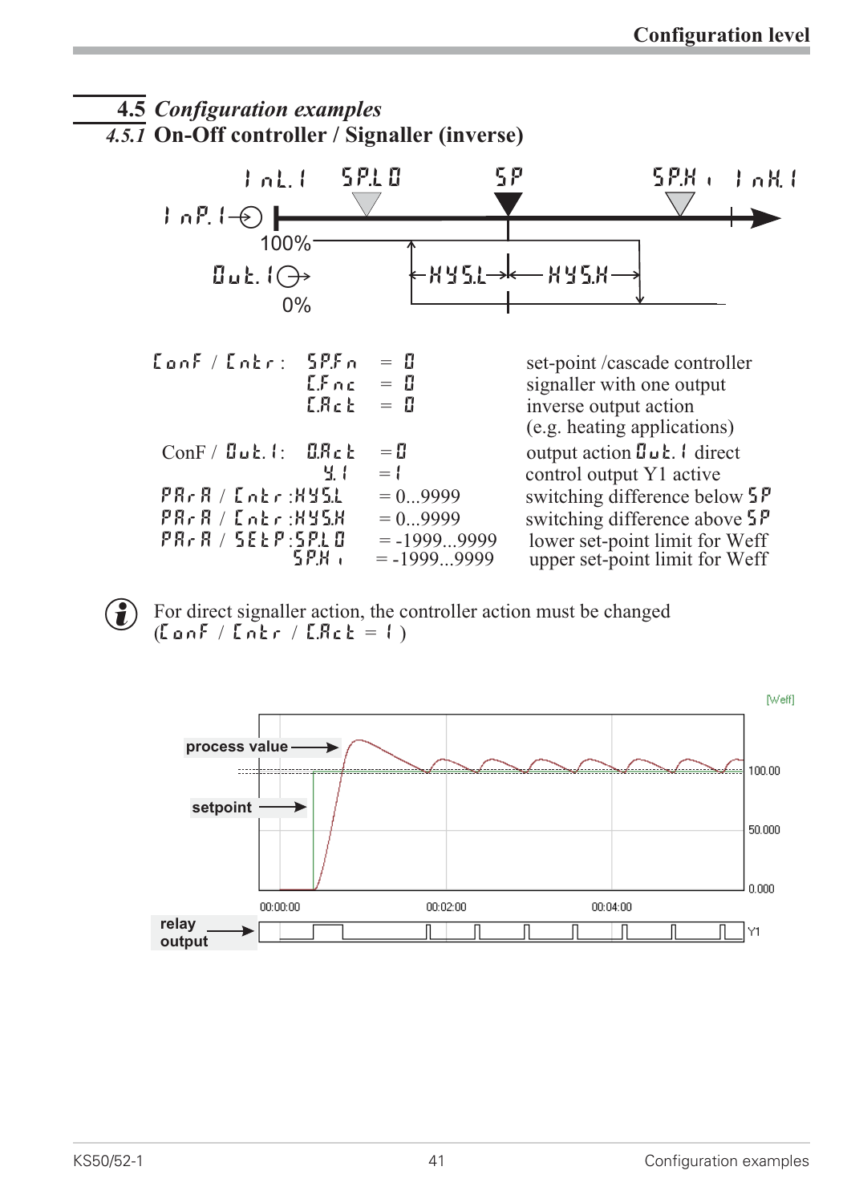## 4.5 *Configuration examples*

### *4.5.1* On-Off controller / Signaller (inverse)

InL.1 SP.LO SP SP.Hi InH.1

InP.1

100%

Out.1

0%

HYS.L HYS.H

| | | | |
|---|---|---|---|
| ConF / Cntr: | SP.Fn | = 0 | set-point /cascade controller |
| | C.Fnc | = 0 | signaller with one output |
| | C.Act | = 0 | inverse output action (e.g. heating applications) |
| ConF / Out.1: | O.Act | = 0 | output action Out.1 direct |
| | Y.1 | = 1 | control output Y1 active |
| PArA / Cntr: | HYS.L | = 0...9999 | switching difference below SP |
| PArA / Cntr: | HYS.H | = 0...9999 | switching difference above SP |
| PArA / SEtP: | SP.LO | = -1999...9999 | lower set-point limit for Weff |
| | SP.Hi | = -1999...9999 | upper set-point limit for Weff |

For direct signaller action, the controller action must be changed (ConF / Cntr / C.Act = 1 )

[Weff]

process value

setpoint

100.00

50.000

0.000

00:00:00 00:02:00 00:04:00

relay output

Y1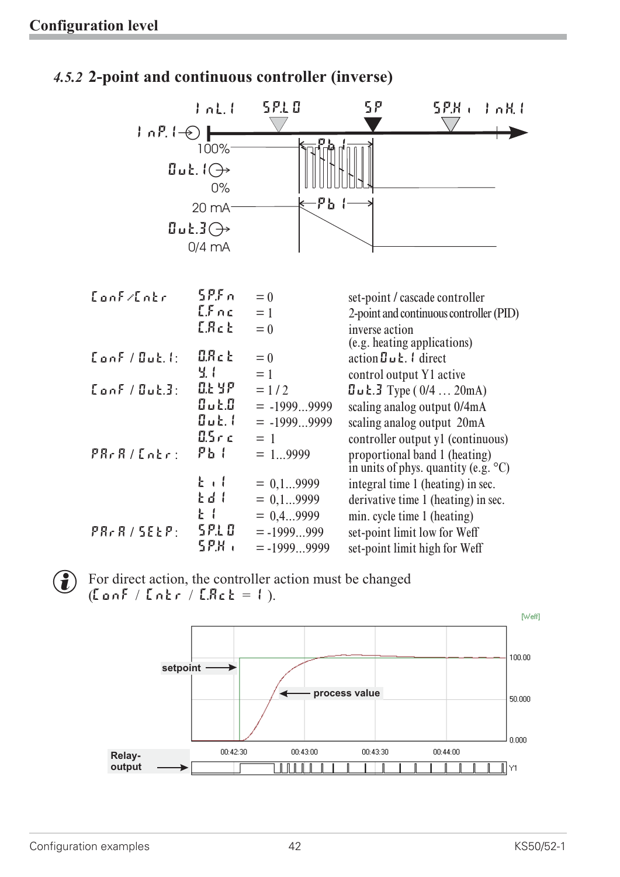## 4.5.2 2-point and continuous controller (inverse)

InL.1 SP.LO SP SP.Hi InH.1

InP.1

100% Pb1 Out.1 0%

20 mA Pb1 Out.3 0/4 mA

| | | | |
|---|---|---|---|
| ConF/Cntr | SP.Fn | = 0 | set-point / cascade controller |
| | C.Fnc | = 1 | 2-point and continuous controller (PID) |
| | C.Act | = 0 | inverse action (e.g. heating applications) |
| ConF / Out.1: | O.Act | = 0 | action Out.1 direct |
| | Y.1 | = 1 | control output Y1 active |
| ConF / Out.3: | O.tYP | = 1 / 2 | Out.3 Type ( 0/4 … 20mA) |
| | Out.0 | = -1999...9999 | scaling analog output 0/4mA |
| | Out.1 | = -1999...9999 | scaling analog output 20mA |
| | O.Src | = 1 | controller output y1 (continuous) |
| PArA / Cntr: | Pb1 | = 1...9999 | proportional band 1 (heating) in units of phys. quantity (e.g. °C) |
| | ti1 | = 0,1...9999 | integral time 1 (heating) in sec. |
| | td1 | = 0,1...9999 | derivative time 1 (heating) in sec. |
| | t1 | = 0,4...9999 | min. cycle time 1 (heating) |
| PArA / SEtP: | SP.LO | = -1999...999 | set-point limit low for Weff |
| | SP.Hi | = -1999...9999 | set-point limit high for Weff |

For direct action, the controller action must be changed (ConF / Cntr / C.Act = 1 ).

setpoint — process value — Relay-output

[Weff] 100.00 50.000 0.000

00:42:30 00:43:00 00:43:30 00:44:00 Y1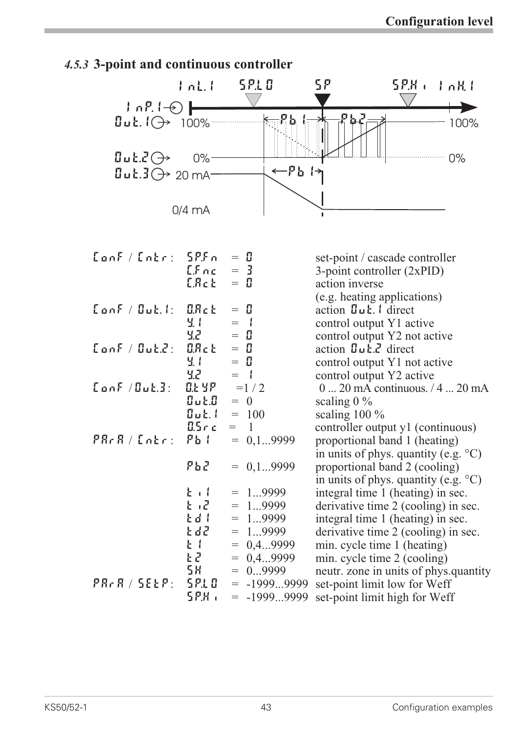### 4.5.3 3-point and continuous controller

InL.1 SP.LO SP SP.Hi InH.1

InP.1
Out.1 100% Pb1 Pb2 100%
Out.2 0% 0%
Out.3 20 mA Pb1
0/4 mA

| | | | |
|---|---|---|---|
| ConF / Cntr: | SP.Fn | = 0 | set-point / cascade controller |
| | C.Fnc | = 3 | 3-point controller (2xPID) |
| | C.Act | = 0 | action inverse (e.g. heating applications) |
| ConF / Out.1: | O.Act | = 0 | action Out.1 direct |
| | Y.1 | = 1 | control output Y1 active |
| | Y.2 | = 0 | control output Y2 not active |
| ConF / Out.2: | O.Act | = 0 | action Out.2 direct |
| | Y.1 | = 0 | control output Y1 not active |
| | Y.2 | = 1 | control output Y2 active |
| ConF / Out.3: | O.tYP | =1 / 2 | 0 ... 20 mA continuous. / 4 ... 20 mA |
| | Out.0 | = 0 | scaling 0 % |
| | Out.1 | = 100 | scaling 100 % |
| | O.Src | = 1 | controller output y1 (continuous) |
| PArA / Cntr: | Pb1 | = 0,1...9999 | proportional band 1 (heating) in units of phys. quantity (e.g. °C) |
| | Pb2 | = 0,1...9999 | proportional band 2 (cooling) in units of phys. quantity (e.g. °C) |
| | ti1 | = 1...9999 | integral time 1 (heating) in sec. |
| | ti2 | = 1...9999 | derivative time 2 (cooling) in sec. |
| | td1 | = 1...9999 | integral time 1 (heating) in sec. |
| | td2 | = 1...9999 | derivative time 2 (cooling) in sec. |
| | t1 | = 0,4...9999 | min. cycle time 1 (heating) |
| | t2 | = 0,4...9999 | min. cycle time 2 (cooling) |
| | SH | = 0...9999 | neutr. zone in units of phys.quantity |
| PArA / SEtP: | SP.LO | = -1999...9999 | set-point limit low for Weff |
| | SP.Hi | = -1999...9999 | set-point limit high for Weff |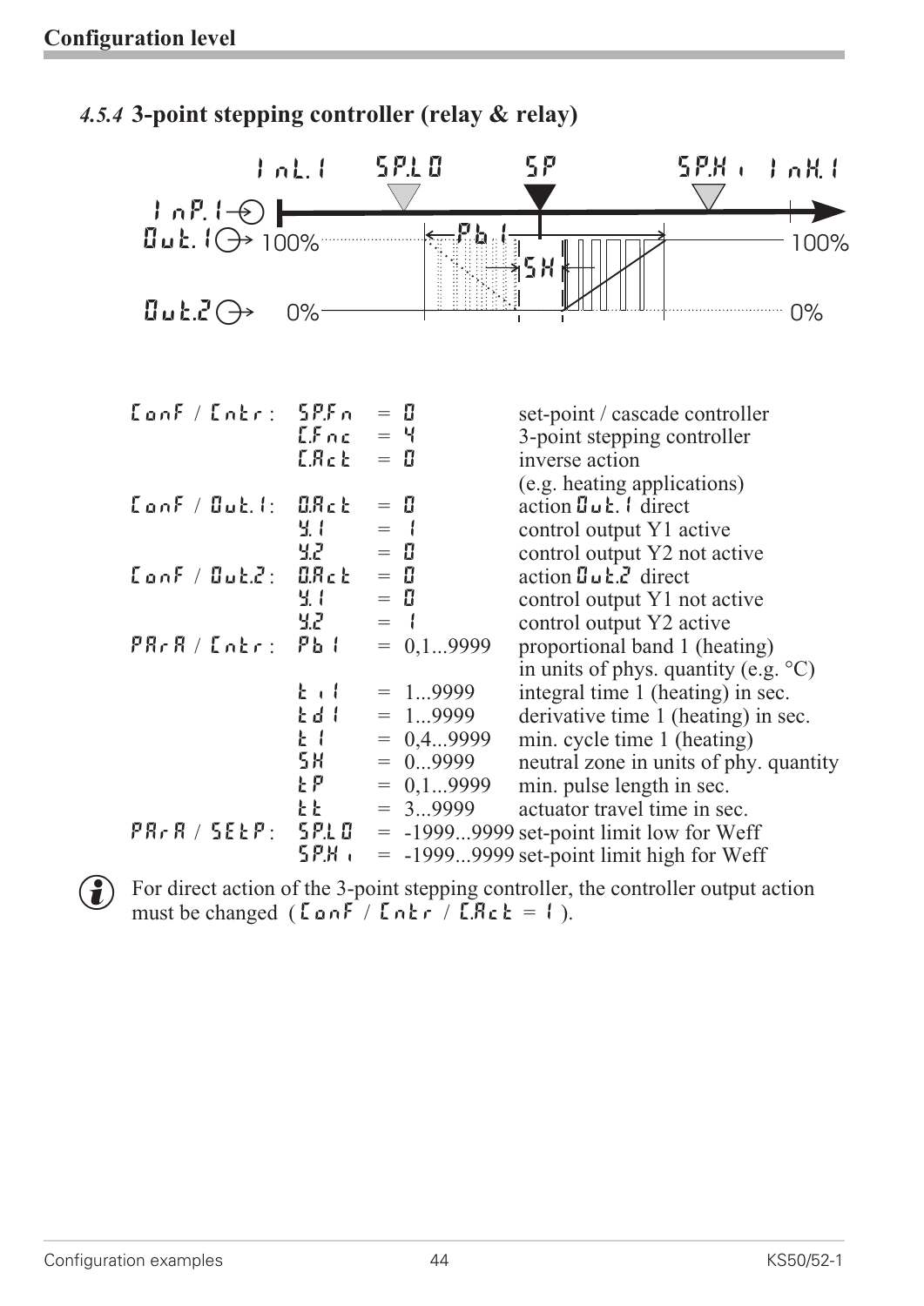## *4.5.4* 3-point stepping controller (relay & relay)

| | | | |
|---|---|---|---|
| ConF / Cntr: | SP.Fn | = 0 | set-point / cascade controller |
| | C.Fnc | = 4 | 3-point stepping controller |
| | C.Act | = 0 | inverse action (e.g. heating applications) |
| ConF / Out.1: | O.Act | = 0 | action Out.1 direct |
| | Y.1 | = 1 | control output Y1 active |
| | Y.2 | = 0 | control output Y2 not active |
| ConF / Out.2: | O.Act | = 0 | action Out.2 direct |
| | Y.1 | = 0 | control output Y1 not active |
| | Y.2 | = 1 | control output Y2 active |
| PArA / Cntr: | Pb1 | = 0,1...9999 | proportional band 1 (heating) in units of phys. quantity (e.g. °C) |
| | ti1 | = 1...9999 | integral time 1 (heating) in sec. |
| | td1 | = 1...9999 | derivative time 1 (heating) in sec. |
| | t1 | = 0,4...9999 | min. cycle time 1 (heating) |
| | SH | = 0...9999 | neutral zone in units of phy. quantity |
| | tP | = 0,1...9999 | min. pulse length in sec. |
| | tt | = 3...9999 | actuator travel time in sec. |
| PArA / SEtP: | SP.LO | = -1999...9999 | set-point limit low for Weff |
| | SP.Hi | = -1999...9999 | set-point limit high for Weff |

ⓘ For direct action of the 3-point stepping controller, the controller output action must be changed ( ConF / Cntr / C.Act = 1 ).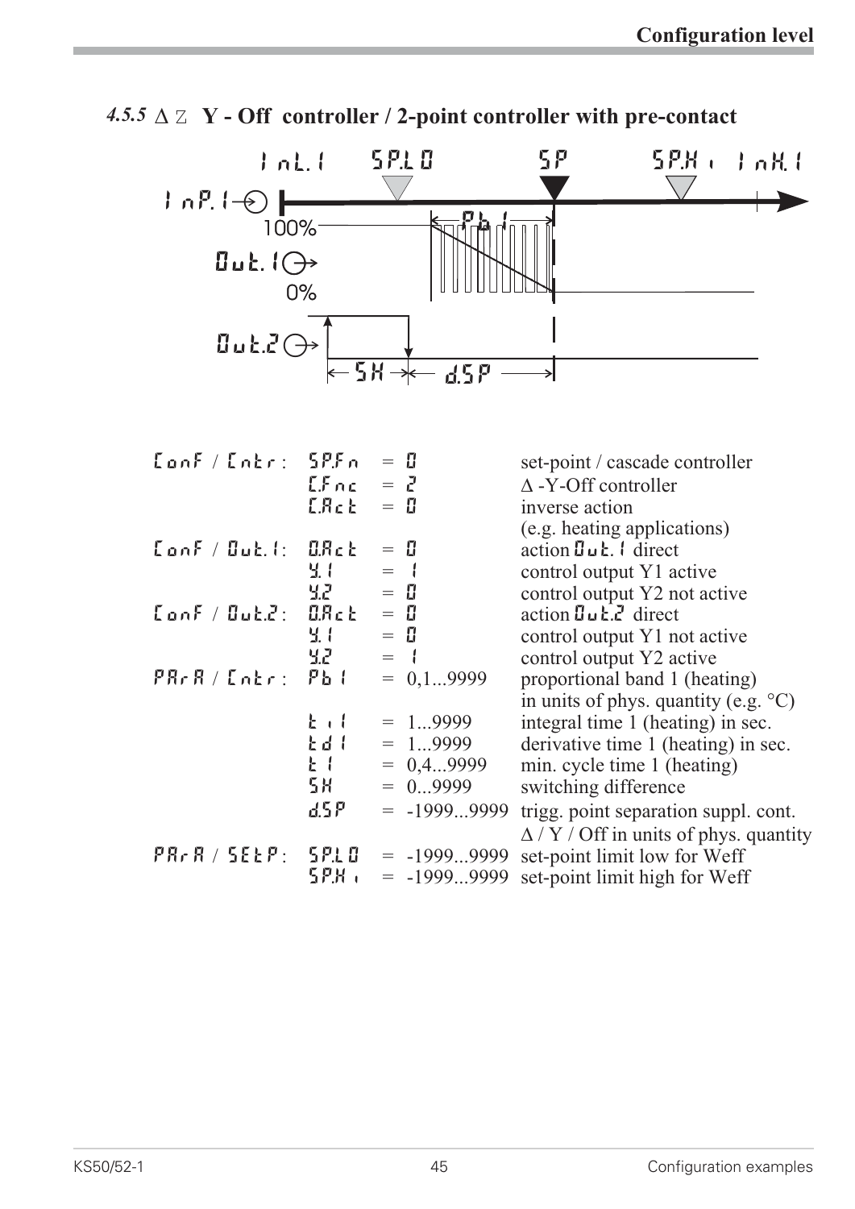### 4.5.5 Δ Z Y - Off controller / 2-point controller with pre-contact

| | | | |
|---|---|---|---|
| ConF / Cntr: | SP.Fn | = 0 | set-point / cascade controller |
| | C.Fnc | = 2 | Δ -Y-Off controller |
| | C.Act | = 0 | inverse action (e.g. heating applications) |
| ConF / Out.1: | O.Act | = 0 | action Out.1 direct |
| | Y.1 | = 1 | control output Y1 active |
| | Y.2 | = 0 | control output Y2 not active |
| ConF / Out.2: | O.Act | = 0 | action Out.2 direct |
| | Y.1 | = 0 | control output Y1 not active |
| | Y.2 | = 1 | control output Y2 active |
| PArA / Cntr: | Pb1 | = 0,1...9999 | proportional band 1 (heating) in units of phys. quantity (e.g. °C) |
| | ti1 | = 1...9999 | integral time 1 (heating) in sec. |
| | td1 | = 1...9999 | derivative time 1 (heating) in sec. |
| | t1 | = 0,4...9999 | min. cycle time 1 (heating) |
| | SH | = 0...9999 | switching difference |
| | d.SP | = -1999...9999 | trigg. point separation suppl. cont. Δ / Y / Off in units of phys. quantity |
| PArA / SEtP: | SP.LO | = -1999...9999 | set-point limit low for Weff |
| | SP.Hi | = -1999...9999 | set-point limit high for Weff |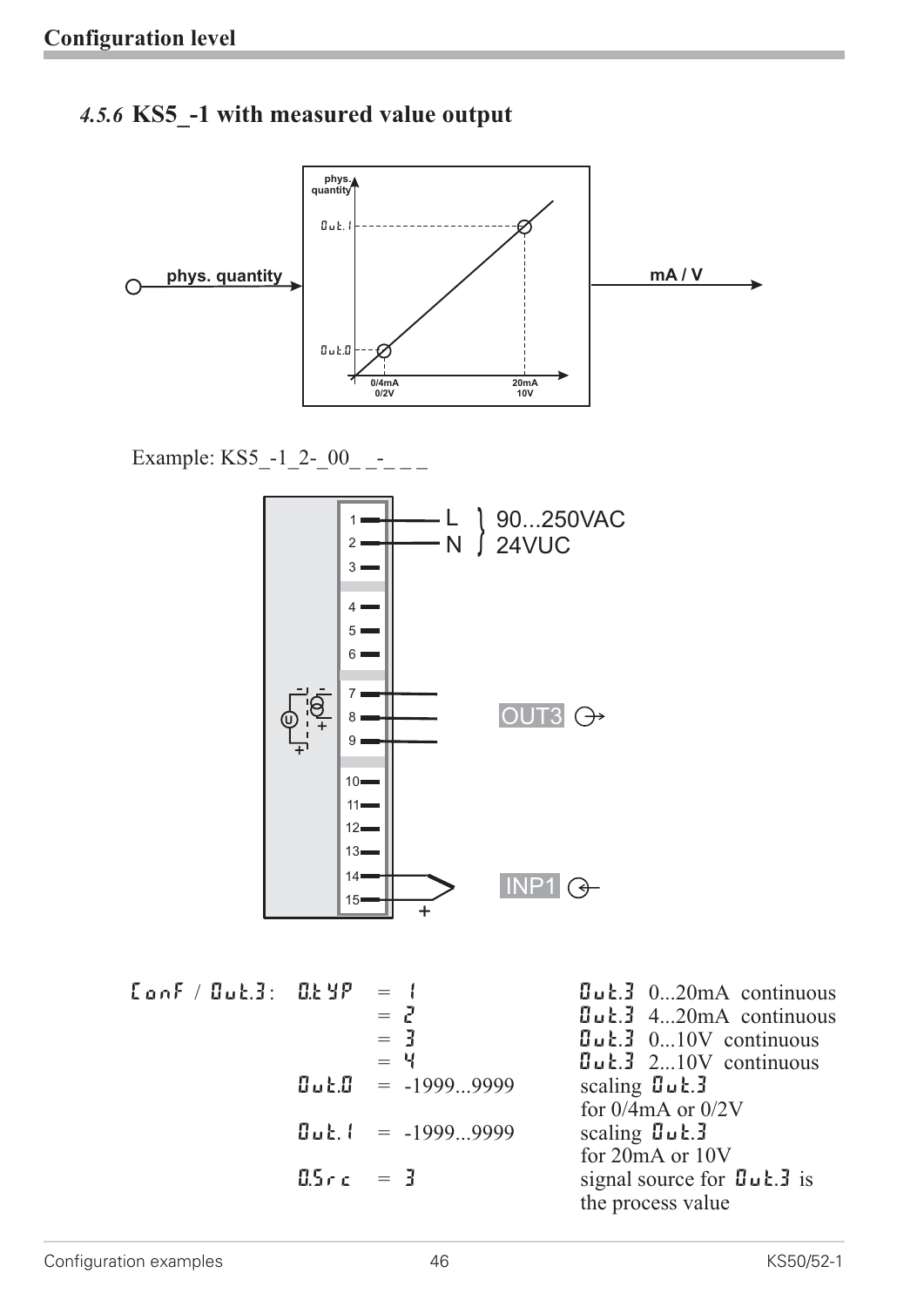### 4.5.6 KS5_-1 with measured value output

Example: KS5_-1_2-_00_ _-_ _ _

| ConF / Out.3: | O.tYP | = 1 | Out.3 0...20mA continuous |
|---|---|---|---|
| | | = 2 | Out.3 4...20mA continuous |
| | | = 3 | Out.3 0...10V continuous |
| | | = 4 | Out.3 2...10V continuous |
| | Out.0 | = -1999...9999 | scaling Out.3 for 0/4mA or 0/2V |
| | Out.1 | = -1999...9999 | scaling Out.3 for 20mA or 10V |
| | O.Src | = 3 | signal source for Out.3 is the process value |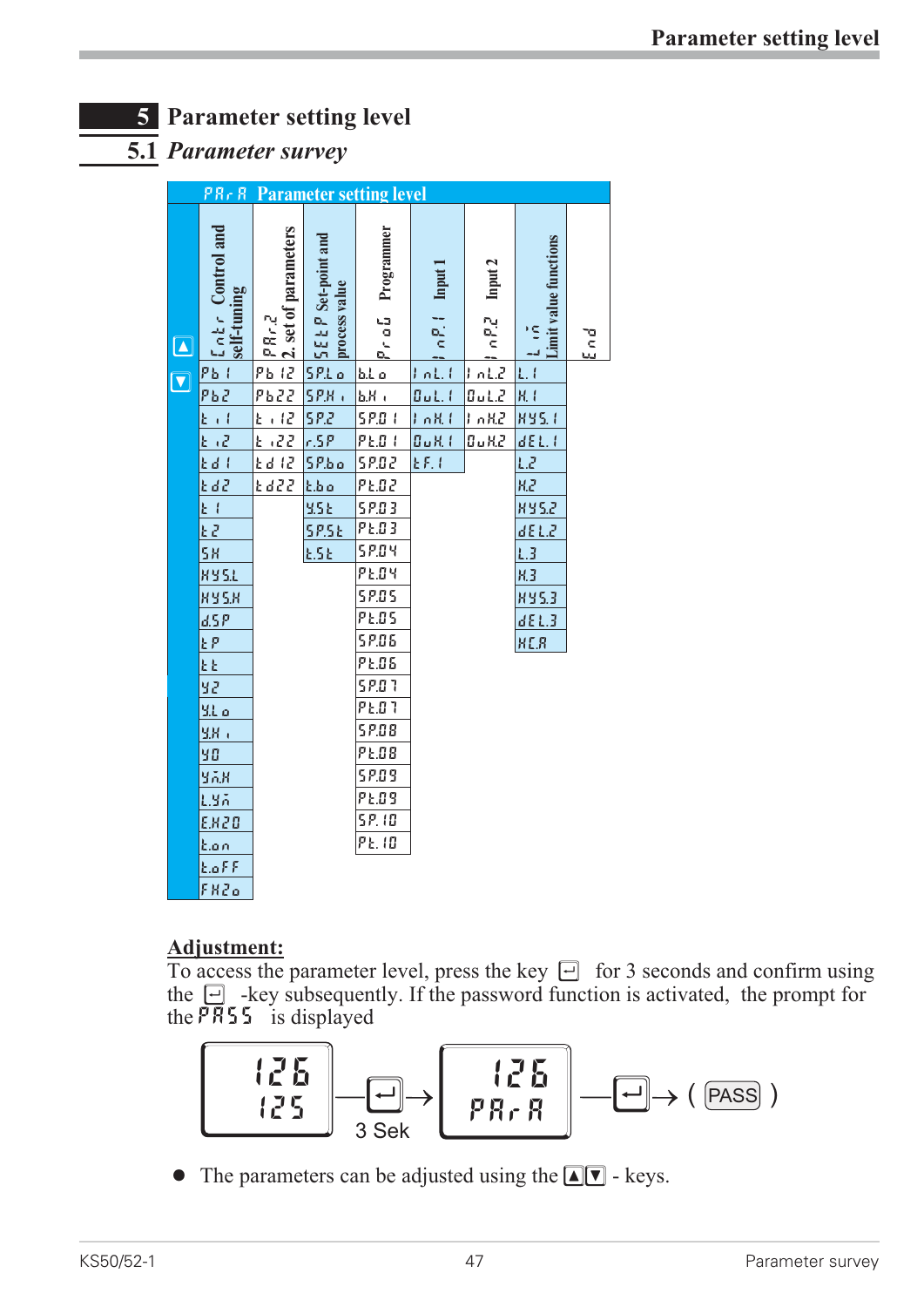# 5 Parameter setting level

## 5.1 *Parameter survey*

| PArA Parameter setting level | | | | | | | |
|---|---|---|---|---|---|---|---|
| Cntr Control and self-tuning | PAr.2 2. set of parameters | SEtP Set-point and process value | ProG Programmer | InP.1 Input 1 | InP.2 Input 2 | Lim Limit value functions | End |
| Pb1 | Pb12 | SP.Lo | bLo | InL.1 | InL.2 | L.1 | |
| Pb2 | Pb22 | SP.Hi | bHi | OuL.1 | OuL.2 | H.1 | |
| ti1 | ti12 | SP.2 | SP.01 | InH.1 | InH.2 | HYS.1 | |
| ti2 | ti22 | r.SP | Pt.01 | OuH.1 | OuH.2 | dEL.1 | |
| td1 | td12 | SP.bo | SP.02 | tF.1 | | L.2 | |
| td2 | td22 | t.bo | Pt.02 | | | H.2 | |
| t1 | | Y.St | SP.03 | | | HYS.2 | |
| t2 | | SP.St | Pt.03 | | | dEL.2 | |
| SH | | t.St | SP.04 | | | L.3 | |
| HYS.L | | | Pt.04 | | | H.3 | |
| HYS.H | | | SP.05 | | | HYS.3 | |
| d.SP | | | Pt.05 | | | dEL.3 | |
| tP | | | SP.06 | | | HC.A | |
| tt | | | Pt.06 | | | | |
| Y2 | | | SP.07 | | | | |
| Y.Lo | | | Pt.07 | | | | |
| Y.Hi | | | SP.08 | | | | |
| Y0 | | | Pt.08 | | | | |
| Ym.H | | | SP.09 | | | | |
| L.Ym | | | Pt.09 | | | | |
| E.H2O | | | SP.10 | | | | |
| t.on | | | Pt.10 | | | | |
| t.oFF | | | | | | | |
| FH2o | | | | | | | |

**Adjustment:**

To access the parameter level, press the key ↵ for 3 seconds and confirm using the ↵ -key subsequently. If the password function is activated, the prompt for the PASS is displayed

126 / 125 —↵→ 3 Sek — 126 / PArA —↵→ ( PASS )

- The parameters can be adjusted using the ▲▼ - keys.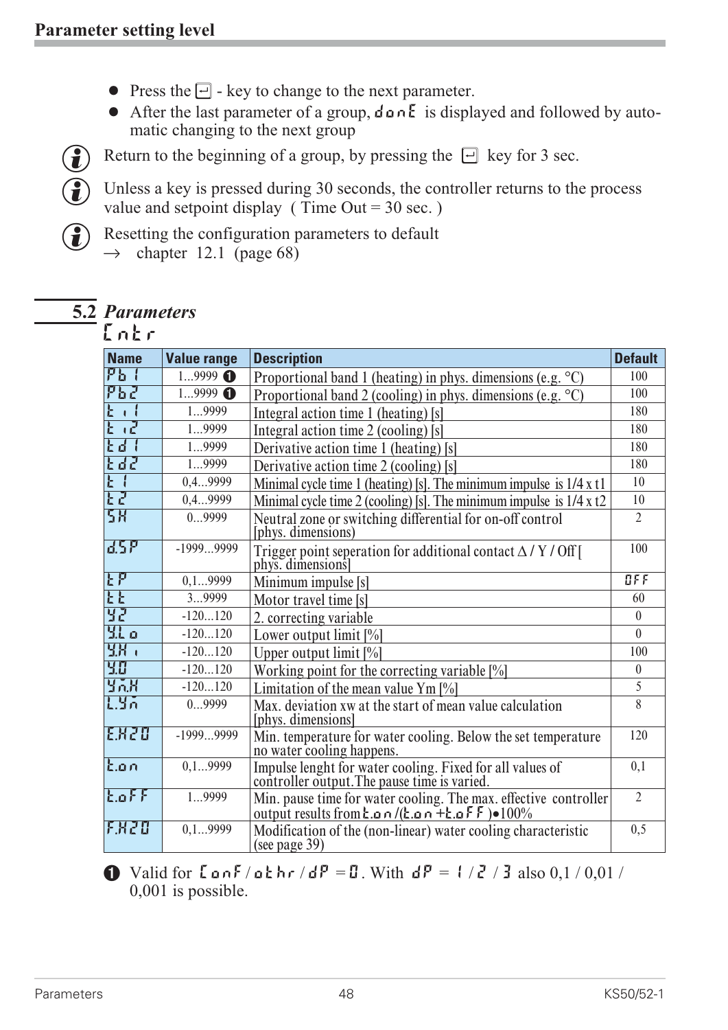## Parameter setting level

- Press the ⏎ - key to change to the next parameter.
- After the last parameter of a group, donE is displayed and followed by automatic changing to the next group

ⓘ Return to the beginning of a group, by pressing the ⏎ key for 3 sec.

ⓘ Unless a key is pressed during 30 seconds, the controller returns to the process value and setpoint display ( Time Out = 30 sec. )

ⓘ Resetting the configuration parameters to default → chapter 12.1 (page 68)

## 5.2 *Parameters*

Cntr

| Name | Value range | Description | Default |
|---|---|---|---|
| Pb1 | 1...9999 ❶ | Proportional band 1 (heating) in phys. dimensions (e.g. °C) | 100 |
| Pb2 | 1...9999 ❶ | Proportional band 2 (cooling) in phys. dimensions (e.g. °C) | 100 |
| ti1 | 1...9999 | Integral action time 1 (heating) [s] | 180 |
| ti2 | 1...9999 | Integral action time 2 (cooling) [s] | 180 |
| td1 | 1...9999 | Derivative action time 1 (heating) [s] | 180 |
| td2 | 1...9999 | Derivative action time 2 (cooling) [s] | 180 |
| t1 | 0,4...9999 | Minimal cycle time 1 (heating) [s]. The minimum impulse is 1/4 x t1 | 10 |
| t2 | 0,4...9999 | Minimal cycle time 2 (cooling) [s]. The minimum impulse is 1/4 x t2 | 10 |
| SH | 0...9999 | Neutral zone or switching differential for on-off control [phys. dimensions) | 2 |
| d.SP | -1999...9999 | Trigger point seperation for additional contact Δ / Y / Off [ phys. dimensions] | 100 |
| tP | 0,1...9999 | Minimum impulse [s] | OFF |
| tt | 3...9999 | Motor travel time [s] | 60 |
| Y2 | -120...120 | 2. correcting variable | 0 |
| Y.Lo | -120...120 | Lower output limit [%] | 0 |
| Y.Hi | -120...120 | Upper output limit [%] | 100 |
| Y.0 | -120...120 | Working point for the correcting variable [%] | 0 |
| Ym.H | -120...120 | Limitation of the mean value Ym [%] | 5 |
| L.Ym | 0...9999 | Max. deviation xw at the start of mean value calculation [phys. dimensions] | 8 |
| E.H2O | -1999...9999 | Min. temperature for water cooling. Below the set temperature no water cooling happens. | 120 |
| t.on | 0,1...9999 | Impulse lenght for water cooling. Fixed for all values of controller output.The pause time is varied. | 0,1 |
| t.oFF | 1...9999 | Min. pause time for water cooling. The max. effective controller output results from t.on /(t.on +t.oFF )•100% | 2 |
| F.H2O | 0,1...9999 | Modification of the (non-linear) water cooling characteristic (see page 39) | 0,5 |

❶ Valid for ConF / othr / dP = 0. With dP = 1 / 2 / 3 also 0,1 / 0,01 / 0,001 is possible.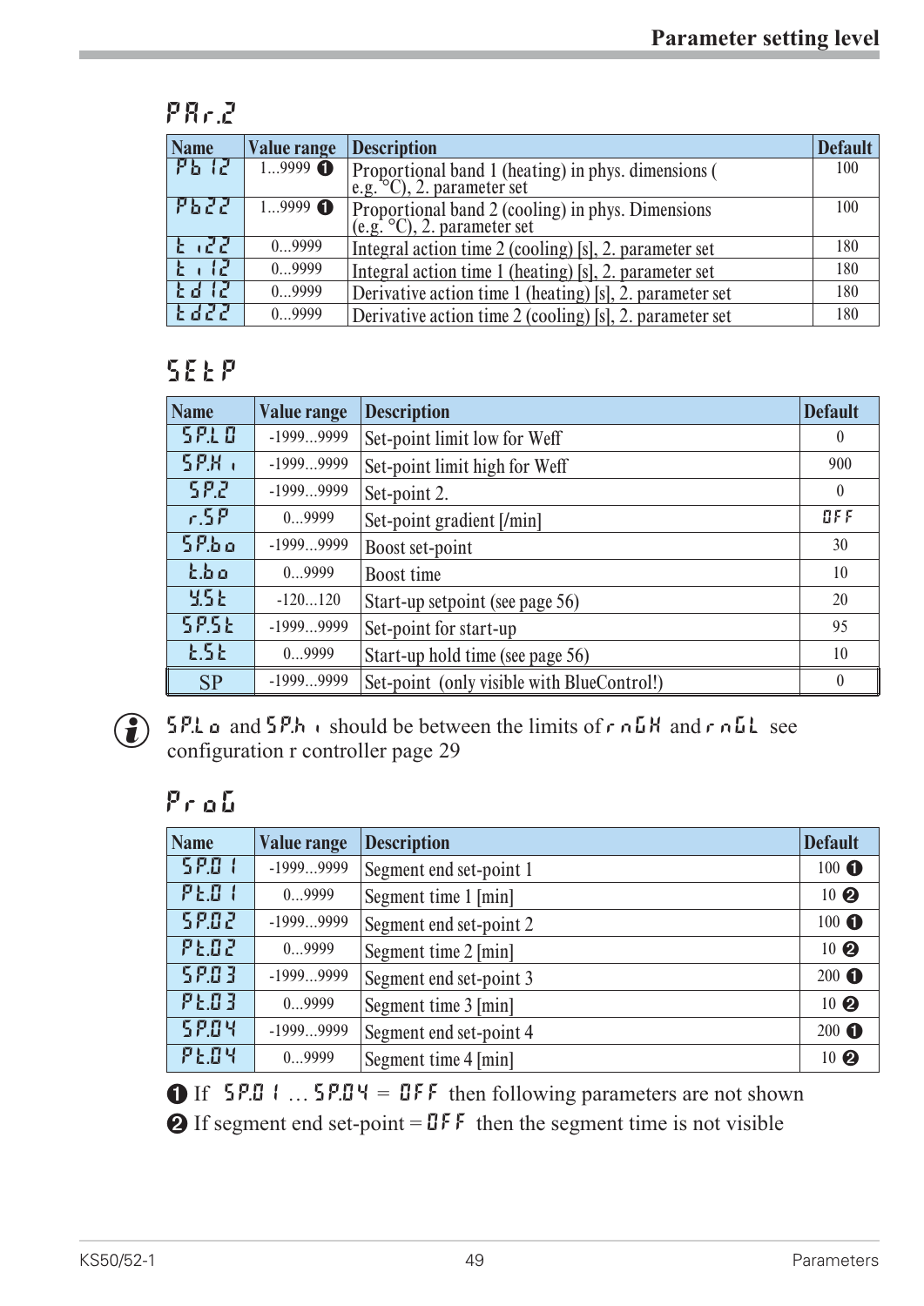## PAr.2

| Name | Value range | Description | Default |
|---|---|---|---|
| Pb12 | 1...9999 ❶ | Proportional band 1 (heating) in phys. dimensions (e.g. °C), 2. parameter set | 100 |
| Pb22 | 1...9999 ❶ | Proportional band 2 (cooling) in phys. Dimensions (e.g. °C), 2. parameter set | 100 |
| ti22 | 0...9999 | Integral action time 2 (cooling) [s], 2. parameter set | 180 |
| ti12 | 0...9999 | Integral action time 1 (heating) [s], 2. parameter set | 180 |
| td12 | 0...9999 | Derivative action time 1 (heating) [s], 2. parameter set | 180 |
| td22 | 0...9999 | Derivative action time 2 (cooling) [s], 2. parameter set | 180 |

## SEtP

| Name | Value range | Description | Default |
|---|---|---|---|
| SP.LO | -1999...9999 | Set-point limit low for Weff | 0 |
| SP.Hi | -1999...9999 | Set-point limit high for Weff | 900 |
| SP.2 | -1999...9999 | Set-point 2. | 0 |
| r.SP | 0...9999 | Set-point gradient [/min] | OFF |
| SP.bo | -1999...9999 | Boost set-point | 30 |
| t.bo | 0...9999 | Boost time | 10 |
| Y.St | -120...120 | Start-up setpoint (see page 56) | 20 |
| SP.St | -1999...9999 | Set-point for start-up | 95 |
| t.St | 0...9999 | Start-up hold time (see page 56) | 10 |
| SP | -1999...9999 | Set-point (only visible with BlueControl!) | 0 |

SP.Lo and SP.hi should be between the limits of rnGH and rnGL see configuration r controller page 29

## ProG

| Name | Value range | Description | Default |
|---|---|---|---|
| SP.01 | -1999...9999 | Segment end set-point 1 | 100 ❶ |
| Pt.01 | 0...9999 | Segment time 1 [min] | 10 ❷ |
| SP.02 | -1999...9999 | Segment end set-point 2 | 100 ❶ |
| Pt.02 | 0...9999 | Segment time 2 [min] | 10 ❷ |
| SP.03 | -1999...9999 | Segment end set-point 3 | 200 ❶ |
| Pt.03 | 0...9999 | Segment time 3 [min] | 10 ❷ |
| SP.04 | -1999...9999 | Segment end set-point 4 | 200 ❶ |
| Pt.04 | 0...9999 | Segment time 4 [min] | 10 ❷ |

❶ If SP.01 ... SP.04 = OFF then following parameters are not shown

❷ If segment end set-point = OFF then the segment time is not visible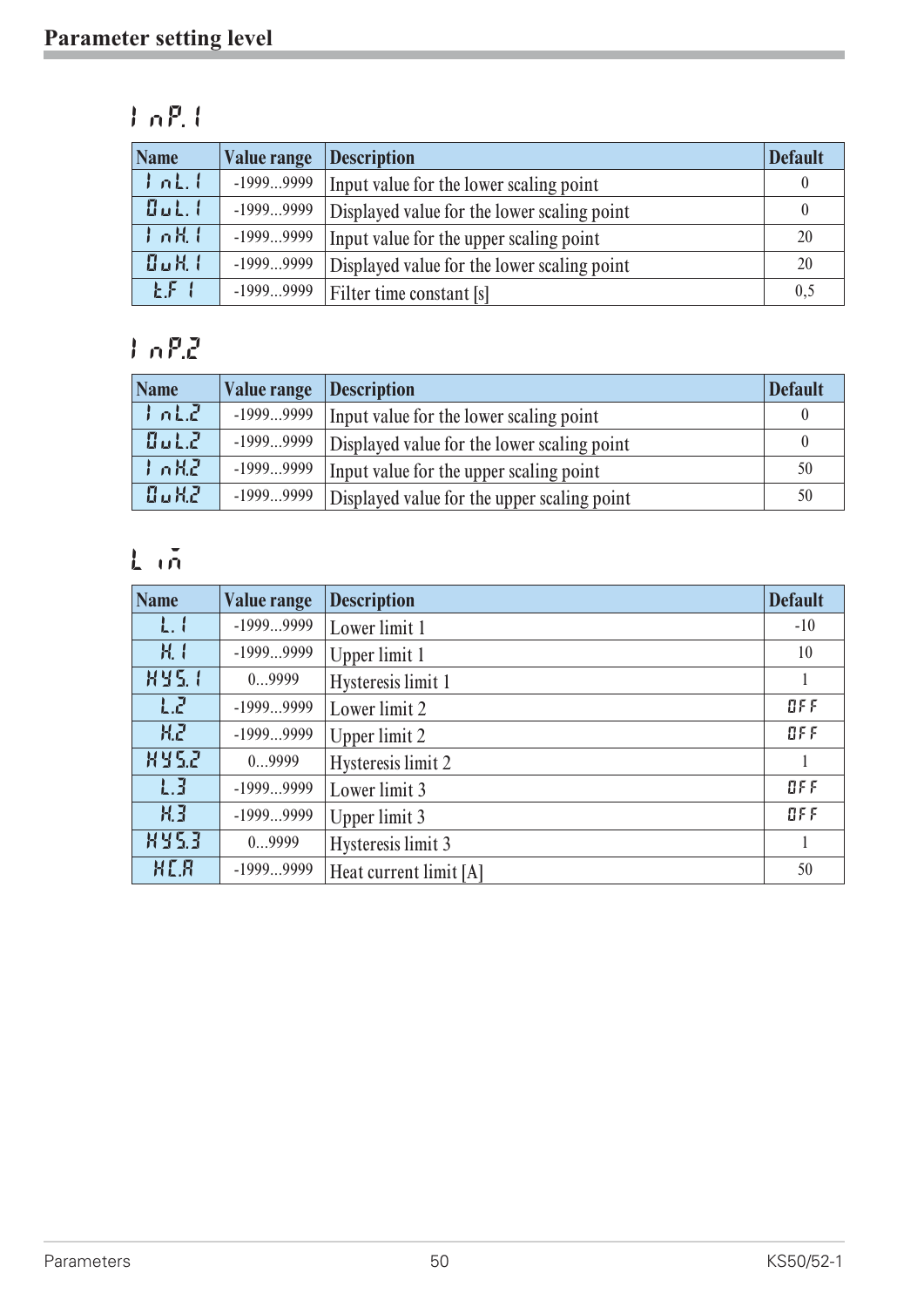# Parameter setting level

## InP.1

| Name | Value range | Description | Default |
|---|---|---|---|
| InL.1 | -1999...9999 | Input value for the lower scaling point | 0 |
| OuL.1 | -1999...9999 | Displayed value for the lower scaling point | 0 |
| InH.1 | -1999...9999 | Input value for the upper scaling point | 20 |
| OuH.1 | -1999...9999 | Displayed value for the lower scaling point | 20 |
| t.F1 | -1999...9999 | Filter time constant [s] | 0,5 |

## InP.2

| Name | Value range | Description | Default |
|---|---|---|---|
| InL.2 | -1999...9999 | Input value for the lower scaling point | 0 |
| OuL.2 | -1999...9999 | Displayed value for the lower scaling point | 0 |
| InH.2 | -1999...9999 | Input value for the upper scaling point | 50 |
| OuH.2 | -1999...9999 | Displayed value for the upper scaling point | 50 |

## Lim

| Name | Value range | Description | Default |
|---|---|---|---|
| L.1 | -1999...9999 | Lower limit 1 | -10 |
| H.1 | -1999...9999 | Upper limit 1 | 10 |
| HYS.1 | 0...9999 | Hysteresis limit 1 | 1 |
| L.2 | -1999...9999 | Lower limit 2 | OFF |
| H.2 | -1999...9999 | Upper limit 2 | OFF |
| HYS.2 | 0...9999 | Hysteresis limit 2 | 1 |
| L.3 | -1999...9999 | Lower limit 3 | OFF |
| H.3 | -1999...9999 | Upper limit 3 | OFF |
| HYS.3 | 0...9999 | Hysteresis limit 3 | 1 |
| HC.A | -1999...9999 | Heat current limit [A] | 50 |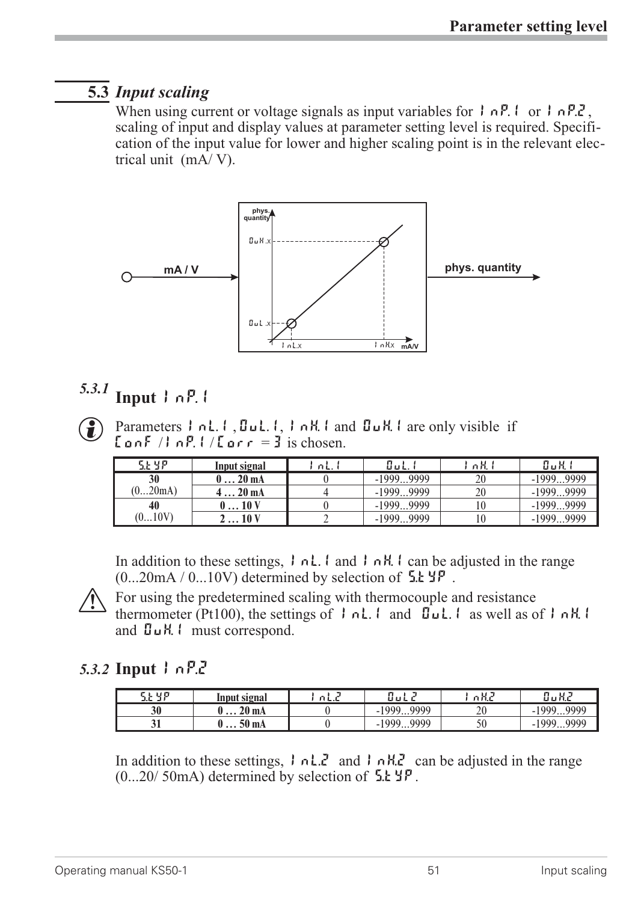## 5.3 *Input scaling*

When using current or voltage signals as input variables for InP.1 or InP.2, scaling of input and display values at parameter setting level is required. Specification of the input value for lower and higher scaling point is in the relevant electrical unit (mA/ V).

mA / V → phys. quantity

### 5.3.1 Input InP.1

Parameters InL.1, OuL.1, InH.1 and OuH.1 are only visible if ConF / InP.1 / Corr = 3 is chosen.

| S.tYP | Input signal | InL.1 | OuL.1 | InH.1 | OuH.1 |
|---|---|---|---|---|---|
| 30 (0...20mA) | 0 … 20 mA | 0 | -1999...9999 | 20 | -1999...9999 |
| | 4 … 20 mA | 4 | -1999...9999 | 20 | -1999...9999 |
| 40 (0...10V) | 0 … 10 V | 0 | -1999...9999 | 10 | -1999...9999 |
| | 2 … 10 V | 2 | -1999...9999 | 10 | -1999...9999 |

In addition to these settings, InL.1 and InH.1 can be adjusted in the range (0...20mA / 0...10V) determined by selection of S.tYP.

For using the predetermined scaling with thermocouple and resistance thermometer (Pt100), the settings of InL.1 and OuL.1 as well as of InH.1 and OuH.1 must correspond.

### 5.3.2 Input InP.2

| S.tYP | Input signal | InL.2 | OuL.2 | InH.2 | OuH.2 |
|---|---|---|---|---|---|
| 30 | 0 … 20 mA | 0 | -1999...9999 | 20 | -1999...9999 |
| 31 | 0 … 50 mA | 0 | -1999...9999 | 50 | -1999...9999 |

In addition to these settings, InL.2 and InH.2 can be adjusted in the range (0...20/ 50mA) determined by selection of S.tYP.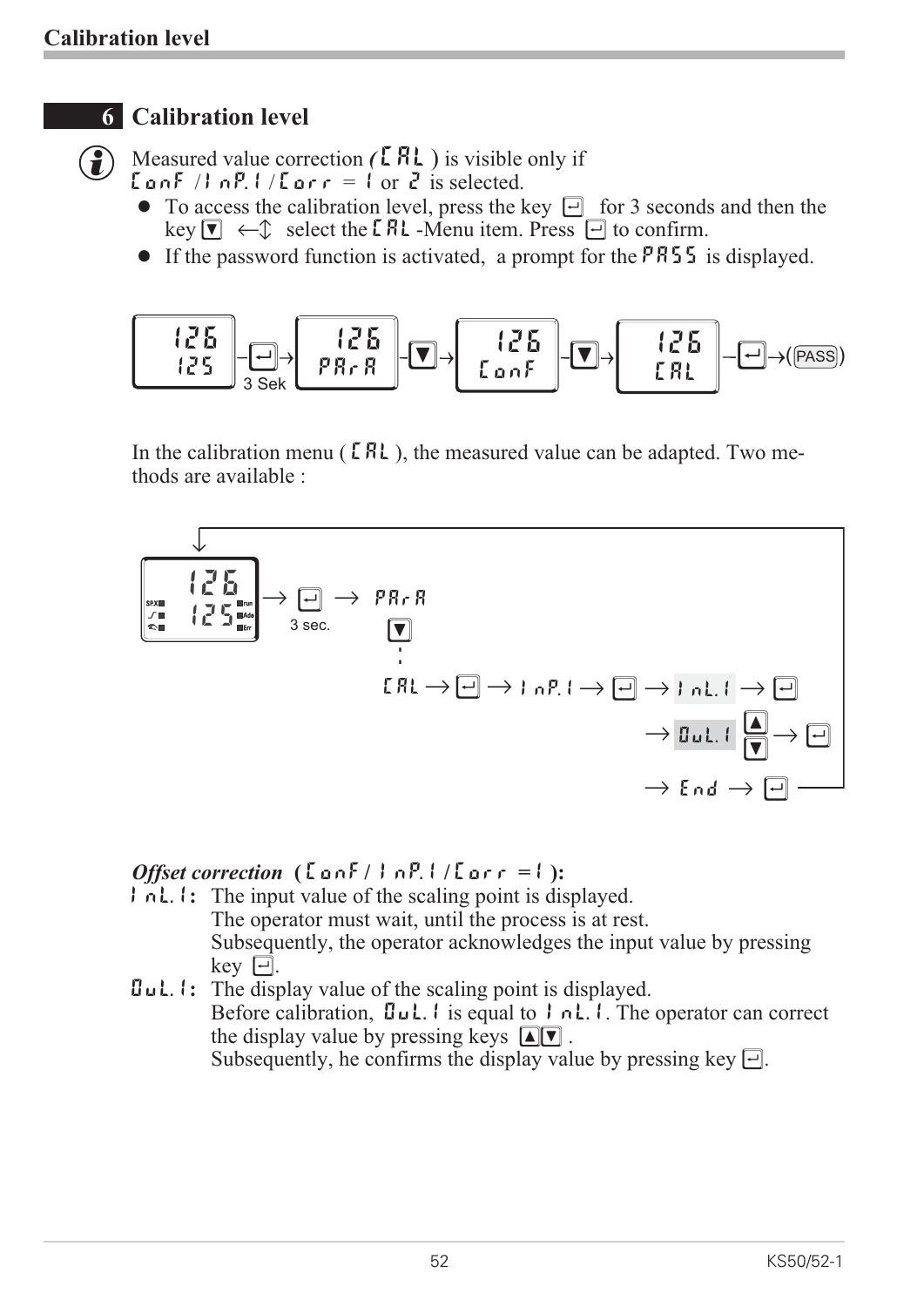# 6 Calibration level

Measured value correction **(CAL)** is visible only if ConF / InP.1 / Corr = 1 or 2 is selected.

- To access the calibration level, press the key ⏎ for 3 seconds and then the key ▼ ←↕ select the CAL -Menu item. Press ⏎ to confirm.
- If the password function is activated, a prompt for the PASS is displayed.

126 / 125 –⏎→ (3 Sek) 126 / PArA –▼→ 126 / ConF –▼→ 126 / CAL –⏎→ (PASS)

In the calibration menu ( CAL ), the measured value can be adapted. Two methods are available :

126 / 125 → ⏎ (3 sec.) → PArA
▼
CAL → ⏎ → InP.1 → ⏎ → InL.1 → ⏎
→ OuL.1 ▲▼ → ⏎
→ End → ⏎

***Offset correction*** **( ConF / InP.1 / Corr = 1 ):**

**InL.1:** The input value of the scaling point is displayed.
The operator must wait, until the process is at rest.
Subsequently, the operator acknowledges the input value by pressing key ⏎.

**OuL.1:** The display value of the scaling point is displayed.
Before calibration, OuL.1 is equal to InL.1. The operator can correct the display value by pressing keys ▲▼ .
Subsequently, he confirms the display value by pressing key ⏎.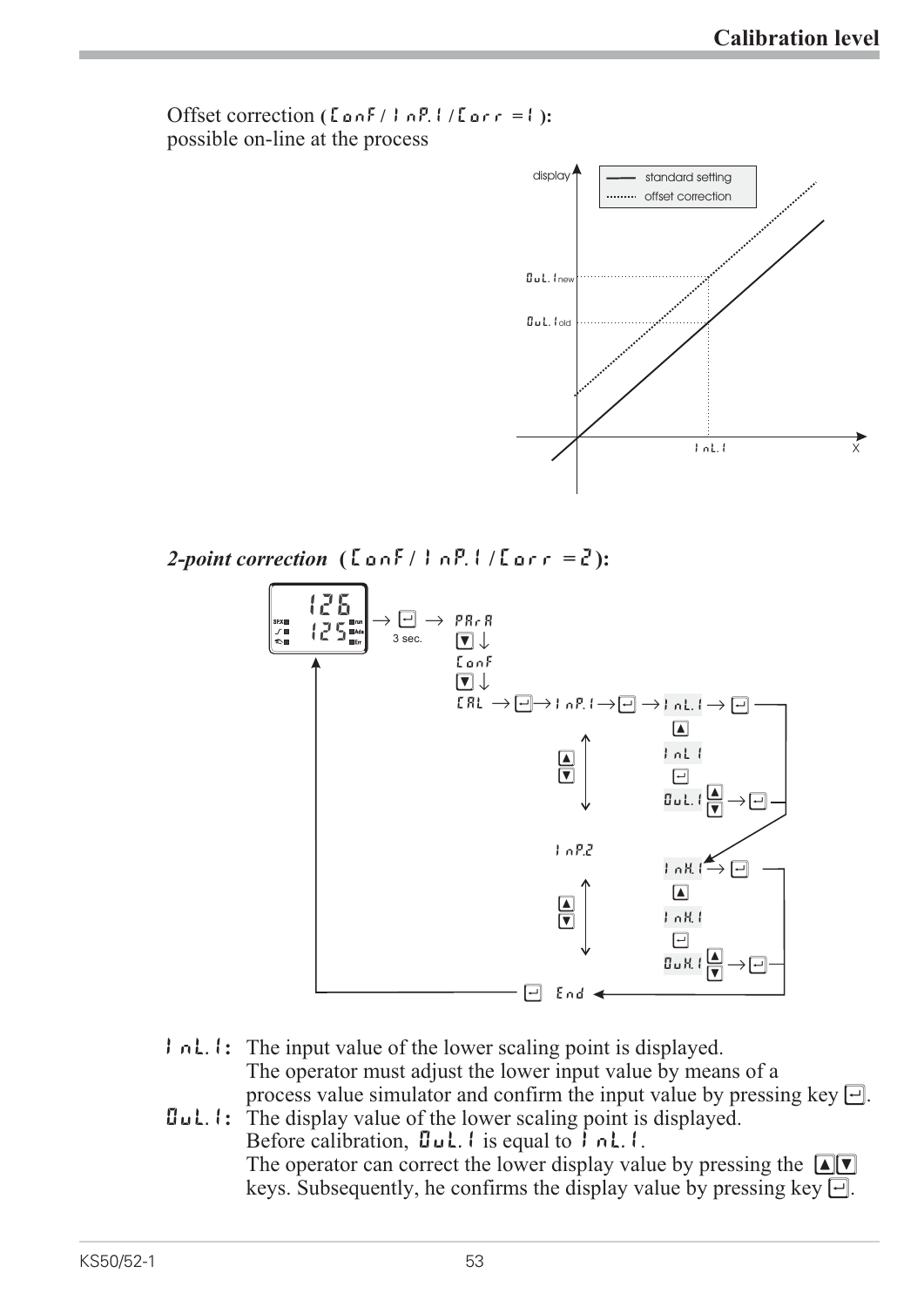Offset correction (ConF / InP.1 / Corr = 1):
possible on-line at the process

***2-point correction*** **(ConF / InP.1 / Corr = 2):**

**InL.1:** The input value of the lower scaling point is displayed.
The operator must adjust the lower input value by means of a process value simulator and confirm the input value by pressing key ⏎.

**OuL.1:** The display value of the lower scaling point is displayed.
Before calibration, OuL.1 is equal to InL.1.
The operator can correct the lower display value by pressing the ▲▼ keys. Subsequently, he confirms the display value by pressing key ⏎.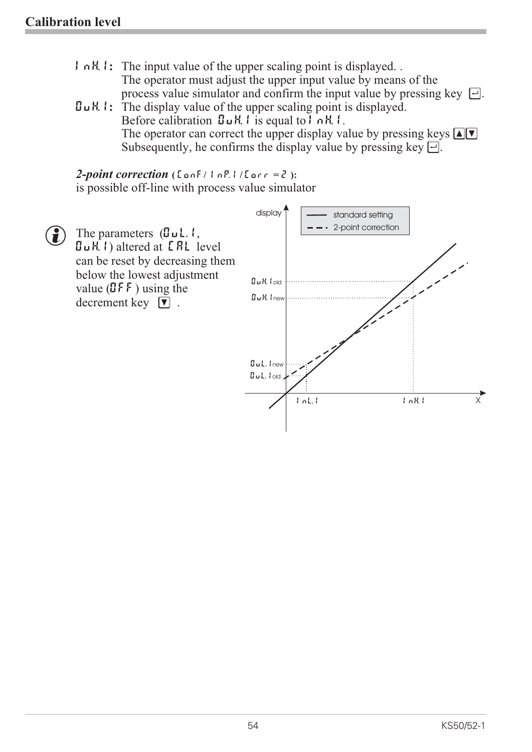## Calibration level

**InH.1:** The input value of the upper scaling point is displayed. .
The operator must adjust the upper input value by means of the process value simulator and confirm the input value by pressing key ⏎.

**OuH.1:** The display value of the upper scaling point is displayed.
Before calibration OuH.1 is equal to InH.1.
The operator can correct the upper display value by pressing keys ▲▼
Subsequently, he confirms the display value by pressing key ⏎.

***2-point correction*** **(ConF / InP.1 / Corr = 2 ):**
is possible off-line with process value simulator

ℹ The parameters (OuL.1, OuH.1) altered at CAL level can be reset by decreasing them below the lowest adjustment value (OFF ) using the decrement key ▼ .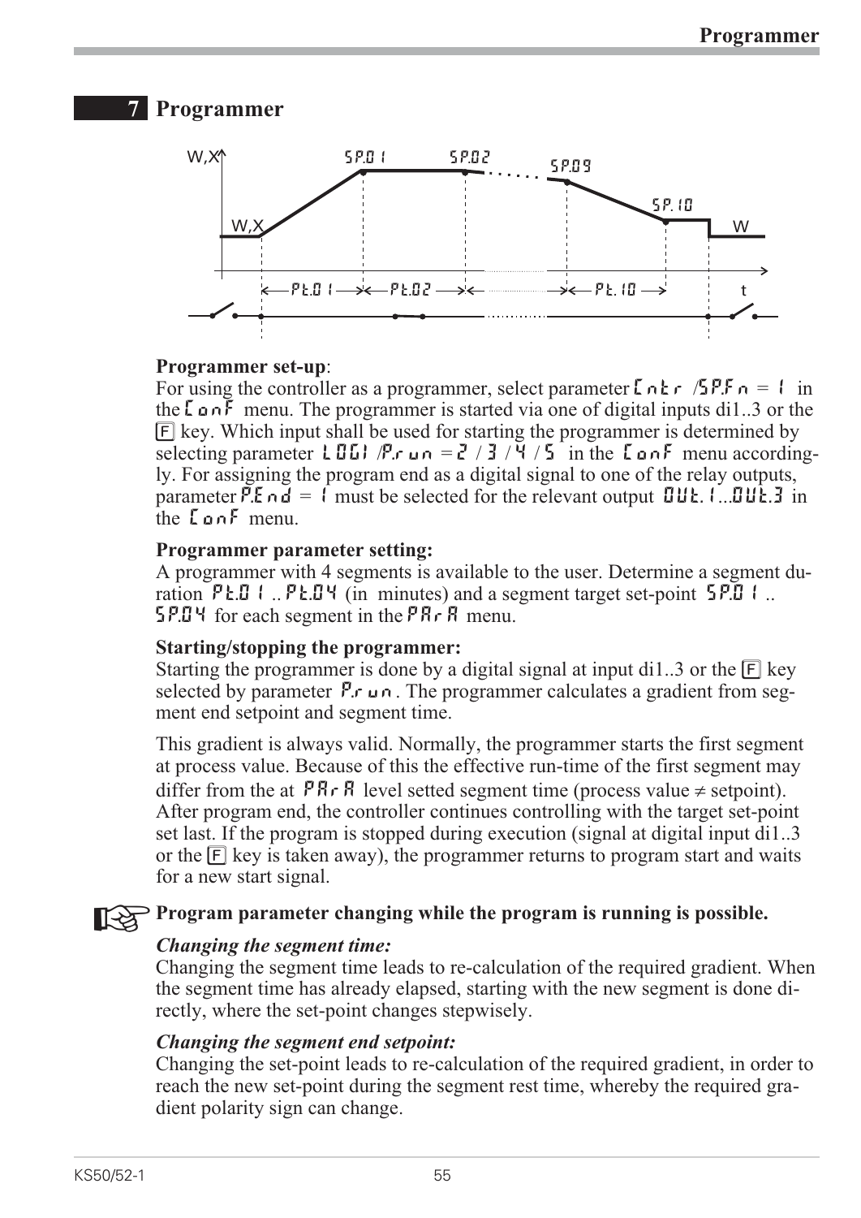# 7 Programmer

**Programmer set-up**:
For using the controller as a programmer, select parameter Cntr /SP.Fn = 1 in the ConF menu. The programmer is started via one of digital inputs di1..3 or the [F] key. Which input shall be used for starting the programmer is determined by selecting parameter LOGI /P.run = 2 / 3 / 4 / 5 in the ConF menu accordingly. For assigning the program end as a digital signal to one of the relay outputs, parameter P.End = 1 must be selected for the relevant output OUt.1...OUt.3 in the ConF menu.

**Programmer parameter setting:**
A programmer with 4 segments is available to the user. Determine a segment duration Pt.01 .. Pt.04 (in minutes) and a segment target set-point SP.01 .. SP.04 for each segment in the PArA menu.

**Starting/stopping the programmer:**
Starting the programmer is done by a digital signal at input di1..3 or the [F] key selected by parameter P.run. The programmer calculates a gradient from segment end setpoint and segment time.

This gradient is always valid. Normally, the programmer starts the first segment at process value. Because of this the effective run-time of the first segment may differ from the at PArA level setted segment time (process value ≠ setpoint). After program end, the controller continues controlling with the target set-point set last. If the program is stopped during execution (signal at digital input di1..3 or the [F] key is taken away), the programmer returns to program start and waits for a new start signal.

**Program parameter changing while the program is running is possible.**

***Changing the segment time:***
Changing the segment time leads to re-calculation of the required gradient. When the segment time has already elapsed, starting with the new segment is done directly, where the set-point changes stepwisely.

***Changing the segment end setpoint:***
Changing the set-point leads to re-calculation of the required gradient, in order to reach the new set-point during the segment rest time, whereby the required gradient polarity sign can change.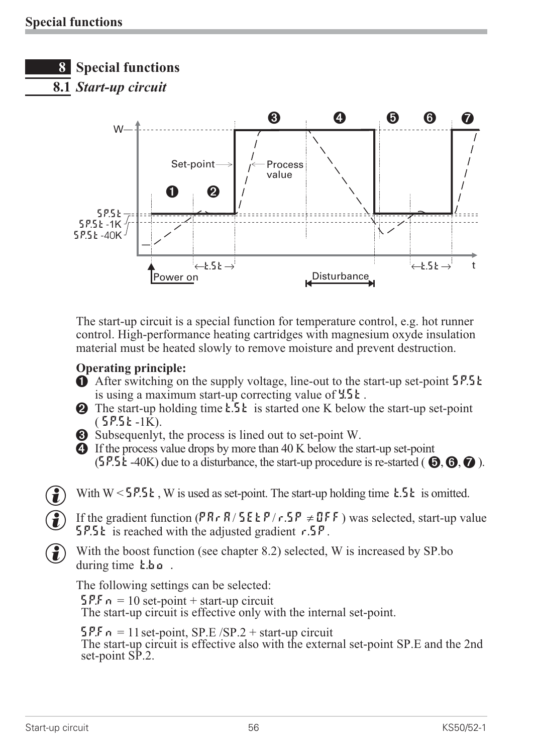# 8 Special functions

## 8.1 *Start-up circuit*

The start-up circuit is a special function for temperature control, e.g. hot runner control. High-performance heating cartridges with magnesium oxyde insulation material must be heated slowly to remove moisture and prevent destruction.

**Operating principle:**

❶ After switching on the supply voltage, line-out to the start-up set-point SP.St is using a maximum start-up correcting value of Y.St .

❷ The start-up holding time t.St is started one K below the start-up set-point ( SP.St -1K).

❸ Subsequenlyt, the process is lined out to set-point W.

❹ If the process value drops by more than 40 K below the start-up set-point (SP.St -40K) due to a disturbance, the start-up procedure is re-started ( ❺, ❻, ❼ ).

ⓘ With W < SP.St , W is used as set-point. The start-up holding time t.St is omitted.

ⓘ If the gradient function (PArA / SEtP / r.SP ≠ OFF ) was selected, start-up value SP.St is reached with the adjusted gradient r.SP .

ⓘ With the boost function (see chapter 8.2) selected, W is increased by SP.bo during time t.bo .

The following settings can be selected:

SP.Fn = 10 set-point + start-up circuit
The start-up circuit is effective only with the internal set-point.

SP.Fn = 11 set-point, SP.E /SP.2 + start-up circuit
The start-up circuit is effective also with the external set-point SP.E and the 2nd set-point SP.2.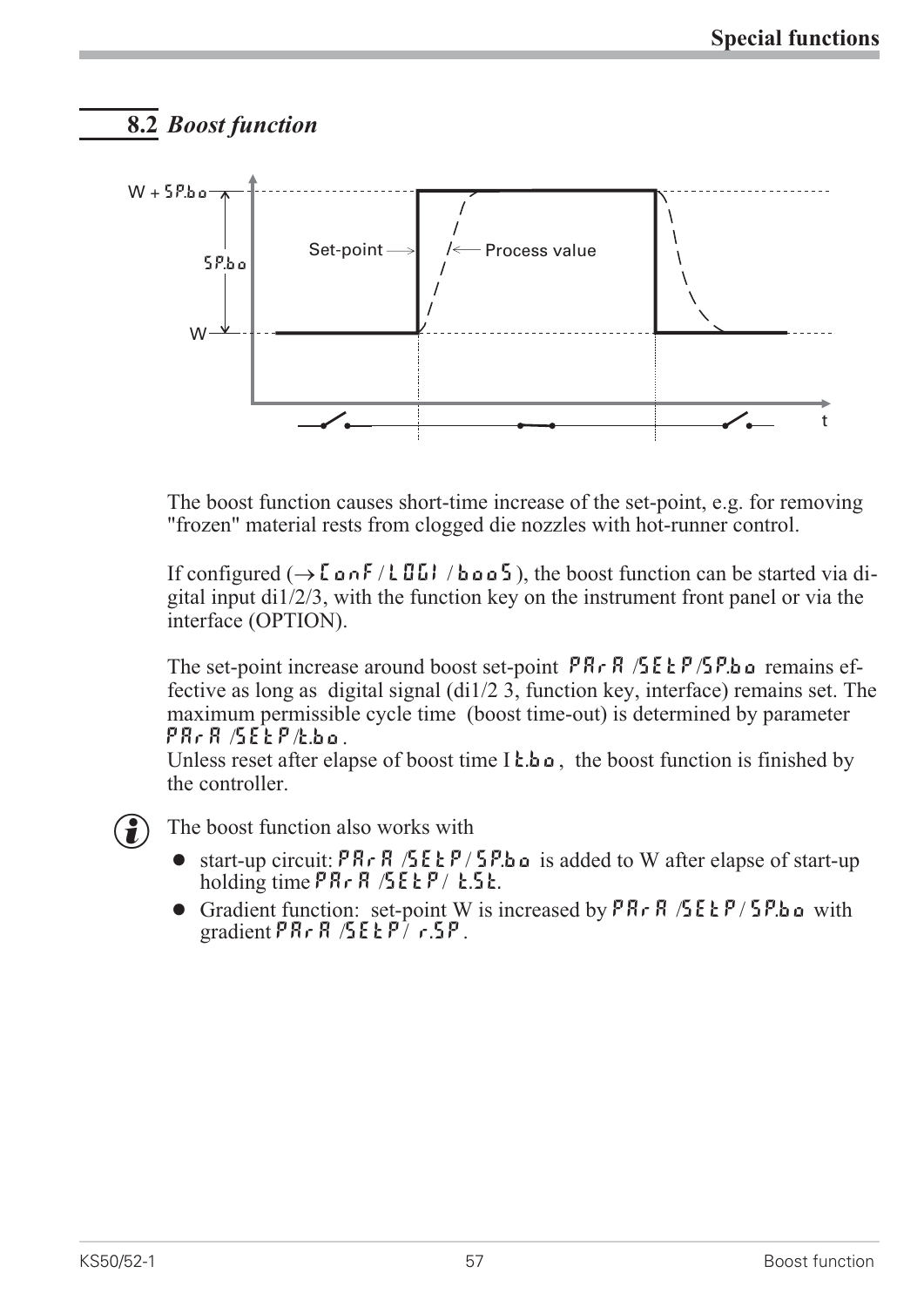## 8.2 *Boost function*

W + SP.bo

SP.bo

W

Set-point

Process value

t

The boost function causes short-time increase of the set-point, e.g. for removing "frozen" material rests from clogged die nozzles with hot-runner control.

If configured (→ ConF / LOGI / booS ), the boost function can be started via digital input di1/2/3, with the function key on the instrument front panel or via the interface (OPTION).

The set-point increase around boost set-point PArA /SEtP/SP.bo remains effective as long as digital signal (di1/2 3, function key, interface) remains set. The maximum permissible cycle time (boost time-out) is determined by parameter PArA /SEtP/t.bo .
Unless reset after elapse of boost time I t.bo , the boost function is finished by the controller.

The boost function also works with

- start-up circuit: PArA /SEtP / SP.bo is added to W after elapse of start-up holding time PArA /SEtP / t.St.
- Gradient function: set-point W is increased by PArA /SEtP / SP.bo with gradient PArA /SEtP / r.SP .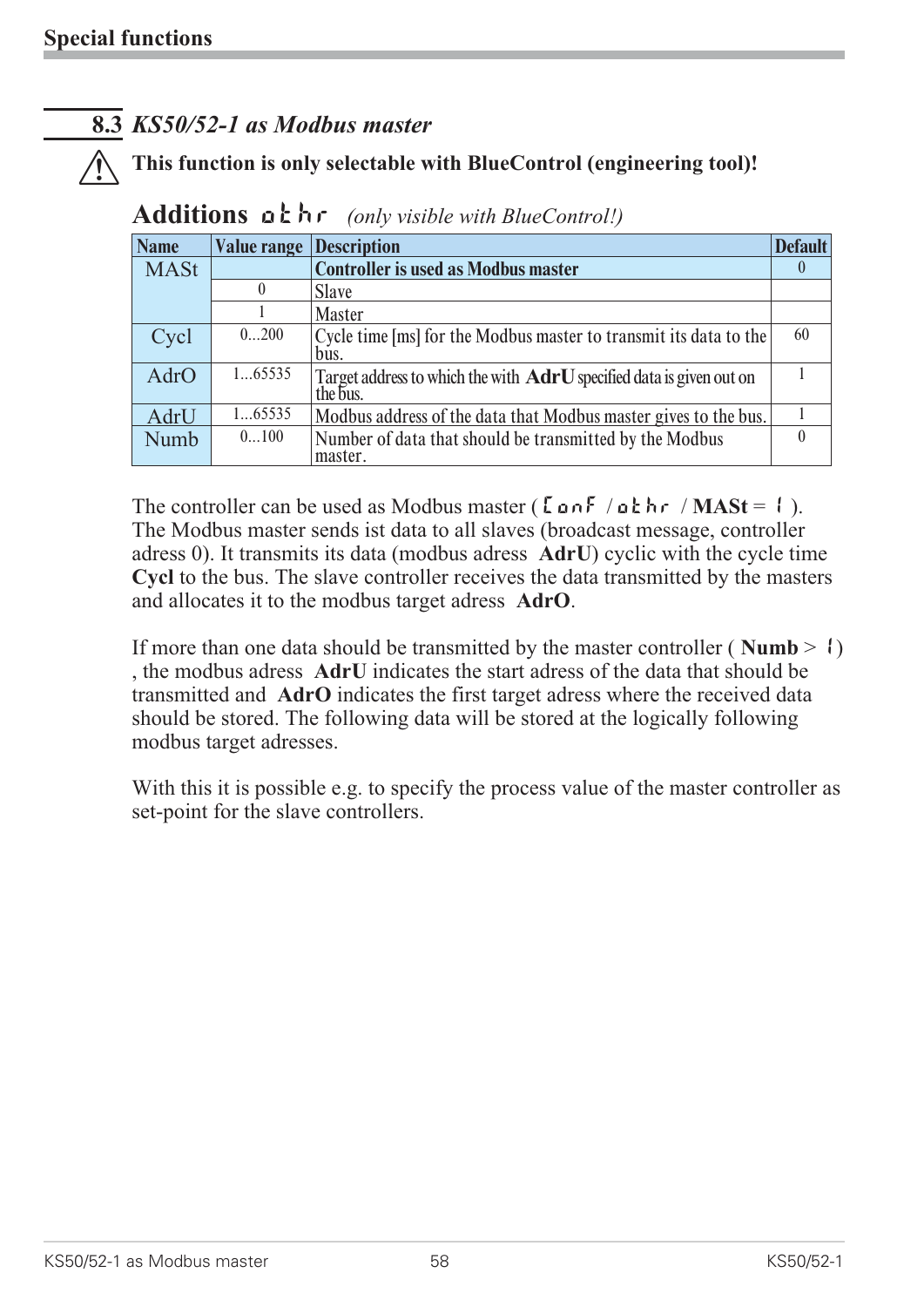## 8.3 *KS50/52-1 as Modbus master*

⚠ **This function is only selectable with BlueControl (engineering tool)!**

### Additions othr *(only visible with BlueControl!)*

| Name | Value range | Description | Default |
|---|---|---|---|
| MASt | | **Controller is used as Modbus master** | 0 |
| | 0 | Slave | |
| | 1 | Master | |
| Cycl | 0...200 | Cycle time [ms] for the Modbus master to transmit its data to the bus. | 60 |
| AdrO | 1...65535 | Target address to which the with **AdrU** specified data is given out on the bus. | 1 |
| AdrU | 1...65535 | Modbus address of the data that Modbus master gives to the bus. | 1 |
| Numb | 0...100 | Number of data that should be transmitted by the Modbus master. | 0 |

The controller can be used as Modbus master ( ConF / othr / **MASt** = 1 ). The Modbus master sends ist data to all slaves (broadcast message, controller adress 0). It transmits its data (modbus adress **AdrU**) cyclic with the cycle time **Cycl** to the bus. The slave controller receives the data transmitted by the masters and allocates it to the modbus target adress **AdrO**.

If more than one data should be transmitted by the master controller ( **Numb** > 1) , the modbus adress **AdrU** indicates the start adress of the data that should be transmitted and **AdrO** indicates the first target adress where the received data should be stored. The following data will be stored at the logically following modbus target adresses.

With this it is possible e.g. to specify the process value of the master controller as set-point for the slave controllers.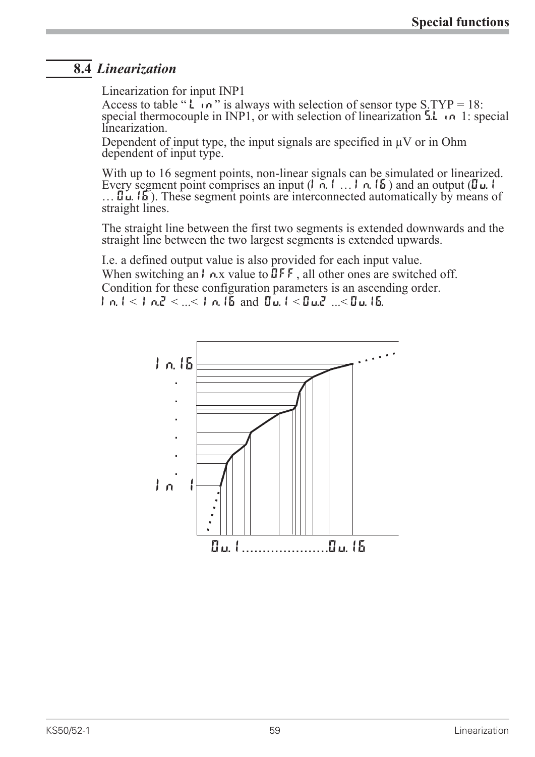## 8.4 *Linearization*

Linearization for input INP1

Access to table "L in" is always with selection of sensor type S.TYP = 18: special thermocouple in INP1, or with selection of linearization S.L in 1: special linearization.

Dependent of input type, the input signals are specified in µV or in Ohm dependent of input type.

With up to 16 segment points, non-linear signals can be simulated or linearized. Every segment point comprises an input (In.1 … In.16) and an output (Ou.1 … Ou.16). These segment points are interconnected automatically by means of straight lines.

The straight line between the first two segments is extended downwards and the straight line between the two largest segments is extended upwards.

I.e. a defined output value is also provided for each input value.

When switching an In.x value to OFF, all other ones are switched off.

Condition for these configuration parameters is an ascending order.

In.1 < In.2 < ...< In.16 and Ou.1 < Ou.2 ...< Ou.16.

In.16 . . . . . . In 1

Ou.1......................Ou.16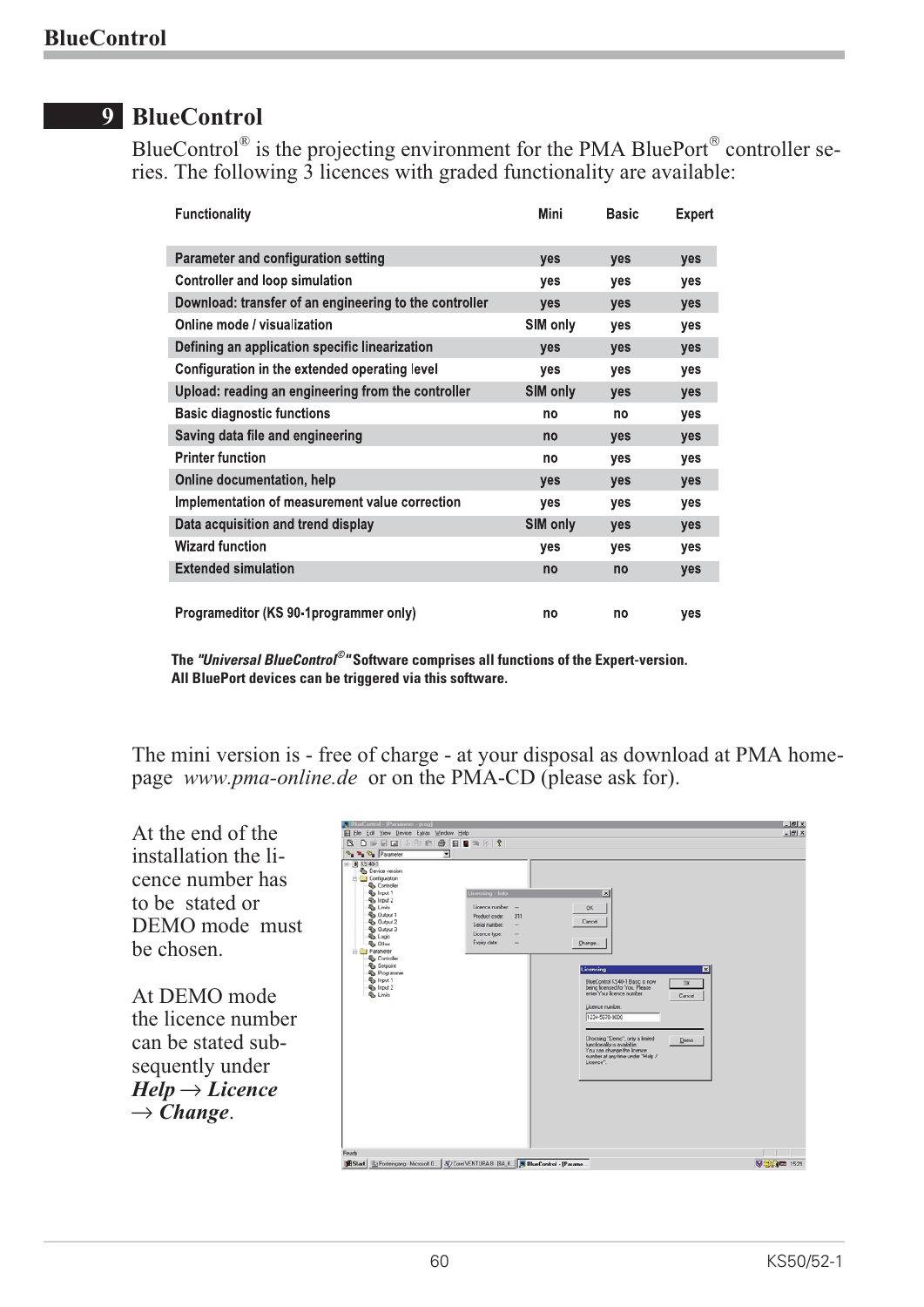# 9 BlueControl

BlueControl® is the projecting environment for the PMA BluePort® controller series. The following 3 licences with graded functionality are available:

| Functionality | Mini | Basic | Expert |
|---|---|---|---|
| Parameter and configuration setting | yes | yes | yes |
| Controller and loop simulation | yes | yes | yes |
| Download: transfer of an engineering to the controller | yes | yes | yes |
| Online mode / visualization | SIM only | yes | yes |
| Defining an application specific linearization | yes | yes | yes |
| Configuration in the extended operating level | yes | yes | yes |
| Upload: reading an engineering from the controller | SIM only | yes | yes |
| Basic diagnostic functions | no | no | yes |
| Saving data file and engineering | no | yes | yes |
| Printer function | no | yes | yes |
| Online documentation, help | yes | yes | yes |
| Implementation of measurement value correction | yes | yes | yes |
| Data acquisition and trend display | SIM only | yes | yes |
| Wizard function | yes | yes | yes |
| Extended simulation | no | no | yes |
| Programeditor (KS 90-1programmer only) | no | no | yes |

**The *"Universal BlueControl©"* Software comprises all functions of the Expert-version. All BluePort devices can be triggered via this software.**

The mini version is - free of charge - at your disposal as download at PMA homepage *www.pma-online.de* or on the PMA-CD (please ask for).

At the end of the installation the licence number has to be stated or DEMO mode must be chosen.

At DEMO mode the licence number can be stated subsequently under ***Help → Licence → Change***.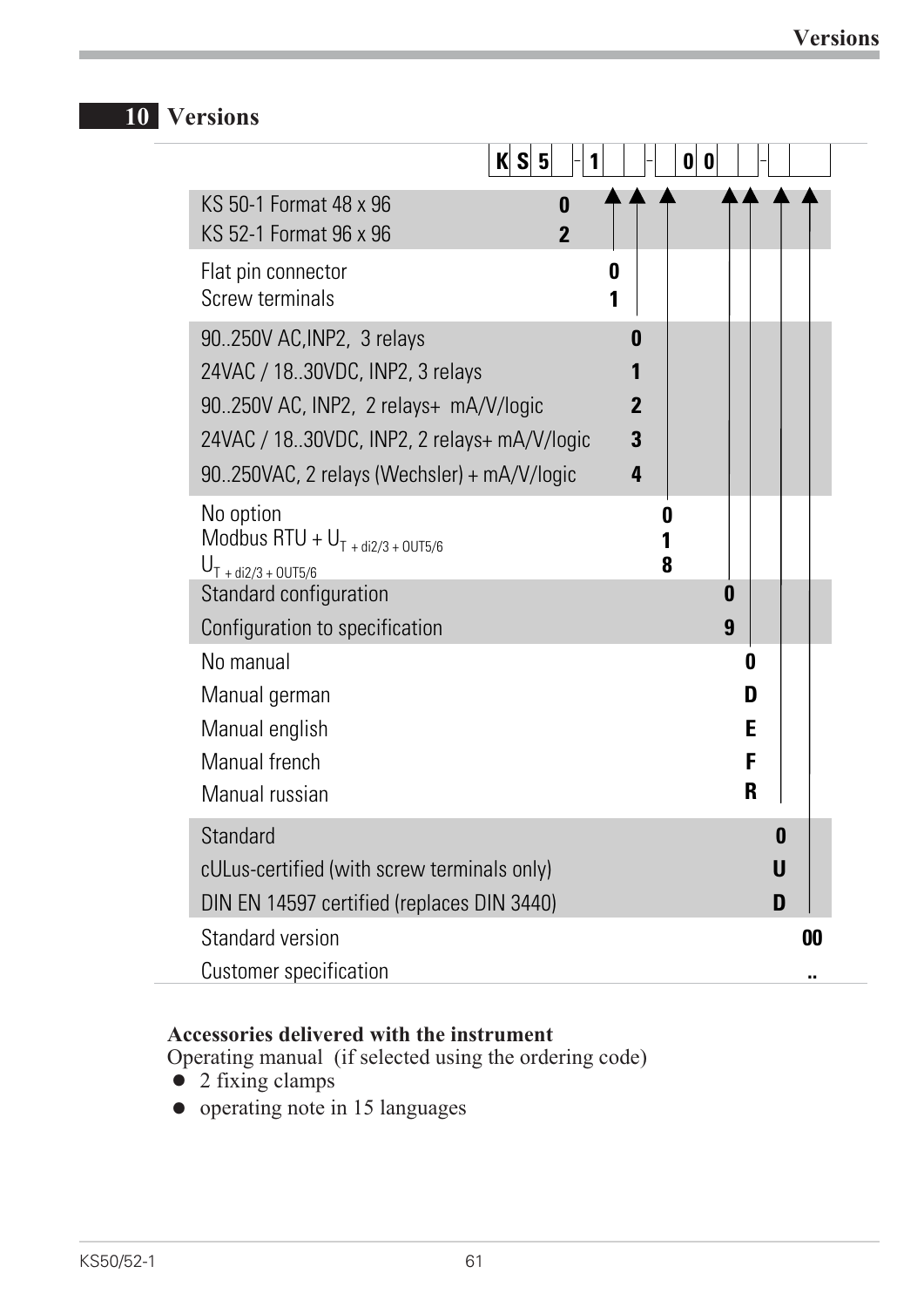# 10 Versions

K S 5 _ - 1 _ _ - _ 0 0 _ _ - _ _

| Option | Code |
|---|---|
| KS 50-1 Format 48 x 96 | 0 |
| KS 52-1 Format 96 x 96 | 2 |
| Flat pin connector | 0 |
| Screw terminals | 1 |
| 90..250V AC,INP2, 3 relays | 0 |
| 24VAC / 18..30VDC, INP2, 3 relays | 1 |
| 90..250V AC, INP2, 2 relays+ mA/V/logic | 2 |
| 24VAC / 18..30VDC, INP2, 2 relays+ mA/V/logic | 3 |
| 90..250VAC, 2 relays (Wechsler) + mA/V/logic | 4 |
| No option | 0 |
| Modbus RTU + $U_{T + di2/3 + OUT5/6}$ | 1 |
| $U_{T + di2/3 + OUT5/6}$ | 8 |
| Standard configuration | 0 |
| Configuration to specification | 9 |
| No manual | 0 |
| Manual german | D |
| Manual english | E |
| Manual french | F |
| Manual russian | R |
| Standard | 0 |
| cULus-certified (with screw terminals only) | U |
| DIN EN 14597 certified (replaces DIN 3440) | D |
| Standard version | 00 |
| Customer specification | .. |

**Accessories delivered with the instrument**

Operating manual (if selected using the ordering code)

- 2 fixing clamps
- operating note in 15 languages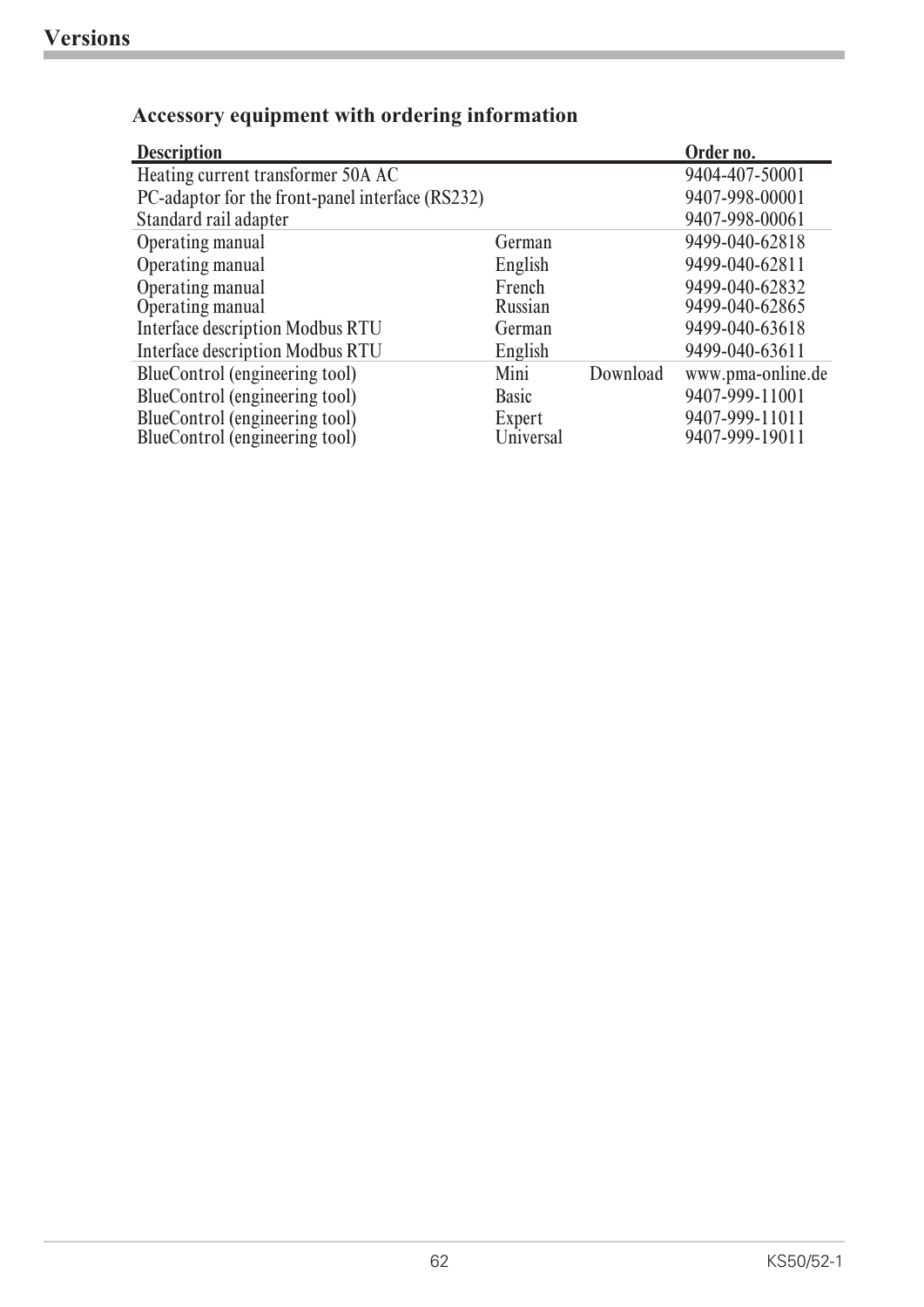## Versions

### Accessory equipment with ordering information

| Description | | | Order no. |
|---|---|---|---|
| Heating current transformer 50A AC | | | 9404-407-50001 |
| PC-adaptor for the front-panel interface (RS232) | | | 9407-998-00001 |
| Standard rail adapter | | | 9407-998-00061 |
| Operating manual | German | | 9499-040-62818 |
| Operating manual | English | | 9499-040-62811 |
| Operating manual | French | | 9499-040-62832 |
| Operating manual | Russian | | 9499-040-62865 |
| Interface description Modbus RTU | German | | 9499-040-63618 |
| Interface description Modbus RTU | English | | 9499-040-63611 |
| BlueControl (engineering tool) | Mini | Download | www.pma-online.de |
| BlueControl (engineering tool) | Basic | | 9407-999-11001 |
| BlueControl (engineering tool) | Expert | | 9407-999-11011 |
| BlueControl (engineering tool) | Universal | | 9407-999-19011 |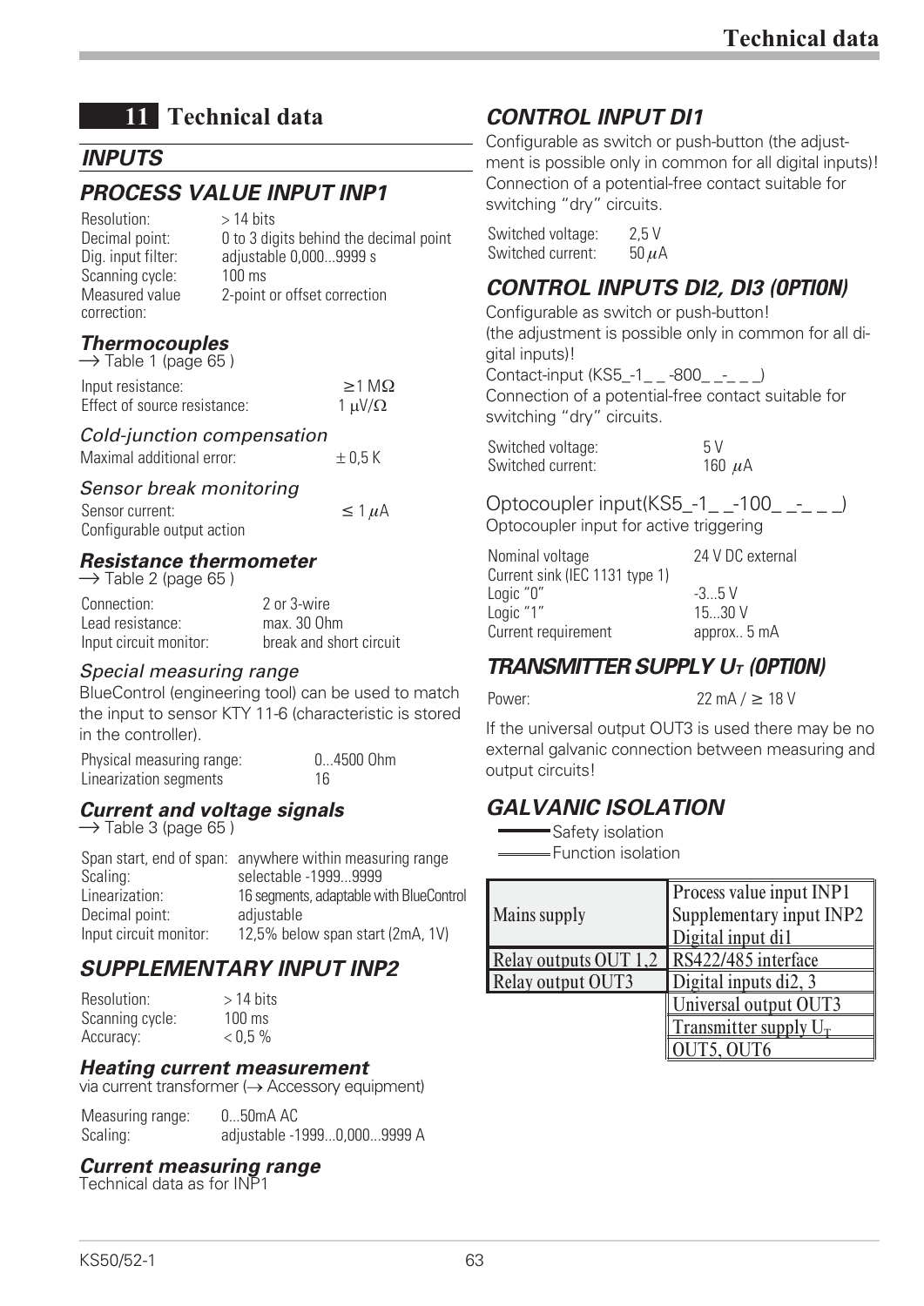# 11 Technical data

## INPUTS

### PROCESS VALUE INPUT INP1

| | |
|---|---|
| Resolution: | > 14 bits |
| Decimal point: | 0 to 3 digits behind the decimal point |
| Dig. input filter: | adjustable 0,000...9999 s |
| Scanning cycle: | 100 ms |
| Measured value correction: | 2-point or offset correction |

#### Thermocouples

→ Table 1 (page 65 )

| | |
|---|---|
| Input resistance: | ≥1 MΩ |
| Effect of source resistance: | 1 μV/Ω |

*Cold-junction compensation*

| | |
|---|---|
| Maximal additional error: | ± 0,5 K |

*Sensor break monitoring*

| | |
|---|---|
| Sensor current: | ≤ 1 μA |
| Configurable output action | |

#### Resistance thermometer

→ Table 2 (page 65 )

| | |
|---|---|
| Connection: | 2 or 3-wire |
| Lead resistance: | max. 30 Ohm |
| Input circuit monitor: | break and short circuit |

*Special measuring range*

BlueControl (engineering tool) can be used to match the input to sensor KTY 11-6 (characteristic is stored in the controller).

| | |
|---|---|
| Physical measuring range: | 0...4500 Ohm |
| Linearization segments | 16 |

#### Current and voltage signals

→ Table 3 (page 65 )

| | |
|---|---|
| Span start, end of span: | anywhere within measuring range |
| Scaling: | selectable -1999...9999 |
| Linearization: | 16 segments, adaptable with BlueControl |
| Decimal point: | adjustable |
| Input circuit monitor: | 12,5% below span start (2mA, 1V) |

### SUPPLEMENTARY INPUT INP2

| | |
|---|---|
| Resolution: | > 14 bits |
| Scanning cycle: | 100 ms |
| Accuracy: | < 0,5 % |

#### Heating current measurement

via current transformer (→ Accessory equipment)

| | |
|---|---|
| Measuring range: | 0...50mA AC |
| Scaling: | adjustable -1999...0,000...9999 A |

#### Current measuring range

Technical data as for INP1

### CONTROL INPUT DI1

Configurable as switch or push-button (the adjustment is possible only in common for all digital inputs)!
Connection of a potential-free contact suitable for switching "dry" circuits.

| | |
|---|---|
| Switched voltage: | 2,5 V |
| Switched current: | 50 μA |

### CONTROL INPUTS DI2, DI3 (OPTION)

Configurable as switch or push-button!
(the adjustment is possible only in common for all digital inputs)!
Contact-input (KS5_-1_ _ -800_ _-_ _ _)
Connection of a potential-free contact suitable for switching "dry" circuits.

| | |
|---|---|
| Switched voltage: | 5 V |
| Switched current: | 160 μA |

Optocoupler input(KS5_-1_ _-100_ _-_ _ _)
Optocoupler input for active triggering

| | |
|---|---|
| Nominal voltage | 24 V DC external |
| Current sink (IEC 1131 type 1) | |
| Logic "0" | -3...5 V |
| Logic "1" | 15...30 V |
| Current requirement | approx.. 5 mA |

### TRANSMITTER SUPPLY $U_T$ (OPTION)

| | |
|---|---|
| Power: | 22 mA / ≥ 18 V |

If the universal output OUT3 is used there may be no external galvanic connection between measuring and output circuits!

### GALVANIC ISOLATION

Safety isolation
Function isolation

| | |
|---|---|
| Mains supply | Process value input INP1<br>Supplementary input INP2<br>Digital input di1 |
| Relay outputs OUT 1,2 | RS422/485 interface |
| Relay output OUT3 | Digital inputs di2, 3 |
| | Universal output OUT3 |
| | Transmitter supply $U_T$ |
| | OUT5, OUT6 |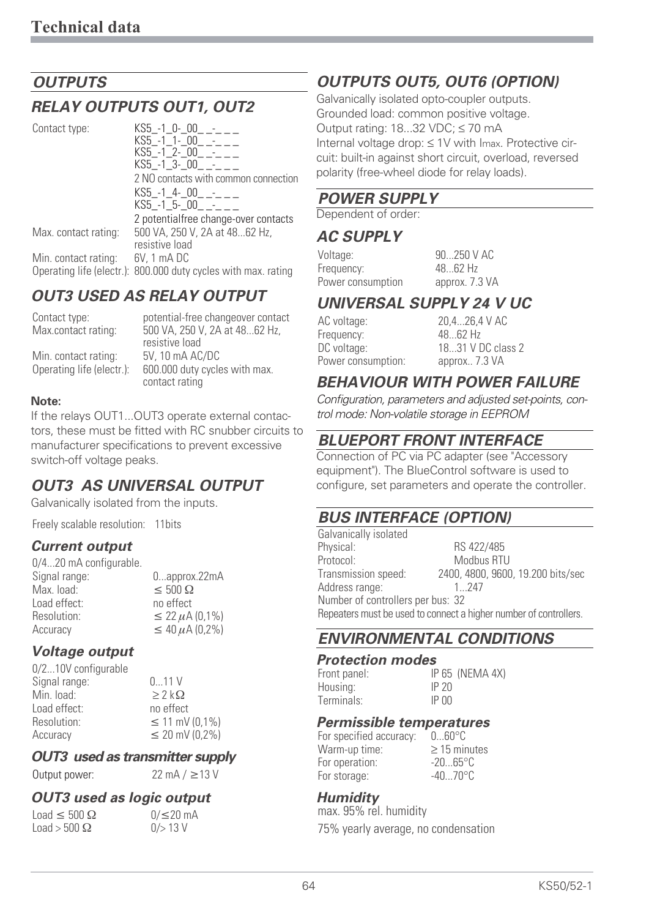# Technical data

## OUTPUTS

### RELAY OUTPUTS OUT1, OUT2

| | |
|---|---|
| Contact type: | KS5_-1_0-_00_ _-_ _ _<br>KS5_-1_1-_00_ _-_ _ _<br>KS5_-1_2-_00_ _-_ _ _<br>KS5_-1_3-_00_ _-_ _ _<br>2 NO contacts with common connection<br>KS5_-1_4-_00_ _-_ _ _<br>KS5_-1_5-_00_ _-_ _ _<br>2 potentialfree change-over contacts |
| Max. contact rating: | 500 VA, 250 V, 2A at 48...62 Hz, resistive load |
| Min. contact rating: | 6V, 1 mA DC |
| Operating life (electr.): | 800.000 duty cycles with max. rating |

### OUT3 USED AS RELAY OUTPUT

| | |
|---|---|
| Contact type: | potential-free changeover contact |
| Max.contact rating: | 500 VA, 250 V, 2A at 48...62 Hz, resistive load |
| Min. contact rating: | 5V, 10 mA AC/DC |
| Operating life (electr.): | 600.000 duty cycles with max. contact rating |

**Note:**

If the relays OUT1...OUT3 operate external contactors, these must be fitted with RC snubber circuits to manufacturer specifications to prevent excessive switch-off voltage peaks.

### OUT3 AS UNIVERSAL OUTPUT

Galvanically isolated from the inputs.

Freely scalable resolution: 11bits

#### Current output

0/4...20 mA configurable.

| | |
|---|---|
| Signal range: | 0...approx.22mA |
| Max. load: | ≤ 500 Ω |
| Load effect: | no effect |
| Resolution: | ≤ 22 μA (0,1%) |
| Accuracy | ≤ 40 μA (0,2%) |

#### Voltage output

0/2...10V configurable

| | |
|---|---|
| Signal range: | 0...11 V |
| Min. load: | ≥ 2 kΩ |
| Load effect: | no effect |
| Resolution: | ≤ 11 mV (0,1%) |
| Accuracy | ≤ 20 mV (0,2%) |

#### OUT3 used as transmitter supply

Output power: 22 mA / ≥13 V

#### OUT3 used as logic output

| | |
|---|---|
| Load ≤ 500 Ω | 0/≤20 mA |
| Load > 500 Ω | 0/> 13 V |

### OUTPUTS OUT5, OUT6 (OPTION)

Galvanically isolated opto-coupler outputs.
Grounded load: common positive voltage.
Output rating: 18...32 VDC; ≤ 70 mA
Internal voltage drop: ≤ 1V with $I_{max}$. Protective circuit: built-in against short circuit, overload, reversed polarity (free-wheel diode for relay loads).

## POWER SUPPLY

Dependent of order:

### AC SUPPLY

| | |
|---|---|
| Voltage: | 90...250 V AC |
| Frequency: | 48...62 Hz |
| Power consumption | approx. 7.3 VA |

### UNIVERSAL SUPPLY 24 V UC

| | |
|---|---|
| AC voltage: | 20,4...26,4 V AC |
| Frequency: | 48...62 Hz |
| DC voltage: | 18...31 V DC class 2 |
| Power consumption: | approx.. 7.3 VA |

### BEHAVIOUR WITH POWER FAILURE

*Configuration, parameters and adjusted set-points, control mode: Non-volatile storage in EEPROM*

## BLUEPORT FRONT INTERFACE

Connection of PC via PC adapter (see "Accessory equipment"). The BlueControl software is used to configure, set parameters and operate the controller.

## BUS INTERFACE (OPTION)

Galvanically isolated

| | |
|---|---|
| Physical: | RS 422/485 |
| Protocol: | Modbus RTU |
| Transmission speed: | 2400, 4800, 9600, 19.200 bits/sec |
| Address range: | 1...247 |

Number of controllers per bus: 32

Repeaters must be used to connect a higher number of controllers.

## ENVIRONMENTAL CONDITIONS

#### Protection modes

| | |
|---|---|
| Front panel: | IP 65 (NEMA 4X) |
| Housing: | IP 20 |
| Terminals: | IP 00 |

#### Permissible temperatures

| | |
|---|---|
| For specified accuracy: | 0...60°C |
| Warm-up time: | ≥ 15 minutes |
| For operation: | -20...65°C |
| For storage: | -40...70°C |

#### Humidity

max. 95% rel. humidity

75% yearly average, no condensation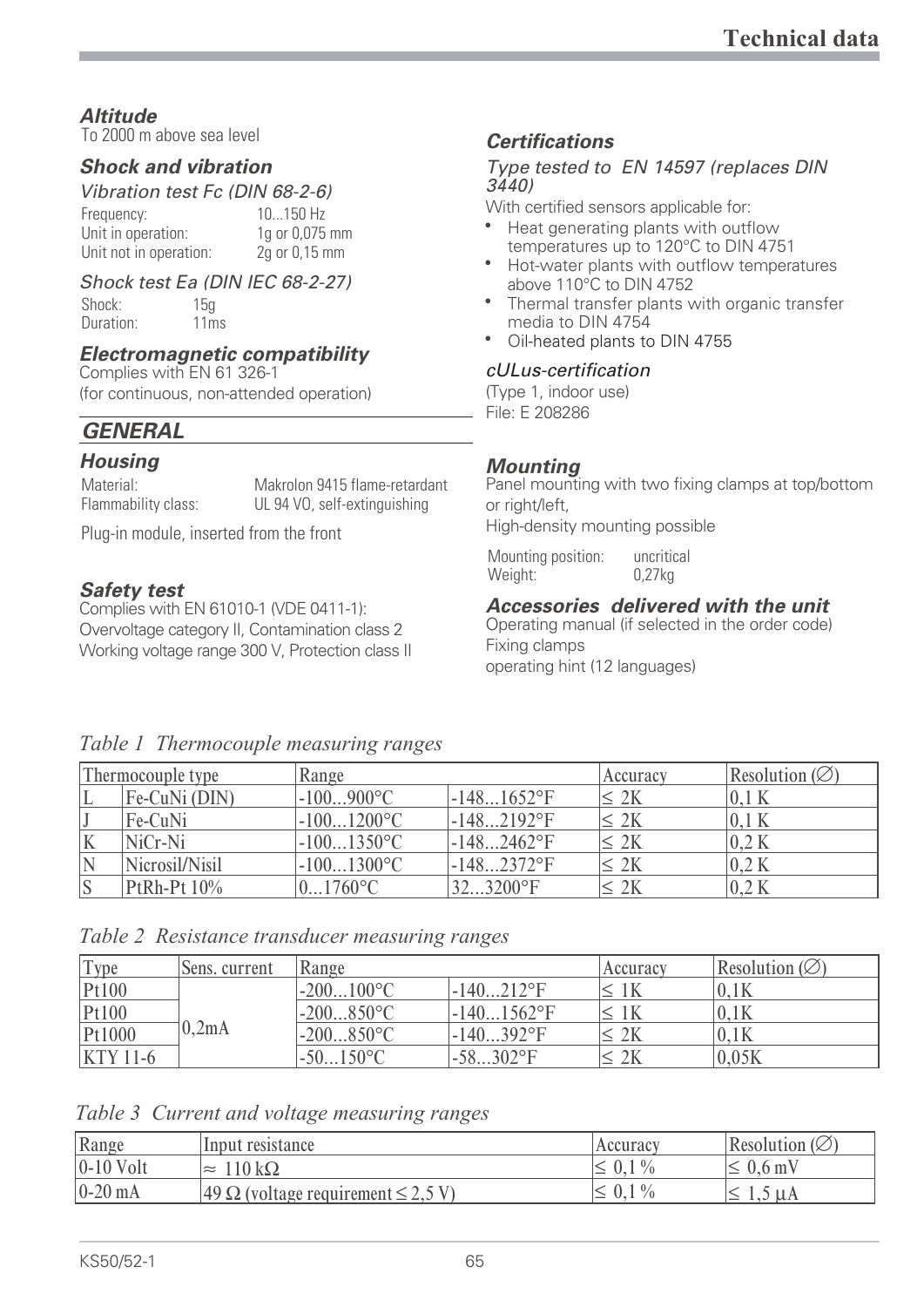### Altitude

To 2000 m above sea level

### Shock and vibration

*Vibration test Fc (DIN 68-2-6)*

| | |
|---|---|
| Frequency: | 10...150 Hz |
| Unit in operation: | 1g or 0,075 mm |
| Unit not in operation: | 2g or 0,15 mm |

*Shock test Ea (DIN IEC 68-2-27)*

| | |
|---|---|
| Shock: | 15g |
| Duration: | 11ms |

### Electromagnetic compatibility

Complies with EN 61 326-1
(for continuous, non-attended operation)

## GENERAL

### Housing

| | |
|---|---|
| Material: | Makrolon 9415 flame-retardant |
| Flammability class: | UL 94 VO, self-extinguishing |

Plug-in module, inserted from the front

### Safety test

Complies with EN 61010-1 (VDE 0411-1):
Overvoltage category II, Contamination class 2
Working voltage range 300 V, Protection class II

### Certifications

*Type tested to EN 14597 (replaces DIN 3440)*

With certified sensors applicable for:

- Heat generating plants with outflow temperatures up to 120°C to DIN 4751
- Hot-water plants with outflow temperatures above 110°C to DIN 4752
- Thermal transfer plants with organic transfer media to DIN 4754
- Oil-heated plants to DIN 4755

*cULus-certification*

(Type 1, indoor use)
File: E 208286

### Mounting

Panel mounting with two fixing clamps at top/bottom or right/left,
High-density mounting possible

| | |
|---|---|
| Mounting position: | uncritical |
| Weight: | 0,27kg |

### Accessories delivered with the unit

Operating manual (if selected in the order code)
Fixing clamps
operating hint (12 languages)

*Table 1 Thermocouple measuring ranges*

| Thermocouple type | | Range | | Accuracy | Resolution (∅) |
|---|---|---|---|---|---|
| L | Fe-CuNi (DIN) | -100...900°C | -148...1652°F | ≤ 2K | 0,1 K |
| J | Fe-CuNi | -100...1200°C | -148...2192°F | ≤ 2K | 0,1 K |
| K | NiCr-Ni | -100...1350°C | -148...2462°F | ≤ 2K | 0,2 K |
| N | Nicrosil/Nisil | -100...1300°C | -148...2372°F | ≤ 2K | 0,2 K |
| S | PtRh-Pt 10% | 0...1760°C | 32...3200°F | ≤ 2K | 0,2 K |

*Table 2 Resistance transducer measuring ranges*

| Type | Sens. current | Range | | Accuracy | Resolution (∅) |
|---|---|---|---|---|---|
| Pt100 | 0,2mA | -200...100°C | -140...212°F | ≤ 1K | 0,1K |
| Pt100 | | -200...850°C | -140...1562°F | ≤ 1K | 0,1K |
| Pt1000 | | -200...850°C | -140...392°F | ≤ 2K | 0,1K |
| KTY 11-6 | | -50...150°C | -58...302°F | ≤ 2K | 0,05K |

*Table 3 Current and voltage measuring ranges*

| Range | Input resistance | Accuracy | Resolution (∅) |
|---|---|---|---|
| 0-10 Volt | ≈ 110 kΩ | ≤ 0,1 % | ≤ 0,6 mV |
| 0-20 mA | 49 Ω (voltage requirement ≤ 2,5 V) | ≤ 0,1 % | ≤ 1,5 µA |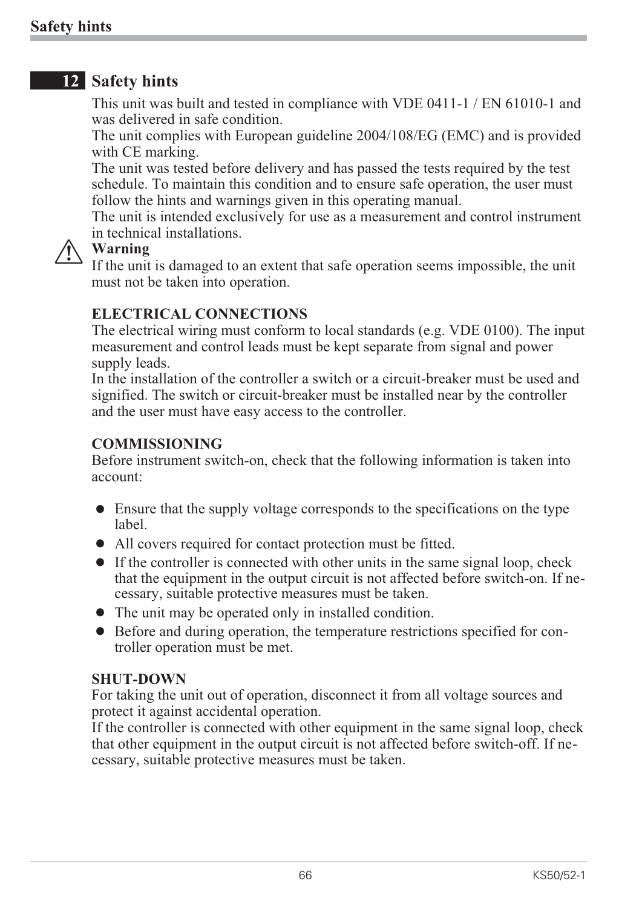## 12 Safety hints

This unit was built and tested in compliance with VDE 0411-1 / EN 61010-1 and was delivered in safe condition.
The unit complies with European guideline 2004/108/EG (EMC) and is provided with CE marking.
The unit was tested before delivery and has passed the tests required by the test schedule. To maintain this condition and to ensure safe operation, the user must follow the hints and warnings given in this operating manual.
The unit is intended exclusively for use as a measurement and control instrument in technical installations.

**Warning**
If the unit is damaged to an extent that safe operation seems impossible, the unit must not be taken into operation.

**ELECTRICAL CONNECTIONS**
The electrical wiring must conform to local standards (e.g. VDE 0100). The input measurement and control leads must be kept separate from signal and power supply leads.
In the installation of the controller a switch or a circuit-breaker must be used and signified. The switch or circuit-breaker must be installed near by the controller and the user must have easy access to the controller.

**COMMISSIONING**
Before instrument switch-on, check that the following information is taken into account:

- Ensure that the supply voltage corresponds to the specifications on the type label.
- All covers required for contact protection must be fitted.
- If the controller is connected with other units in the same signal loop, check that the equipment in the output circuit is not affected before switch-on. If necessary, suitable protective measures must be taken.
- The unit may be operated only in installed condition.
- Before and during operation, the temperature restrictions specified for controller operation must be met.

**SHUT-DOWN**
For taking the unit out of operation, disconnect it from all voltage sources and protect it against accidental operation.
If the controller is connected with other equipment in the same signal loop, check that other equipment in the output circuit is not affected before switch-off. If necessary, suitable protective measures must be taken.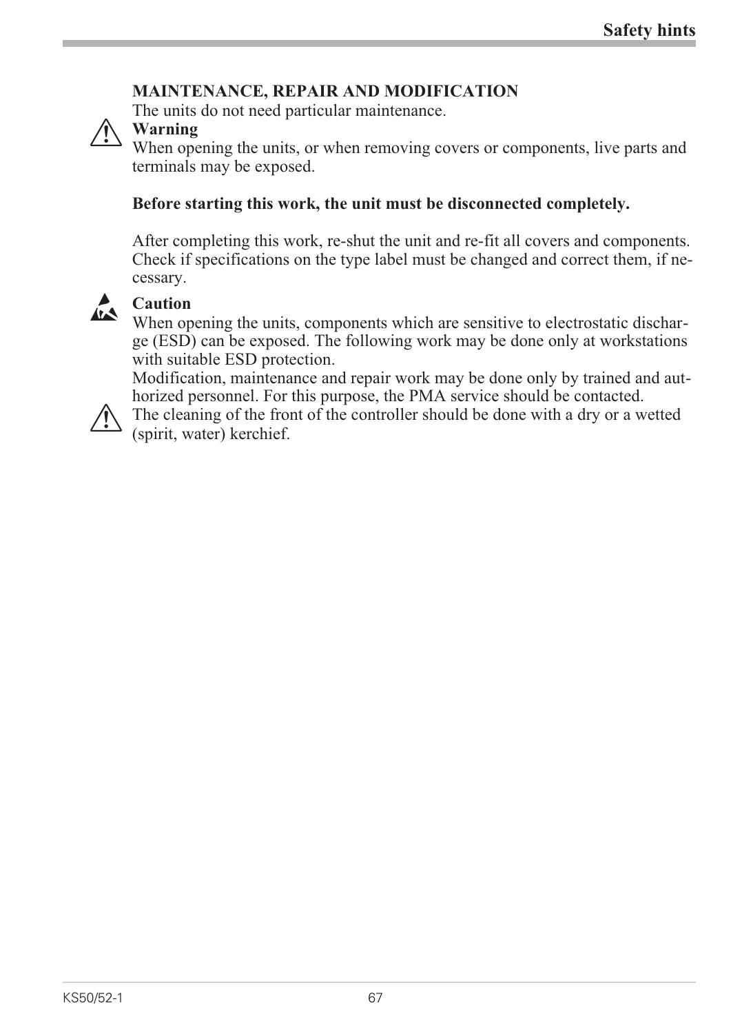**MAINTENANCE, REPAIR AND MODIFICATION**

The units do not need particular maintenance.

**Warning**

When opening the units, or when removing covers or components, live parts and terminals may be exposed.

**Before starting this work, the unit must be disconnected completely.**

After completing this work, re-shut the unit and re-fit all covers and components. Check if specifications on the type label must be changed and correct them, if necessary.

**Caution**

When opening the units, components which are sensitive to electrostatic discharge (ESD) can be exposed. The following work may be done only at workstations with suitable ESD protection.

Modification, maintenance and repair work may be done only by trained and authorized personnel. For this purpose, the PMA service should be contacted.

The cleaning of the front of the controller should be done with a dry or a wetted (spirit, water) kerchief.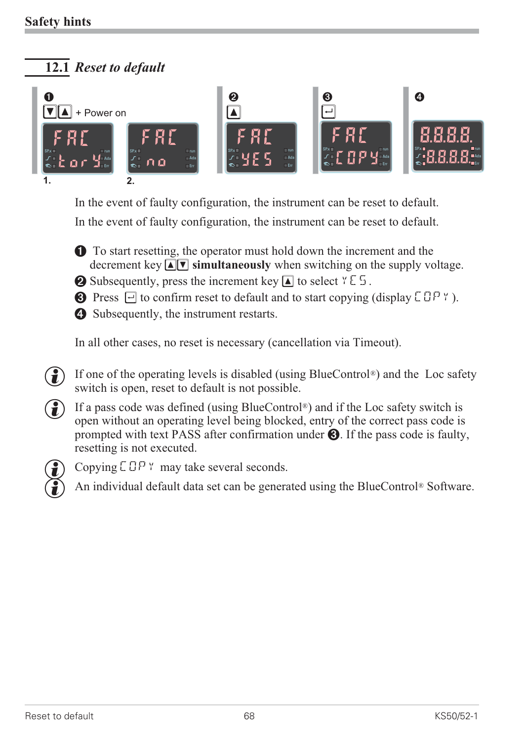## 12.1 *Reset to default*

❶ ▼▲ + Power on

1. FAC / tory
2. FAC / no

❷ ▲

FAC / YES

❸ ↵

FAC / COPY

❹

8.8.8.8. / 8.8.8.8.

In the event of faulty configuration, the instrument can be reset to default.

In the event of faulty configuration, the instrument can be reset to default.

❶ To start resetting, the operator must hold down the increment and the decrement key ▲▼ **simultaneously** when switching on the supply voltage.

❷ Subsequently, press the increment key ▲ to select YES.

❸ Press ↵ to confirm reset to default and to start copying (display COPY).

❹ Subsequently, the instrument restarts.

In all other cases, no reset is necessary (cancellation via Timeout).

ⓘ If one of the operating levels is disabled (using BlueControl®) and the Loc safety switch is open, reset to default is not possible.

ⓘ If a pass code was defined (using BlueControl®) and if the Loc safety switch is open without an operating level being blocked, entry of the correct pass code is prompted with text PASS after confirmation under ❸. If the pass code is faulty, resetting is not executed.

ⓘ Copying COPY may take several seconds.

ⓘ An individual default data set can be generated using the BlueControl® Software.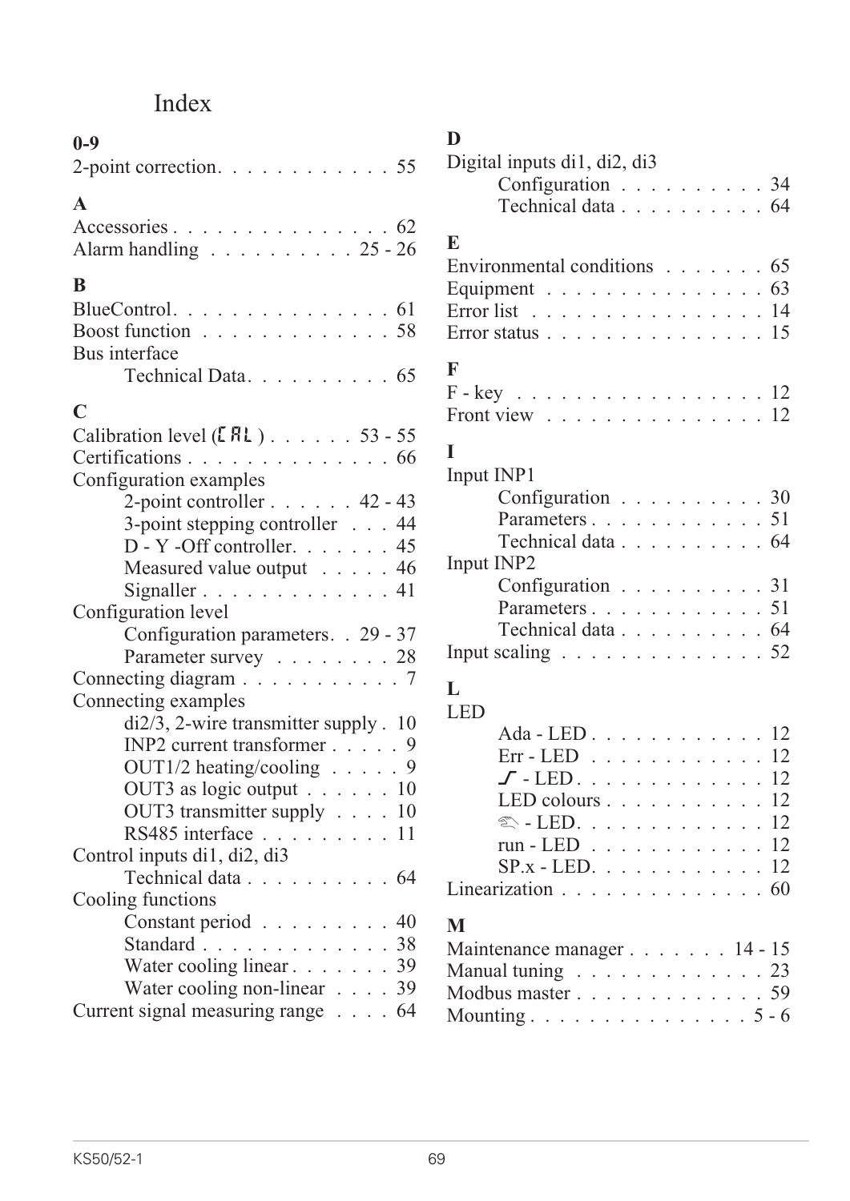# Index

**0-9**

2-point correction. . . . . . . . . . . . 55

**A**

Accessories . . . . . . . . . . . . . . . 62
Alarm handling . . . . . . . . . . 25 - 26

**B**

BlueControl. . . . . . . . . . . . . . . 61
Boost function . . . . . . . . . . . . . 58
Bus interface
- Technical Data. . . . . . . . . . 65

**C**

Calibration level (CAL) . . . . . . 53 - 55
Certifications . . . . . . . . . . . . . . 66
Configuration examples
- 2-point controller . . . . . . 42 - 43
- 3-point stepping controller . . . 44
- D - Y -Off controller. . . . . . . 45
- Measured value output . . . . . 46
- Signaller . . . . . . . . . . . . . 41

Configuration level
- Configuration parameters. . 29 - 37
- Parameter survey . . . . . . . . 28

Connecting diagram . . . . . . . . . . . 7
Connecting examples
- di2/3, 2-wire transmitter supply . 10
- INP2 current transformer . . . . . 9
- OUT1/2 heating/cooling . . . . . 9
- OUT3 as logic output . . . . . . 10
- OUT3 transmitter supply . . . . 10
- RS485 interface . . . . . . . . . 11

Control inputs di1, di2, di3
- Technical data . . . . . . . . . . 64

Cooling functions
- Constant period . . . . . . . . . 40
- Standard . . . . . . . . . . . . . 38
- Water cooling linear . . . . . . . 39
- Water cooling non-linear . . . . 39

Current signal measuring range . . . . 64

**D**

Digital inputs di1, di2, di3
- Configuration . . . . . . . . . . 34
- Technical data . . . . . . . . . . 64

**E**

Environmental conditions . . . . . . . 65
Equipment . . . . . . . . . . . . . . . 63
Error list . . . . . . . . . . . . . . . . 14
Error status . . . . . . . . . . . . . . . 15

**F**

F - key . . . . . . . . . . . . . . . . . 12
Front view . . . . . . . . . . . . . . . 12

**I**

Input INP1
- Configuration . . . . . . . . . . 30
- Parameters . . . . . . . . . . . . 51
- Technical data . . . . . . . . . . 64

Input INP2
- Configuration . . . . . . . . . . 31
- Parameters . . . . . . . . . . . . 51
- Technical data . . . . . . . . . . 64

Input scaling . . . . . . . . . . . . . . 52

**L**

LED
- Ada - LED . . . . . . . . . . . . 12
- Err - LED . . . . . . . . . . . . 12
- ⨍ - LED. . . . . . . . . . . . . . 12
- LED colours . . . . . . . . . . . 12
- ☝ - LED. . . . . . . . . . . . . . 12
- run - LED . . . . . . . . . . . . 12
- SP.x - LED. . . . . . . . . . . . 12

Linearization . . . . . . . . . . . . . . 60

**M**

Maintenance manager . . . . . . . 14 - 15
Manual tuning . . . . . . . . . . . . . 23
Modbus master . . . . . . . . . . . . . 59
Mounting . . . . . . . . . . . . . . . 5 - 6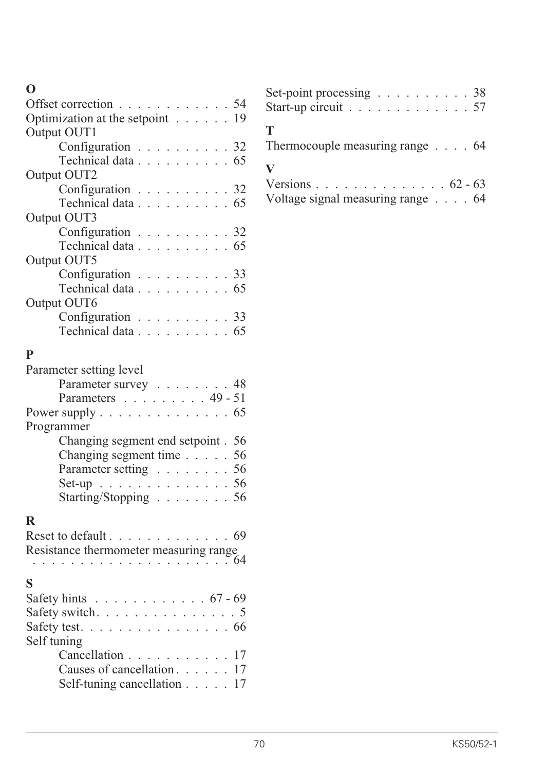**O**

Offset correction . . . . . . . . . . . . . 54
Optimization at the setpoint . . . . . . 19
Output OUT1
 Configuration . . . . . . . . . . 32
 Technical data . . . . . . . . . . 65
Output OUT2
 Configuration . . . . . . . . . . 32
 Technical data . . . . . . . . . . 65
Output OUT3
 Configuration . . . . . . . . . . 32
 Technical data . . . . . . . . . . 65
Output OUT5
 Configuration . . . . . . . . . . 33
 Technical data . . . . . . . . . . 65
Output OUT6
 Configuration . . . . . . . . . . 33
 Technical data . . . . . . . . . . 65

**P**

Parameter setting level
 Parameter survey . . . . . . . . 48
 Parameters . . . . . . . . . 49 - 51
Power supply . . . . . . . . . . . . . . 65
Programmer
 Changing segment end setpoint . 56
 Changing segment time . . . . . 56
 Parameter setting . . . . . . . . 56
 Set-up . . . . . . . . . . . . . . 56
 Starting/Stopping . . . . . . . . 56

**R**

Reset to default . . . . . . . . . . . . . 69
Resistance thermometer measuring range . . . . . . . . . . . . . . . . . . . . . 64

**S**

Safety hints . . . . . . . . . . . . 67 - 69
Safety switch . . . . . . . . . . . . . . . 5
Safety test . . . . . . . . . . . . . . . . 66
Self tuning
 Cancellation . . . . . . . . . . . 17
 Causes of cancellation . . . . . . 17
 Self-tuning cancellation . . . . . 17
Set-point processing . . . . . . . . . . 38
Start-up circuit . . . . . . . . . . . . . 57

**T**

Thermocouple measuring range . . . . 64

**V**

Versions . . . . . . . . . . . . . . 62 - 63
Voltage signal measuring range . . . . 64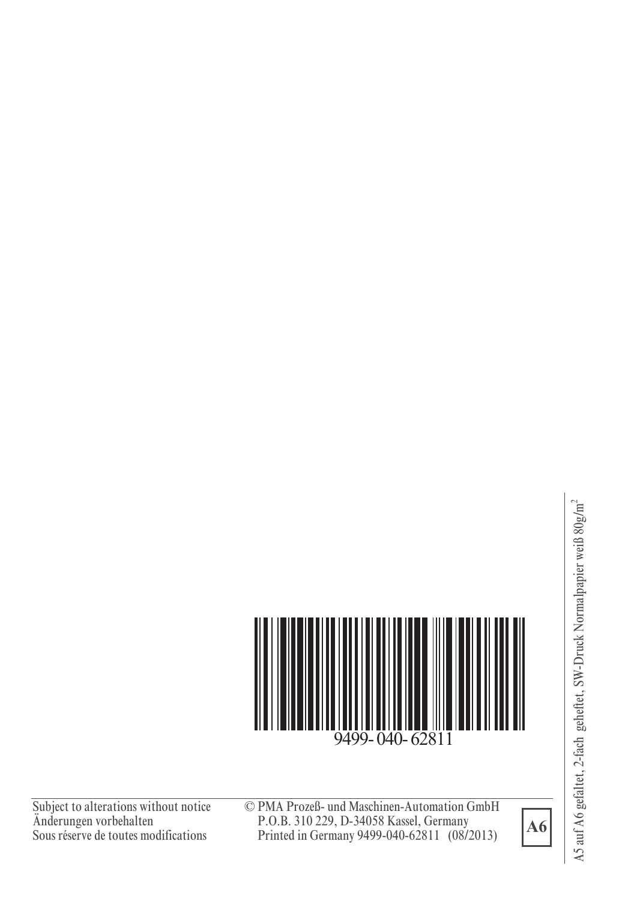9499- 040- 62811

Subject to alterations without notice
Änderungen vorbehalten
Sous réserve de toutes modifications

© PMA Prozeß- und Maschinen-Automation GmbH
P.O.B. 310 229, D-34058 Kassel, Germany
Printed in Germany 9499-040-62811 (08/2013)

**A6**

A5 auf A6 gefaltet, 2-fach geheftet, SW-Druck Normalpapier weiß 80g/m²